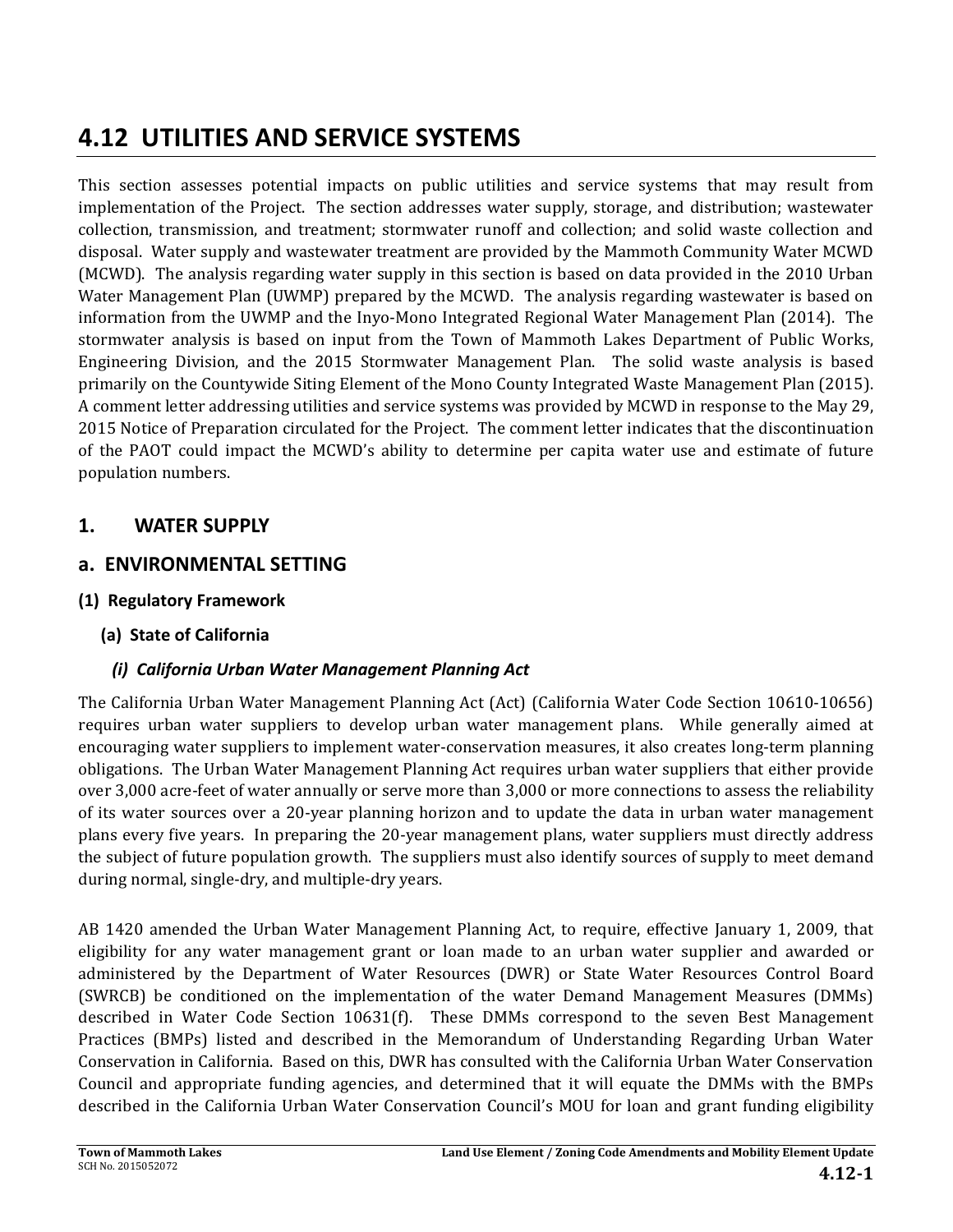# 4.12 UTILITIES AND SERVICE SYSTEMS

This section assesses potential impacts on public utilities and service systems that may result from implementation of the Project. The section addresses water supply, storage, and distribution; wastewater collection, transmission, and treatment; stormwater runoff and collection; and solid waste collection and disposal. Water supply and wastewater treatment are provided by the Mammoth Community Water MCWD (MCWD). The analysis regarding water supply in this section is based on data provided in the 2010 Urban Water Management Plan (UWMP) prepared by the MCWD. The analysis regarding wastewater is based on information from the UWMP and the Inyo-Mono Integrated Regional Water Management Plan (2014). The stormwater analysis is based on input from the Town of Mammoth Lakes Department of Public Works, Engineering Division, and the 2015 Stormwater Management Plan. The solid waste analysis is based primarily on the Countywide Siting Element of the Mono County Integrated Waste Management Plan (2015). A comment letter addressing utilities and service systems was provided by MCWD in response to the May 29, 2015 Notice of Preparation circulated for the Project. The comment letter indicates that the discontinuation of the PAOT could impact the MCWD's ability to determine per capita water use and estimate of future population numbers.

## 1. WATER SUPPLY

## a. ENVIRONMENTAL SETTING

### (1) Regulatory Framework

#### (a) State of California

##### *(i) California Urban Water Management Planning Act*

The California Urban Water Management Planning Act (Act) (California Water Code Section 10610-10656) requires urban water suppliers to develop urban water management plans. While generally aimed at encouraging water suppliers to implement water-conservation measures, it also creates long-term planning obligations. The Urban Water Management Planning Act requires urban water suppliers that either provide over 3,000 acre-feet of water annually or serve more than 3,000 or more connections to assess the reliability of its water sources over a 20-year planning horizon and to update the data in urban water management plans every five years. In preparing the 20-year management plans, water suppliers must directly address the subject of future population growth. The suppliers must also identify sources of supply to meet demand during normal, single-dry, and multiple-dry years.

AB 1420 amended the Urban Water Management Planning Act, to require, effective January 1, 2009, that eligibility for any water management grant or loan made to an urban water supplier and awarded or administered by the Department of Water Resources (DWR) or State Water Resources Control Board (SWRCB) be conditioned on the implementation of the water Demand Management Measures (DMMs) described in Water Code Section 10631(f). These DMMs correspond to the seven Best Management Practices (BMPs) listed and described in the Memorandum of Understanding Regarding Urban Water Conservation in California. Based on this, DWR has consulted with the California Urban Water Conservation Council and appropriate funding agencies, and determined that it will equate the DMMs with the BMPs described in the California Urban Water Conservation Council's MOU for loan and grant funding eligibility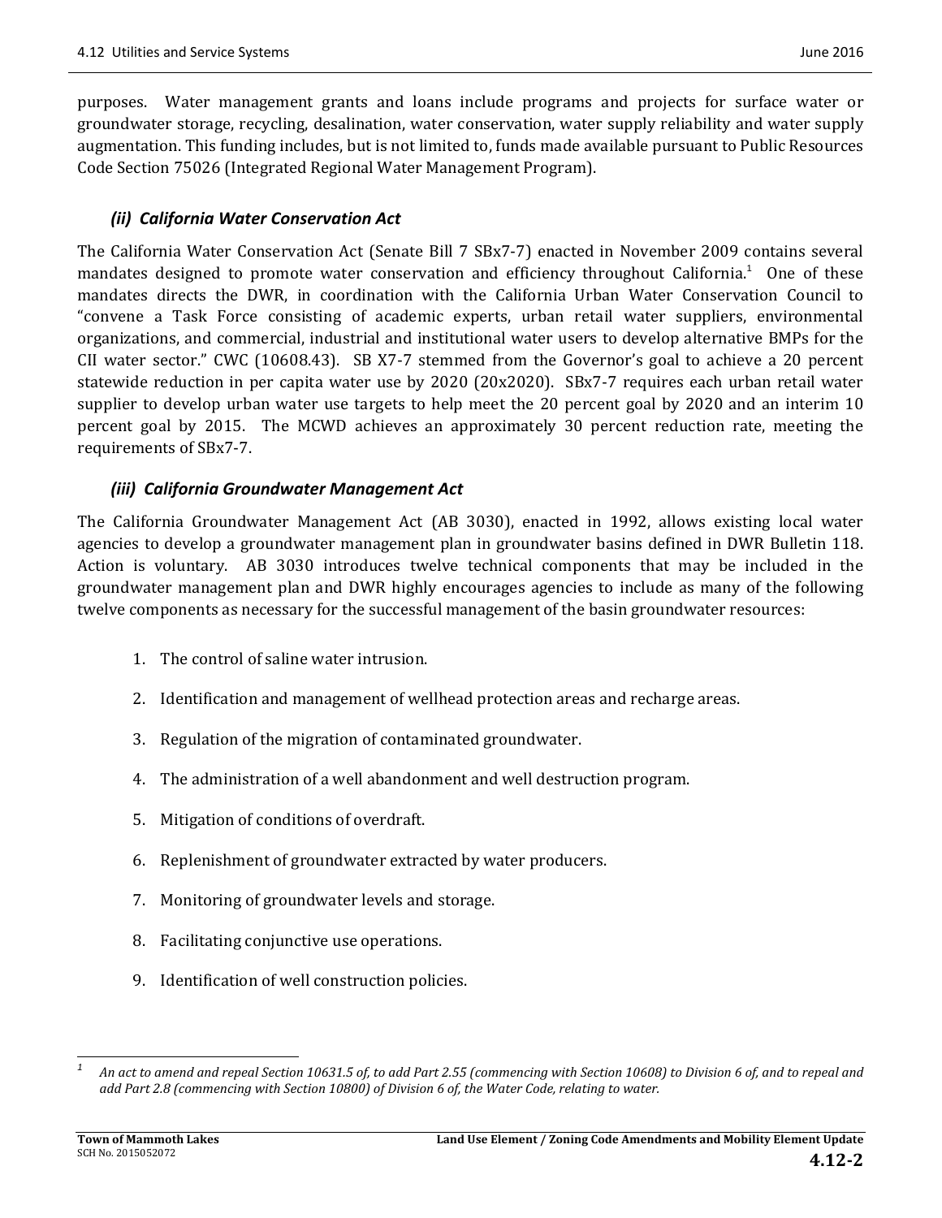purposes. Water management grants and loans include programs and projects for surface water or groundwater storage, recycling, desalination, water conservation, water supply reliability and water supply augmentation. This funding includes, but is not limited to, funds made available pursuant to Public Resources Code Section 75026 (Integrated Regional Water Management Program).

#### *(ii) California Water Conservation Act*

The California Water Conservation Act (Senate Bill 7 SBx7-7) enacted in November 2009 contains several mandates designed to promote water conservation and efficiency throughout California.[1] One of these mandates directs the DWR, in coordination with the California Urban Water Conservation Council to "convene a Task Force consisting of academic experts, urban retail water suppliers, environmental organizations, and commercial, industrial and institutional water users to develop alternative BMPs for the CII water sector." CWC (10608.43). SB X7-7 stemmed from the Governor's goal to achieve a 20 percent statewide reduction in per capita water use by 2020 (20x2020). SBx7-7 requires each urban retail water supplier to develop urban water use targets to help meet the 20 percent goal by 2020 and an interim 10 percent goal by 2015. The MCWD achieves an approximately 30 percent reduction rate, meeting the requirements of SBx7-7.

#### *(iii) California Groundwater Management Act*

The California Groundwater Management Act (AB 3030), enacted in 1992, allows existing local water agencies to develop a groundwater management plan in groundwater basins defined in DWR Bulletin 118. Action is voluntary. AB 3030 introduces twelve technical components that may be included in the groundwater management plan and DWR highly encourages agencies to include as many of the following twelve components as necessary for the successful management of the basin groundwater resources:

1. The control of saline water intrusion.
2. Identification and management of wellhead protection areas and recharge areas.
3. Regulation of the migration of contaminated groundwater.
4. The administration of a well abandonment and well destruction program.
5. Mitigation of conditions of overdraft.
6. Replenishment of groundwater extracted by water producers.
7. Monitoring of groundwater levels and storage.
8. Facilitating conjunctive use operations.
9. Identification of well construction policies.

---

[1] *An act to amend and repeal Section 10631.5 of, to add Part 2.55 (commencing with Section 10608) to Division 6 of, and to repeal and add Part 2.8 (commencing with Section 10800) of Division 6 of, the Water Code, relating to water.*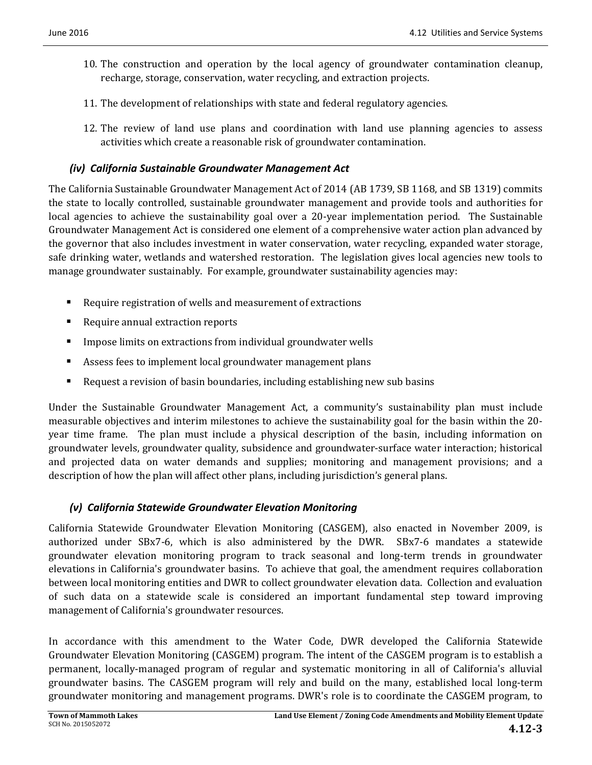10. The construction and operation by the local agency of groundwater contamination cleanup, recharge, storage, conservation, water recycling, and extraction projects.

11. The development of relationships with state and federal regulatory agencies.

12. The review of land use plans and coordination with land use planning agencies to assess activities which create a reasonable risk of groundwater contamination.

### *(iv) California Sustainable Groundwater Management Act*

The California Sustainable Groundwater Management Act of 2014 (AB 1739, SB 1168, and SB 1319) commits the state to locally controlled, sustainable groundwater management and provide tools and authorities for local agencies to achieve the sustainability goal over a 20-year implementation period. The Sustainable Groundwater Management Act is considered one element of a comprehensive water action plan advanced by the governor that also includes investment in water conservation, water recycling, expanded water storage, safe drinking water, wetlands and watershed restoration. The legislation gives local agencies new tools to manage groundwater sustainably. For example, groundwater sustainability agencies may:

- Require registration of wells and measurement of extractions
- Require annual extraction reports
- Impose limits on extractions from individual groundwater wells
- Assess fees to implement local groundwater management plans
- Request a revision of basin boundaries, including establishing new sub basins

Under the Sustainable Groundwater Management Act, a community's sustainability plan must include measurable objectives and interim milestones to achieve the sustainability goal for the basin within the 20-year time frame. The plan must include a physical description of the basin, including information on groundwater levels, groundwater quality, subsidence and groundwater-surface water interaction; historical and projected data on water demands and supplies; monitoring and management provisions; and a description of how the plan will affect other plans, including jurisdiction's general plans.

### *(v) California Statewide Groundwater Elevation Monitoring*

California Statewide Groundwater Elevation Monitoring (CASGEM), also enacted in November 2009, is authorized under SBx7-6, which is also administered by the DWR. SBx7-6 mandates a statewide groundwater elevation monitoring program to track seasonal and long-term trends in groundwater elevations in California's groundwater basins. To achieve that goal, the amendment requires collaboration between local monitoring entities and DWR to collect groundwater elevation data. Collection and evaluation of such data on a statewide scale is considered an important fundamental step toward improving management of California's groundwater resources.

In accordance with this amendment to the Water Code, DWR developed the California Statewide Groundwater Elevation Monitoring (CASGEM) program. The intent of the CASGEM program is to establish a permanent, locally-managed program of regular and systematic monitoring in all of California's alluvial groundwater basins. The CASGEM program will rely and build on the many, established local long-term groundwater monitoring and management programs. DWR's role is to coordinate the CASGEM program, to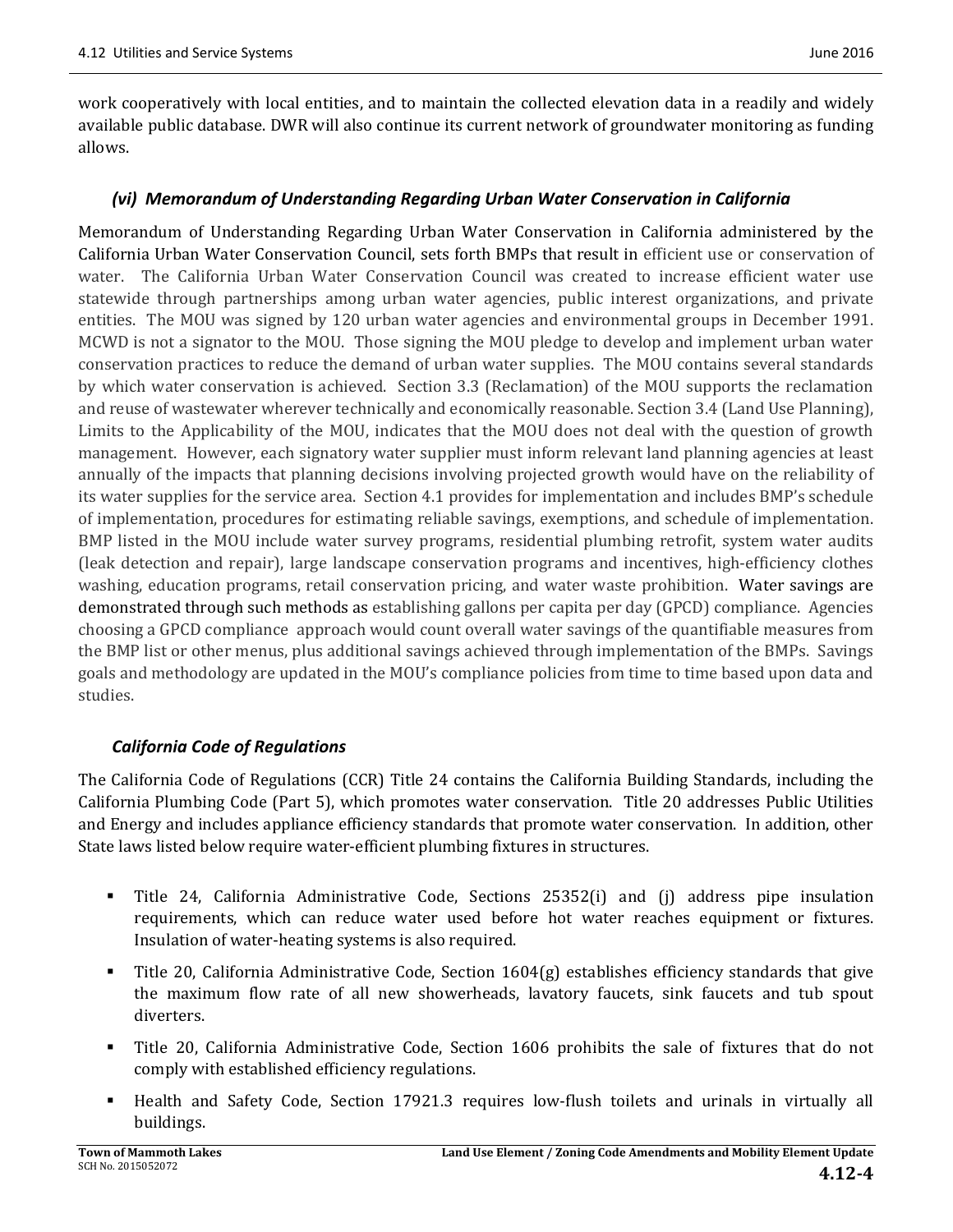work cooperatively with local entities, and to maintain the collected elevation data in a readily and widely available public database. DWR will also continue its current network of groundwater monitoring as funding allows.

### *(vi) Memorandum of Understanding Regarding Urban Water Conservation in California*

Memorandum of Understanding Regarding Urban Water Conservation in California administered by the California Urban Water Conservation Council, sets forth BMPs that result in efficient use or conservation of water. The California Urban Water Conservation Council was created to increase efficient water use statewide through partnerships among urban water agencies, public interest organizations, and private entities. The MOU was signed by 120 urban water agencies and environmental groups in December 1991. MCWD is not a signator to the MOU. Those signing the MOU pledge to develop and implement urban water conservation practices to reduce the demand of urban water supplies. The MOU contains several standards by which water conservation is achieved. Section 3.3 (Reclamation) of the MOU supports the reclamation and reuse of wastewater wherever technically and economically reasonable. Section 3.4 (Land Use Planning), Limits to the Applicability of the MOU, indicates that the MOU does not deal with the question of growth management. However, each signatory water supplier must inform relevant land planning agencies at least annually of the impacts that planning decisions involving projected growth would have on the reliability of its water supplies for the service area. Section 4.1 provides for implementation and includes BMP's schedule of implementation, procedures for estimating reliable savings, exemptions, and schedule of implementation. BMP listed in the MOU include water survey programs, residential plumbing retrofit, system water audits (leak detection and repair), large landscape conservation programs and incentives, high-efficiency clothes washing, education programs, retail conservation pricing, and water waste prohibition. Water savings are demonstrated through such methods as establishing gallons per capita per day (GPCD) compliance. Agencies choosing a GPCD compliance approach would count overall water savings of the quantifiable measures from the BMP list or other menus, plus additional savings achieved through implementation of the BMPs. Savings goals and methodology are updated in the MOU's compliance policies from time to time based upon data and studies.

### *California Code of Regulations*

The California Code of Regulations (CCR) Title 24 contains the California Building Standards, including the California Plumbing Code (Part 5), which promotes water conservation. Title 20 addresses Public Utilities and Energy and includes appliance efficiency standards that promote water conservation. In addition, other State laws listed below require water-efficient plumbing fixtures in structures.

- Title 24, California Administrative Code, Sections 25352(i) and (j) address pipe insulation requirements, which can reduce water used before hot water reaches equipment or fixtures. Insulation of water-heating systems is also required.
- Title 20, California Administrative Code, Section 1604(g) establishes efficiency standards that give the maximum flow rate of all new showerheads, lavatory faucets, sink faucets and tub spout diverters.
- Title 20, California Administrative Code, Section 1606 prohibits the sale of fixtures that do not comply with established efficiency regulations.
- Health and Safety Code, Section 17921.3 requires low-flush toilets and urinals in virtually all buildings.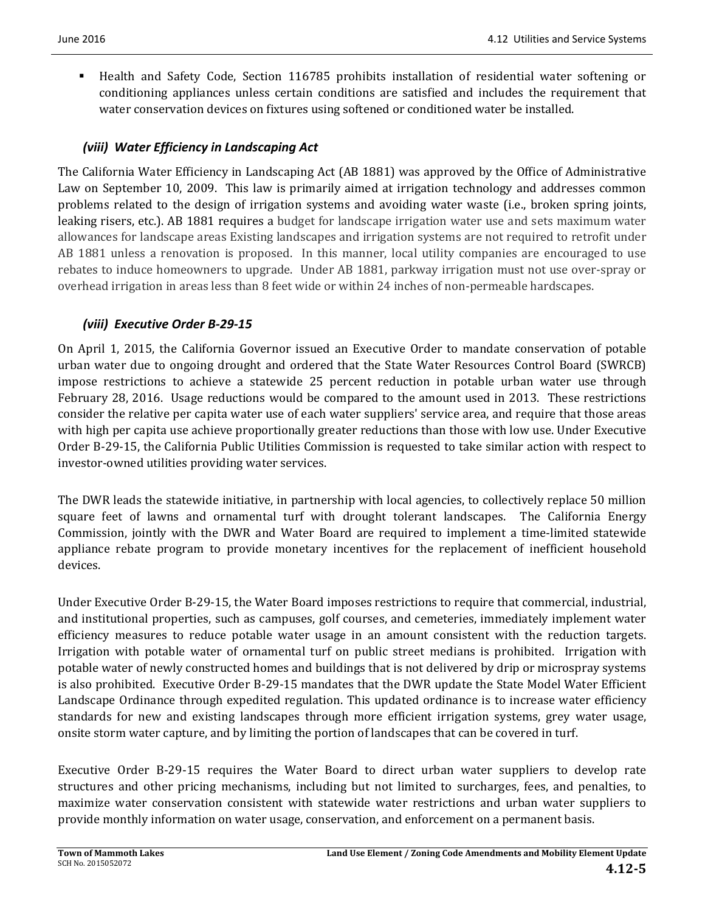- Health and Safety Code, Section 116785 prohibits installation of residential water softening or conditioning appliances unless certain conditions are satisfied and includes the requirement that water conservation devices on fixtures using softened or conditioned water be installed.

### *(viii) Water Efficiency in Landscaping Act*

The California Water Efficiency in Landscaping Act (AB 1881) was approved by the Office of Administrative Law on September 10, 2009. This law is primarily aimed at irrigation technology and addresses common problems related to the design of irrigation systems and avoiding water waste (i.e., broken spring joints, leaking risers, etc.). AB 1881 requires a budget for landscape irrigation water use and sets maximum water allowances for landscape areas Existing landscapes and irrigation systems are not required to retrofit under AB 1881 unless a renovation is proposed. In this manner, local utility companies are encouraged to use rebates to induce homeowners to upgrade. Under AB 1881, parkway irrigation must not use over-spray or overhead irrigation in areas less than 8 feet wide or within 24 inches of non-permeable hardscapes.

### *(viii) Executive Order B-29-15*

On April 1, 2015, the California Governor issued an Executive Order to mandate conservation of potable urban water due to ongoing drought and ordered that the State Water Resources Control Board (SWRCB) impose restrictions to achieve a statewide 25 percent reduction in potable urban water use through February 28, 2016. Usage reductions would be compared to the amount used in 2013. These restrictions consider the relative per capita water use of each water suppliers' service area, and require that those areas with high per capita use achieve proportionally greater reductions than those with low use. Under Executive Order B-29-15, the California Public Utilities Commission is requested to take similar action with respect to investor-owned utilities providing water services.

The DWR leads the statewide initiative, in partnership with local agencies, to collectively replace 50 million square feet of lawns and ornamental turf with drought tolerant landscapes. The California Energy Commission, jointly with the DWR and Water Board are required to implement a time-limited statewide appliance rebate program to provide monetary incentives for the replacement of inefficient household devices.

Under Executive Order B-29-15, the Water Board imposes restrictions to require that commercial, industrial, and institutional properties, such as campuses, golf courses, and cemeteries, immediately implement water efficiency measures to reduce potable water usage in an amount consistent with the reduction targets. Irrigation with potable water of ornamental turf on public street medians is prohibited. Irrigation with potable water of newly constructed homes and buildings that is not delivered by drip or microspray systems is also prohibited. Executive Order B-29-15 mandates that the DWR update the State Model Water Efficient Landscape Ordinance through expedited regulation. This updated ordinance is to increase water efficiency standards for new and existing landscapes through more efficient irrigation systems, grey water usage, onsite storm water capture, and by limiting the portion of landscapes that can be covered in turf.

Executive Order B-29-15 requires the Water Board to direct urban water suppliers to develop rate structures and other pricing mechanisms, including but not limited to surcharges, fees, and penalties, to maximize water conservation consistent with statewide water restrictions and urban water suppliers to provide monthly information on water usage, conservation, and enforcement on a permanent basis.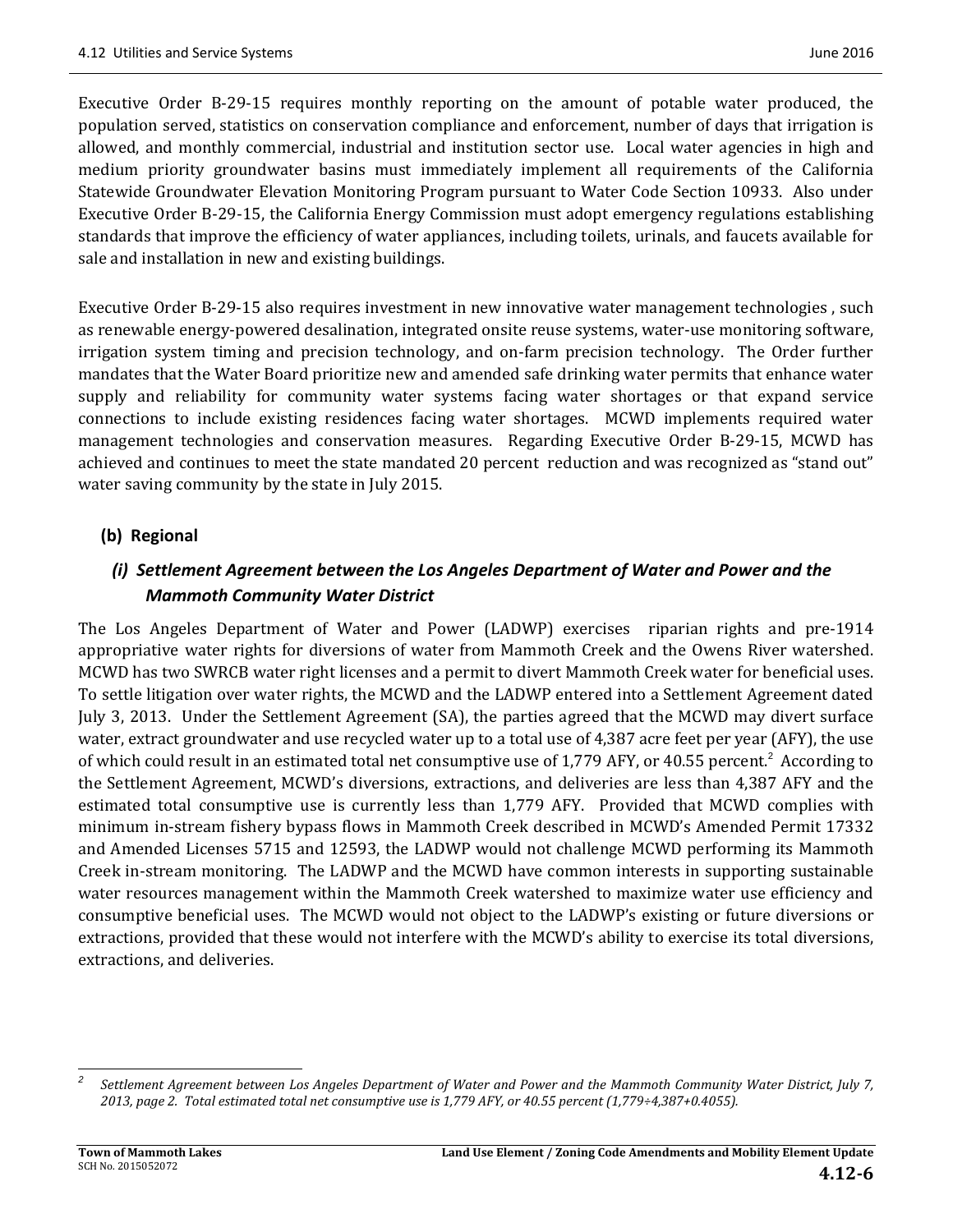Executive Order B-29-15 requires monthly reporting on the amount of potable water produced, the population served, statistics on conservation compliance and enforcement, number of days that irrigation is allowed, and monthly commercial, industrial and institution sector use. Local water agencies in high and medium priority groundwater basins must immediately implement all requirements of the California Statewide Groundwater Elevation Monitoring Program pursuant to Water Code Section 10933. Also under Executive Order B-29-15, the California Energy Commission must adopt emergency regulations establishing standards that improve the efficiency of water appliances, including toilets, urinals, and faucets available for sale and installation in new and existing buildings.

Executive Order B-29-15 also requires investment in new innovative water management technologies , such as renewable energy-powered desalination, integrated onsite reuse systems, water-use monitoring software, irrigation system timing and precision technology, and on-farm precision technology. The Order further mandates that the Water Board prioritize new and amended safe drinking water permits that enhance water supply and reliability for community water systems facing water shortages or that expand service connections to include existing residences facing water shortages. MCWD implements required water management technologies and conservation measures. Regarding Executive Order B-29-15, MCWD has achieved and continues to meet the state mandated 20 percent reduction and was recognized as "stand out" water saving community by the state in July 2015.

### (b) Regional

#### *(i) Settlement Agreement between the Los Angeles Department of Water and Power and the Mammoth Community Water District*

The Los Angeles Department of Water and Power (LADWP) exercises riparian rights and pre-1914 appropriative water rights for diversions of water from Mammoth Creek and the Owens River watershed. MCWD has two SWRCB water right licenses and a permit to divert Mammoth Creek water for beneficial uses. To settle litigation over water rights, the MCWD and the LADWP entered into a Settlement Agreement dated July 3, 2013. Under the Settlement Agreement (SA), the parties agreed that the MCWD may divert surface water, extract groundwater and use recycled water up to a total use of 4,387 acre feet per year (AFY), the use of which could result in an estimated total net consumptive use of 1,779 AFY, or 40.55 percent.[2] According to the Settlement Agreement, MCWD's diversions, extractions, and deliveries are less than 4,387 AFY and the estimated total consumptive use is currently less than 1,779 AFY. Provided that MCWD complies with minimum in-stream fishery bypass flows in Mammoth Creek described in MCWD's Amended Permit 17332 and Amended Licenses 5715 and 12593, the LADWP would not challenge MCWD performing its Mammoth Creek in-stream monitoring. The LADWP and the MCWD have common interests in supporting sustainable water resources management within the Mammoth Creek watershed to maximize water use efficiency and consumptive beneficial uses. The MCWD would not object to the LADWP's existing or future diversions or extractions, provided that these would not interfere with the MCWD's ability to exercise its total diversions, extractions, and deliveries.

---

[2] *Settlement Agreement between Los Angeles Department of Water and Power and the Mammoth Community Water District, July 7, 2013, page 2. Total estimated total net consumptive use is 1,779 AFY, or 40.55 percent (1,779÷4,387+0.4055).*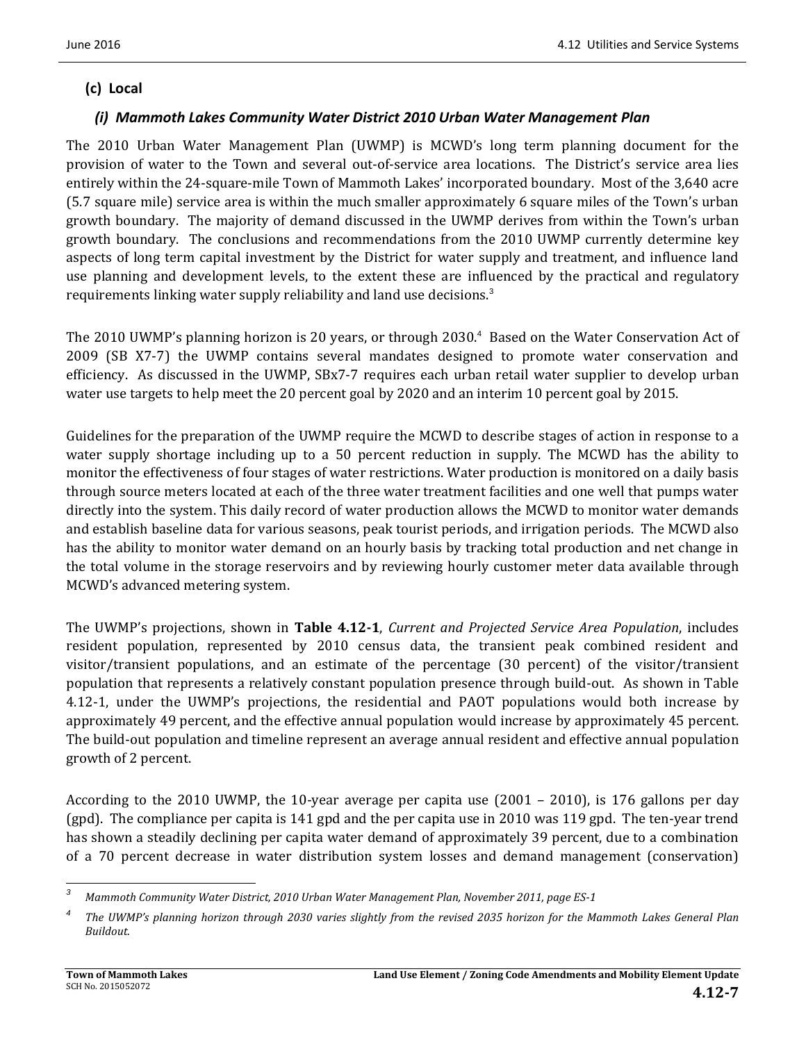### (c) Local

#### *(i) Mammoth Lakes Community Water District 2010 Urban Water Management Plan*

The 2010 Urban Water Management Plan (UWMP) is MCWD's long term planning document for the provision of water to the Town and several out-of-service area locations. The District's service area lies entirely within the 24-square-mile Town of Mammoth Lakes' incorporated boundary. Most of the 3,640 acre (5.7 square mile) service area is within the much smaller approximately 6 square miles of the Town's urban growth boundary. The majority of demand discussed in the UWMP derives from within the Town's urban growth boundary. The conclusions and recommendations from the 2010 UWMP currently determine key aspects of long term capital investment by the District for water supply and treatment, and influence land use planning and development levels, to the extent these are influenced by the practical and regulatory requirements linking water supply reliability and land use decisions.[3]

The 2010 UWMP's planning horizon is 20 years, or through 2030.[4] Based on the Water Conservation Act of 2009 (SB X7-7) the UWMP contains several mandates designed to promote water conservation and efficiency. As discussed in the UWMP, SBx7-7 requires each urban retail water supplier to develop urban water use targets to help meet the 20 percent goal by 2020 and an interim 10 percent goal by 2015.

Guidelines for the preparation of the UWMP require the MCWD to describe stages of action in response to a water supply shortage including up to a 50 percent reduction in supply. The MCWD has the ability to monitor the effectiveness of four stages of water restrictions. Water production is monitored on a daily basis through source meters located at each of the three water treatment facilities and one well that pumps water directly into the system. This daily record of water production allows the MCWD to monitor water demands and establish baseline data for various seasons, peak tourist periods, and irrigation periods. The MCWD also has the ability to monitor water demand on an hourly basis by tracking total production and net change in the total volume in the storage reservoirs and by reviewing hourly customer meter data available through MCWD's advanced metering system.

The UWMP's projections, shown in **Table 4.12-1**, *Current and Projected Service Area Population*, includes resident population, represented by 2010 census data, the transient peak combined resident and visitor/transient populations, and an estimate of the percentage (30 percent) of the visitor/transient population that represents a relatively constant population presence through build-out. As shown in Table 4.12-1, under the UWMP's projections, the residential and PAOT populations would both increase by approximately 49 percent, and the effective annual population would increase by approximately 45 percent. The build-out population and timeline represent an average annual resident and effective annual population growth of 2 percent.

According to the 2010 UWMP, the 10-year average per capita use (2001 – 2010), is 176 gallons per day (gpd). The compliance per capita is 141 gpd and the per capita use in 2010 was 119 gpd. The ten-year trend has shown a steadily declining per capita water demand of approximately 39 percent, due to a combination of a 70 percent decrease in water distribution system losses and demand management (conservation)

---

[3] *Mammoth Community Water District, 2010 Urban Water Management Plan, November 2011, page ES-1*

[4] *The UWMP's planning horizon through 2030 varies slightly from the revised 2035 horizon for the Mammoth Lakes General Plan Buildout.*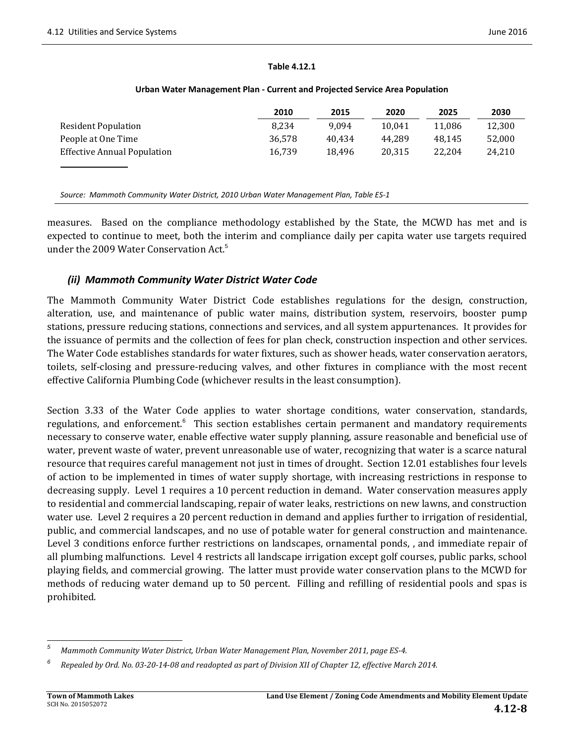**Table 4.12.1**

**Urban Water Management Plan - Current and Projected Service Area Population**

| | 2010 | 2015 | 2020 | 2025 | 2030 |
|---|---|---|---|---|---|
| Resident Population | 8,234 | 9,094 | 10,041 | 11,086 | 12,300 |
| People at One Time | 36,578 | 40,434 | 44,289 | 48,145 | 52,000 |
| Effective Annual Population | 16,739 | 18,496 | 20,315 | 22,204 | 24,210 |

*Source: Mammoth Community Water District, 2010 Urban Water Management Plan, Table ES-1*

measures. Based on the compliance methodology established by the State, the MCWD has met and is expected to continue to meet, both the interim and compliance daily per capita water use targets required under the 2009 Water Conservation Act.[5]

### *(ii) Mammoth Community Water District Water Code*

The Mammoth Community Water District Code establishes regulations for the design, construction, alteration, use, and maintenance of public water mains, distribution system, reservoirs, booster pump stations, pressure reducing stations, connections and services, and all system appurtenances. It provides for the issuance of permits and the collection of fees for plan check, construction inspection and other services. The Water Code establishes standards for water fixtures, such as shower heads, water conservation aerators, toilets, self-closing and pressure-reducing valves, and other fixtures in compliance with the most recent effective California Plumbing Code (whichever results in the least consumption).

Section 3.33 of the Water Code applies to water shortage conditions, water conservation, standards, regulations, and enforcement.[6] This section establishes certain permanent and mandatory requirements necessary to conserve water, enable effective water supply planning, assure reasonable and beneficial use of water, prevent waste of water, prevent unreasonable use of water, recognizing that water is a scarce natural resource that requires careful management not just in times of drought. Section 12.01 establishes four levels of action to be implemented in times of water supply shortage, with increasing restrictions in response to decreasing supply. Level 1 requires a 10 percent reduction in demand. Water conservation measures apply to residential and commercial landscaping, repair of water leaks, restrictions on new lawns, and construction water use. Level 2 requires a 20 percent reduction in demand and applies further to irrigation of residential, public, and commercial landscapes, and no use of potable water for general construction and maintenance. Level 3 conditions enforce further restrictions on landscapes, ornamental ponds, , and immediate repair of all plumbing malfunctions. Level 4 restricts all landscape irrigation except golf courses, public parks, school playing fields, and commercial growing. The latter must provide water conservation plans to the MCWD for methods of reducing water demand up to 50 percent. Filling and refilling of residential pools and spas is prohibited.

---

[5] *Mammoth Community Water District, Urban Water Management Plan, November 2011, page ES-4.*

[6] *Repealed by Ord. No. 03-20-14-08 and readopted as part of Division XII of Chapter 12, effective March 2014.*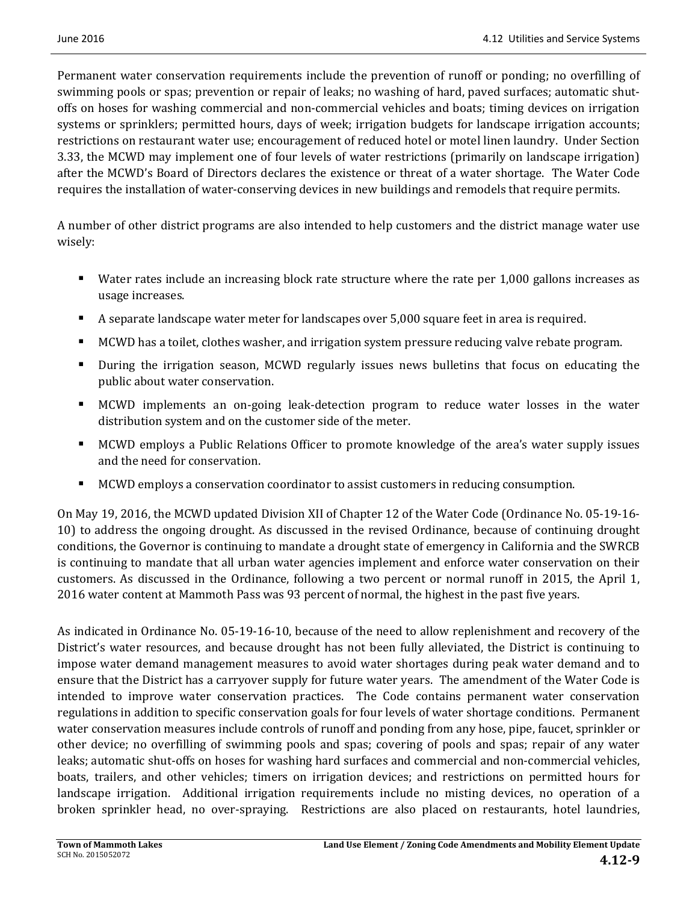Permanent water conservation requirements include the prevention of runoff or ponding; no overfilling of swimming pools or spas; prevention or repair of leaks; no washing of hard, paved surfaces; automatic shut-offs on hoses for washing commercial and non-commercial vehicles and boats; timing devices on irrigation systems or sprinklers; permitted hours, days of week; irrigation budgets for landscape irrigation accounts; restrictions on restaurant water use; encouragement of reduced hotel or motel linen laundry. Under Section 3.33, the MCWD may implement one of four levels of water restrictions (primarily on landscape irrigation) after the MCWD's Board of Directors declares the existence or threat of a water shortage. The Water Code requires the installation of water-conserving devices in new buildings and remodels that require permits.

A number of other district programs are also intended to help customers and the district manage water use wisely:

- Water rates include an increasing block rate structure where the rate per 1,000 gallons increases as usage increases.
- A separate landscape water meter for landscapes over 5,000 square feet in area is required.
- MCWD has a toilet, clothes washer, and irrigation system pressure reducing valve rebate program.
- During the irrigation season, MCWD regularly issues news bulletins that focus on educating the public about water conservation.
- MCWD implements an on-going leak-detection program to reduce water losses in the water distribution system and on the customer side of the meter.
- MCWD employs a Public Relations Officer to promote knowledge of the area's water supply issues and the need for conservation.
- MCWD employs a conservation coordinator to assist customers in reducing consumption.

On May 19, 2016, the MCWD updated Division XII of Chapter 12 of the Water Code (Ordinance No. 05-19-16-10) to address the ongoing drought. As discussed in the revised Ordinance, because of continuing drought conditions, the Governor is continuing to mandate a drought state of emergency in California and the SWRCB is continuing to mandate that all urban water agencies implement and enforce water conservation on their customers. As discussed in the Ordinance, following a two percent or normal runoff in 2015, the April 1, 2016 water content at Mammoth Pass was 93 percent of normal, the highest in the past five years.

As indicated in Ordinance No. 05-19-16-10, because of the need to allow replenishment and recovery of the District's water resources, and because drought has not been fully alleviated, the District is continuing to impose water demand management measures to avoid water shortages during peak water demand and to ensure that the District has a carryover supply for future water years. The amendment of the Water Code is intended to improve water conservation practices. The Code contains permanent water conservation regulations in addition to specific conservation goals for four levels of water shortage conditions. Permanent water conservation measures include controls of runoff and ponding from any hose, pipe, faucet, sprinkler or other device; no overfilling of swimming pools and spas; covering of pools and spas; repair of any water leaks; automatic shut-offs on hoses for washing hard surfaces and commercial and non-commercial vehicles, boats, trailers, and other vehicles; timers on irrigation devices; and restrictions on permitted hours for landscape irrigation. Additional irrigation requirements include no misting devices, no operation of a broken sprinkler head, no over-spraying. Restrictions are also placed on restaurants, hotel laundries,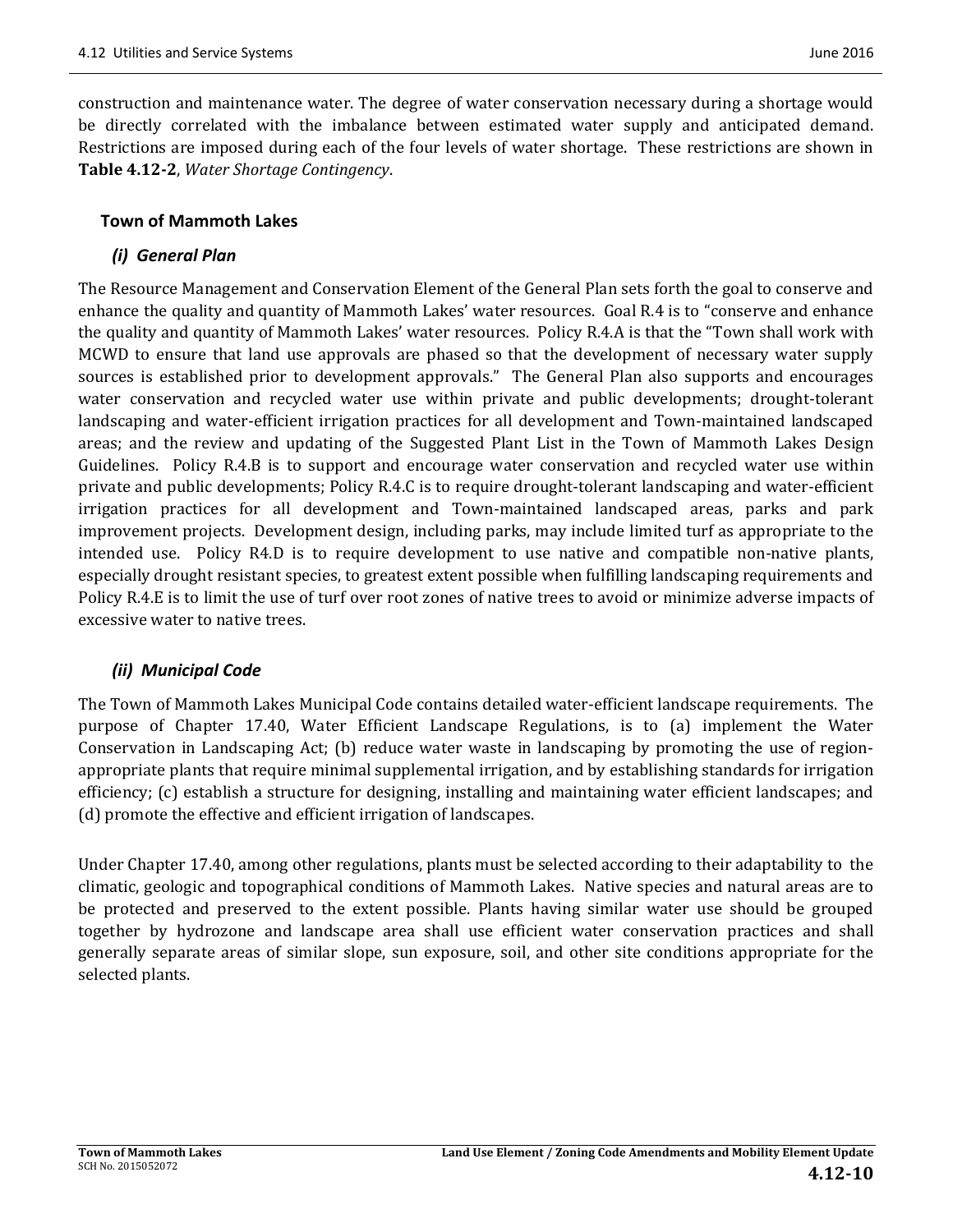construction and maintenance water. The degree of water conservation necessary during a shortage would be directly correlated with the imbalance between estimated water supply and anticipated demand. Restrictions are imposed during each of the four levels of water shortage. These restrictions are shown in **Table 4.12-2**, *Water Shortage Contingency*.

### Town of Mammoth Lakes

#### *(i) General Plan*

The Resource Management and Conservation Element of the General Plan sets forth the goal to conserve and enhance the quality and quantity of Mammoth Lakes' water resources. Goal R.4 is to "conserve and enhance the quality and quantity of Mammoth Lakes' water resources. Policy R.4.A is that the "Town shall work with MCWD to ensure that land use approvals are phased so that the development of necessary water supply sources is established prior to development approvals." The General Plan also supports and encourages water conservation and recycled water use within private and public developments; drought-tolerant landscaping and water-efficient irrigation practices for all development and Town-maintained landscaped areas; and the review and updating of the Suggested Plant List in the Town of Mammoth Lakes Design Guidelines. Policy R.4.B is to support and encourage water conservation and recycled water use within private and public developments; Policy R.4.C is to require drought-tolerant landscaping and water-efficient irrigation practices for all development and Town-maintained landscaped areas, parks and park improvement projects. Development design, including parks, may include limited turf as appropriate to the intended use. Policy R4.D is to require development to use native and compatible non-native plants, especially drought resistant species, to greatest extent possible when fulfilling landscaping requirements and Policy R.4.E is to limit the use of turf over root zones of native trees to avoid or minimize adverse impacts of excessive water to native trees.

#### *(ii) Municipal Code*

The Town of Mammoth Lakes Municipal Code contains detailed water-efficient landscape requirements. The purpose of Chapter 17.40, Water Efficient Landscape Regulations, is to (a) implement the Water Conservation in Landscaping Act; (b) reduce water waste in landscaping by promoting the use of region-appropriate plants that require minimal supplemental irrigation, and by establishing standards for irrigation efficiency; (c) establish a structure for designing, installing and maintaining water efficient landscapes; and (d) promote the effective and efficient irrigation of landscapes.

Under Chapter 17.40, among other regulations, plants must be selected according to their adaptability to the climatic, geologic and topographical conditions of Mammoth Lakes. Native species and natural areas are to be protected and preserved to the extent possible. Plants having similar water use should be grouped together by hydrozone and landscape area shall use efficient water conservation practices and shall generally separate areas of similar slope, sun exposure, soil, and other site conditions appropriate for the selected plants.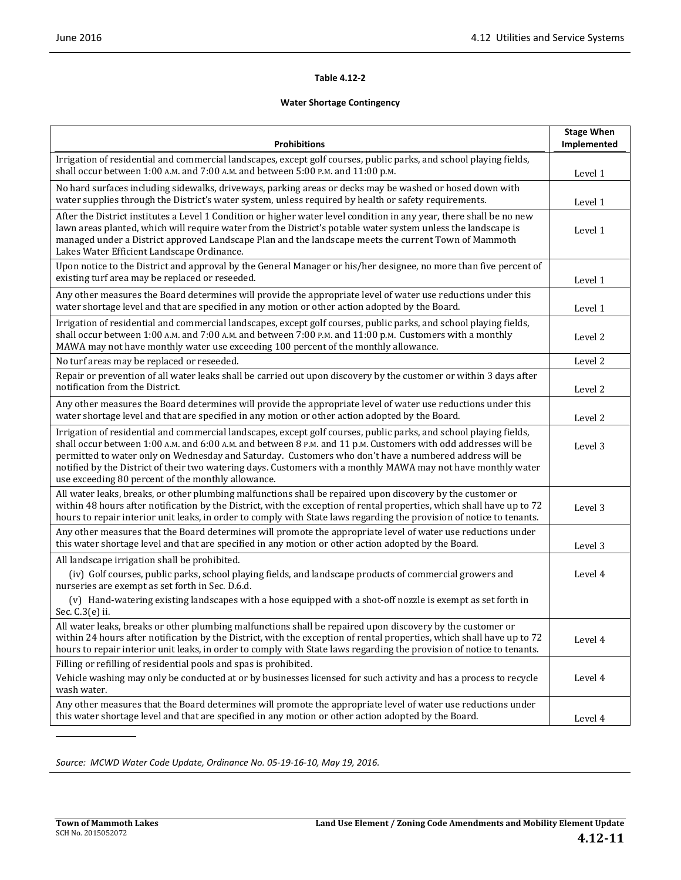**Table 4.12-2**

**Water Shortage Contingency**

| Prohibitions | Stage When Implemented |
|---|---|
| Irrigation of residential and commercial landscapes, except golf courses, public parks, and school playing fields, shall occur between 1:00 A.M. and 7:00 A.M. and between 5:00 P.M. and 11:00 p.M. | Level 1 |
| No hard surfaces including sidewalks, driveways, parking areas or decks may be washed or hosed down with water supplies through the District's water system, unless required by health or safety requirements. | Level 1 |
| After the District institutes a Level 1 Condition or higher water level condition in any year, there shall be no new lawn areas planted, which will require water from the District's potable water system unless the landscape is managed under a District approved Landscape Plan and the landscape meets the current Town of Mammoth Lakes Water Efficient Landscape Ordinance. | Level 1 |
| Upon notice to the District and approval by the General Manager or his/her designee, no more than five percent of existing turf area may be replaced or reseeded. | Level 1 |
| Any other measures the Board determines will provide the appropriate level of water use reductions under this water shortage level and that are specified in any motion or other action adopted by the Board. | Level 1 |
| Irrigation of residential and commercial landscapes, except golf courses, public parks, and school playing fields, shall occur between 1:00 A.M. and 7:00 A.M. and between 7:00 P.M. and 11:00 p.M. Customers with a monthly MAWA may not have monthly water use exceeding 100 percent of the monthly allowance. | Level 2 |
| No turf areas may be replaced or reseeded. | Level 2 |
| Repair or prevention of all water leaks shall be carried out upon discovery by the customer or within 3 days after notification from the District. | Level 2 |
| Any other measures the Board determines will provide the appropriate level of water use reductions under this water shortage level and that are specified in any motion or other action adopted by the Board. | Level 2 |
| Irrigation of residential and commercial landscapes, except golf courses, public parks, and school playing fields, shall occur between 1:00 A.M. and 6:00 A.M. and between 8 P.M. and 11 p.M. Customers with odd addresses will be permitted to water only on Wednesday and Saturday. Customers who don't have a numbered address will be notified by the District of their two watering days. Customers with a monthly MAWA may not have monthly water use exceeding 80 percent of the monthly allowance. | Level 3 |
| All water leaks, breaks, or other plumbing malfunctions shall be repaired upon discovery by the customer or within 48 hours after notification by the District, with the exception of rental properties, which shall have up to 72 hours to repair interior unit leaks, in order to comply with State laws regarding the provision of notice to tenants. | Level 3 |
| Any other measures that the Board determines will promote the appropriate level of water use reductions under this water shortage level and that are specified in any motion or other action adopted by the Board. | Level 3 |
| All landscape irrigation shall be prohibited.<br>(iv) Golf courses, public parks, school playing fields, and landscape products of commercial growers and nurseries are exempt as set forth in Sec. D.6.d.<br>(v) Hand-watering existing landscapes with a hose equipped with a shot-off nozzle is exempt as set forth in Sec. C.3(e) ii. | Level 4 |
| All water leaks, breaks or other plumbing malfunctions shall be repaired upon discovery by the customer or within 24 hours after notification by the District, with the exception of rental properties, which shall have up to 72 hours to repair interior unit leaks, in order to comply with State laws regarding the provision of notice to tenants. | Level 4 |
| Filling or refilling of residential pools and spas is prohibited.<br>Vehicle washing may only be conducted at or by businesses licensed for such activity and has a process to recycle wash water. | Level 4 |
| Any other measures that the Board determines will promote the appropriate level of water use reductions under this water shortage level and that are specified in any motion or other action adopted by the Board. | Level 4 |

*Source: MCWD Water Code Update, Ordinance No. 05-19-16-10, May 19, 2016.*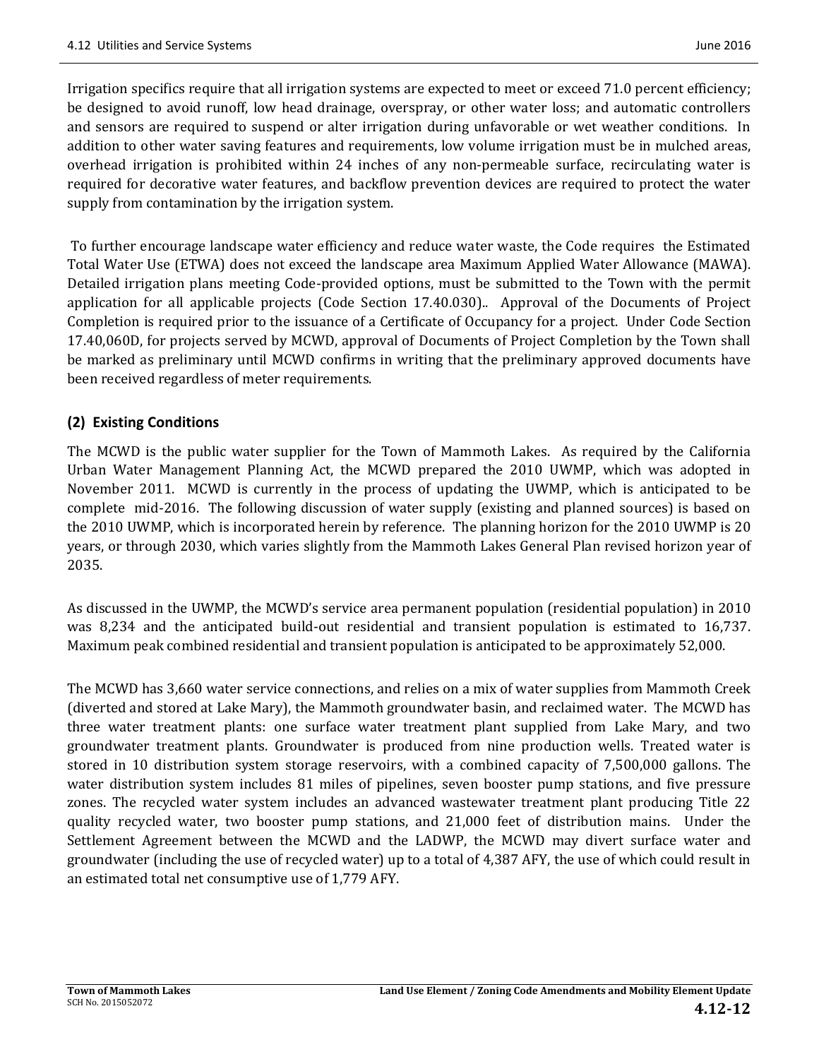Irrigation specifics require that all irrigation systems are expected to meet or exceed 71.0 percent efficiency; be designed to avoid runoff, low head drainage, overspray, or other water loss; and automatic controllers and sensors are required to suspend or alter irrigation during unfavorable or wet weather conditions. In addition to other water saving features and requirements, low volume irrigation must be in mulched areas, overhead irrigation is prohibited within 24 inches of any non-permeable surface, recirculating water is required for decorative water features, and backflow prevention devices are required to protect the water supply from contamination by the irrigation system.

To further encourage landscape water efficiency and reduce water waste, the Code requires the Estimated Total Water Use (ETWA) does not exceed the landscape area Maximum Applied Water Allowance (MAWA). Detailed irrigation plans meeting Code-provided options, must be submitted to the Town with the permit application for all applicable projects (Code Section 17.40.030).. Approval of the Documents of Project Completion is required prior to the issuance of a Certificate of Occupancy for a project. Under Code Section 17.40,060D, for projects served by MCWD, approval of Documents of Project Completion by the Town shall be marked as preliminary until MCWD confirms in writing that the preliminary approved documents have been received regardless of meter requirements.

### (2) Existing Conditions

The MCWD is the public water supplier for the Town of Mammoth Lakes. As required by the California Urban Water Management Planning Act, the MCWD prepared the 2010 UWMP, which was adopted in November 2011. MCWD is currently in the process of updating the UWMP, which is anticipated to be complete mid-2016. The following discussion of water supply (existing and planned sources) is based on the 2010 UWMP, which is incorporated herein by reference. The planning horizon for the 2010 UWMP is 20 years, or through 2030, which varies slightly from the Mammoth Lakes General Plan revised horizon year of 2035.

As discussed in the UWMP, the MCWD's service area permanent population (residential population) in 2010 was 8,234 and the anticipated build-out residential and transient population is estimated to 16,737. Maximum peak combined residential and transient population is anticipated to be approximately 52,000.

The MCWD has 3,660 water service connections, and relies on a mix of water supplies from Mammoth Creek (diverted and stored at Lake Mary), the Mammoth groundwater basin, and reclaimed water. The MCWD has three water treatment plants: one surface water treatment plant supplied from Lake Mary, and two groundwater treatment plants. Groundwater is produced from nine production wells. Treated water is stored in 10 distribution system storage reservoirs, with a combined capacity of 7,500,000 gallons. The water distribution system includes 81 miles of pipelines, seven booster pump stations, and five pressure zones. The recycled water system includes an advanced wastewater treatment plant producing Title 22 quality recycled water, two booster pump stations, and 21,000 feet of distribution mains. Under the Settlement Agreement between the MCWD and the LADWP, the MCWD may divert surface water and groundwater (including the use of recycled water) up to a total of 4,387 AFY, the use of which could result in an estimated total net consumptive use of 1,779 AFY.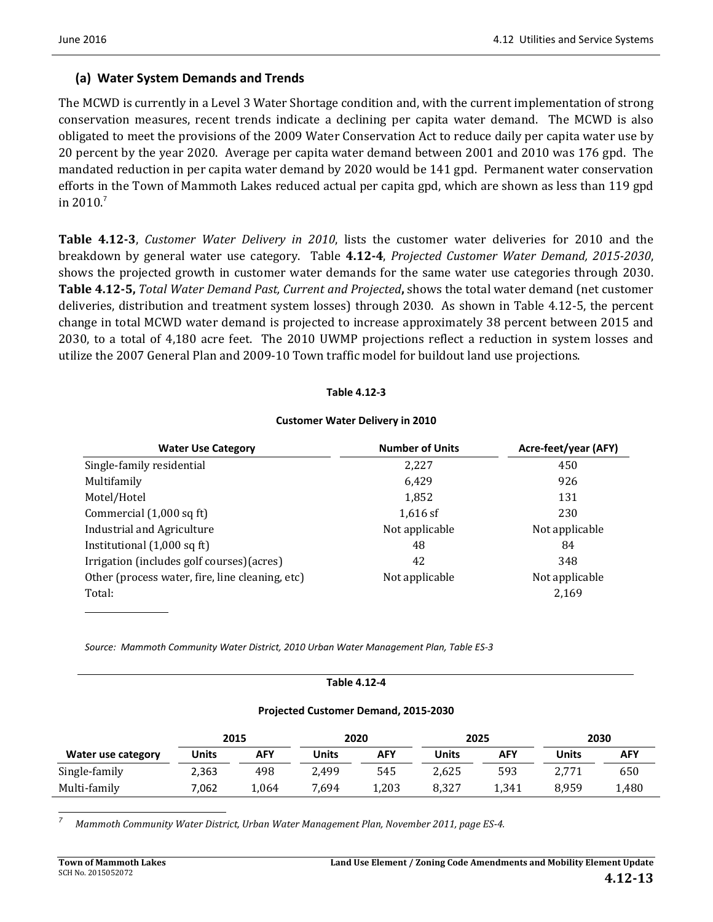### (a) Water System Demands and Trends

The MCWD is currently in a Level 3 Water Shortage condition and, with the current implementation of strong conservation measures, recent trends indicate a declining per capita water demand. The MCWD is also obligated to meet the provisions of the 2009 Water Conservation Act to reduce daily per capita water use by 20 percent by the year 2020. Average per capita water demand between 2001 and 2010 was 176 gpd. The mandated reduction in per capita water demand by 2020 would be 141 gpd. Permanent water conservation efforts in the Town of Mammoth Lakes reduced actual per capita gpd, which are shown as less than 119 gpd in 2010.[7]

**Table 4.12-3**, *Customer Water Delivery in 2010*, lists the customer water deliveries for 2010 and the breakdown by general water use category. Table **4.12-4**, *Projected Customer Water Demand, 2015-2030*, shows the projected growth in customer water demands for the same water use categories through 2030. **Table 4.12-5,** *Total Water Demand Past, Current and Projected***,** shows the total water demand (net customer deliveries, distribution and treatment system losses) through 2030. As shown in Table 4.12-5, the percent change in total MCWD water demand is projected to increase approximately 38 percent between 2015 and 2030, to a total of 4,180 acre feet. The 2010 UWMP projections reflect a reduction in system losses and utilize the 2007 General Plan and 2009-10 Town traffic model for buildout land use projections.

**Table 4.12-3**

**Customer Water Delivery in 2010**

| Water Use Category | Number of Units | Acre-feet/year (AFY) |
|---|---|---|
| Single-family residential | 2,227 | 450 |
| Multifamily | 6,429 | 926 |
| Motel/Hotel | 1,852 | 131 |
| Commercial (1,000 sq ft) | 1,616 sf | 230 |
| Industrial and Agriculture | Not applicable | Not applicable |
| Institutional (1,000 sq ft) | 48 | 84 |
| Irrigation (includes golf courses)(acres) | 42 | 348 |
| Other (process water, fire, line cleaning, etc) | Not applicable | Not applicable |
| Total: | | 2,169 |

*Source: Mammoth Community Water District, 2010 Urban Water Management Plan, Table ES-3*

**Table 4.12-4**

**Projected Customer Demand, 2015-2030**

| | 2015 | | 2020 | | 2025 | | 2030 | |
|---|---|---|---|---|---|---|---|---|
| **Water use category** | **Units** | **AFY** | **Units** | **AFY** | **Units** | **AFY** | **Units** | **AFY** |
| Single-family | 2,363 | 498 | 2,499 | 545 | 2,625 | 593 | 2,771 | 650 |
| Multi-family | 7,062 | 1,064 | 7,694 | 1,203 | 8,327 | 1,341 | 8,959 | 1,480 |

[7] *Mammoth Community Water District, Urban Water Management Plan, November 2011, page ES-4.*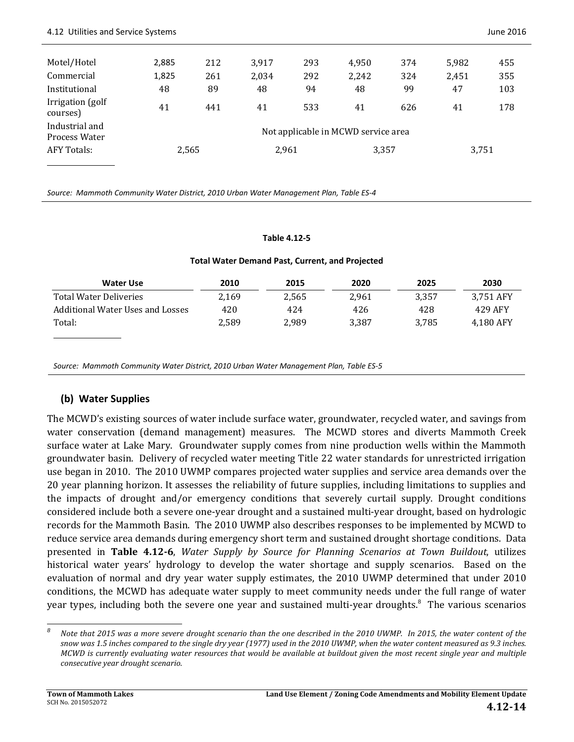| | | | | | | | | |
|---|---|---|---|---|---|---|---|---|
| Motel/Hotel | 2,885 | 212 | 3,917 | 293 | 4,950 | 374 | 5,982 | 455 |
| Commercial | 1,825 | 261 | 2,034 | 292 | 2,242 | 324 | 2,451 | 355 |
| Institutional | 48 | 89 | 48 | 94 | 48 | 99 | 47 | 103 |
| Irrigation (golf courses) | 41 | 441 | 41 | 533 | 41 | 626 | 41 | 178 |
| Industrial and Process Water | Not applicable in MCWD service area | | | | | | | |
| AFY Totals: | 2,565 | | 2,961 | | 3,357 | | 3,751 | |

*Source: Mammoth Community Water District, 2010 Urban Water Management Plan, Table ES-4*

**Table 4.12-5**

**Total Water Demand Past, Current, and Projected**

| Water Use | 2010 | 2015 | 2020 | 2025 | 2030 |
|---|---|---|---|---|---|
| Total Water Deliveries | 2,169 | 2,565 | 2,961 | 3,357 | 3,751 AFY |
| Additional Water Uses and Losses | 420 | 424 | 426 | 428 | 429 AFY |
| Total: | 2,589 | 2,989 | 3,387 | 3,785 | 4,180 AFY |

*Source: Mammoth Community Water District, 2010 Urban Water Management Plan, Table ES-5*

### (b) Water Supplies

The MCWD's existing sources of water include surface water, groundwater, recycled water, and savings from water conservation (demand management) measures. The MCWD stores and diverts Mammoth Creek surface water at Lake Mary. Groundwater supply comes from nine production wells within the Mammoth groundwater basin. Delivery of recycled water meeting Title 22 water standards for unrestricted irrigation use began in 2010. The 2010 UWMP compares projected water supplies and service area demands over the 20 year planning horizon. It assesses the reliability of future supplies, including limitations to supplies and the impacts of drought and/or emergency conditions that severely curtail supply. Drought conditions considered include both a severe one-year drought and a sustained multi-year drought, based on hydrologic records for the Mammoth Basin. The 2010 UWMP also describes responses to be implemented by MCWD to reduce service area demands during emergency short term and sustained drought shortage conditions. Data presented in **Table 4.12-6**, *Water Supply by Source for Planning Scenarios at Town Buildout*, utilizes historical water years' hydrology to develop the water shortage and supply scenarios. Based on the evaluation of normal and dry year water supply estimates, the 2010 UWMP determined that under 2010 conditions, the MCWD has adequate water supply to meet community needs under the full range of water year types, including both the severe one year and sustained multi-year droughts.[8] The various scenarios

[8] *Note that 2015 was a more severe drought scenario than the one described in the 2010 UWMP. In 2015, the water content of the snow was 1.5 inches compared to the single dry year (1977) used in the 2010 UWMP, when the water content measured as 9.3 inches. MCWD is currently evaluating water resources that would be available at buildout given the most recent single year and multiple consecutive year drought scenario.*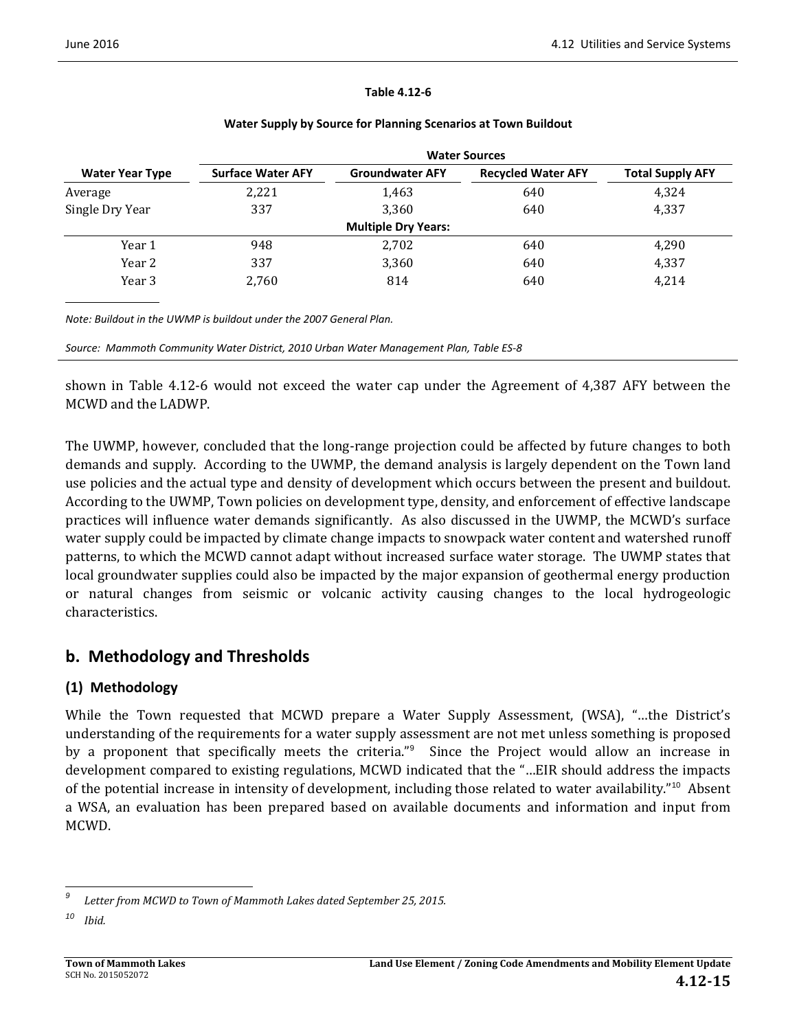**Table 4.12-6**

**Water Supply by Source for Planning Scenarios at Town Buildout**

| Water Year Type | Water Sources | | | |
|---|---|---|---|---|
| | **Surface Water AFY** | **Groundwater AFY** | **Recycled Water AFY** | **Total Supply AFY** |
| Average | 2,221 | 1,463 | 640 | 4,324 |
| Single Dry Year | 337 | 3,360 | 640 | 4,337 |
| **Multiple Dry Years:** | | | | |
| Year 1 | 948 | 2,702 | 640 | 4,290 |
| Year 2 | 337 | 3,360 | 640 | 4,337 |
| Year 3 | 2,760 | 814 | 640 | 4,214 |

*Note: Buildout in the UWMP is buildout under the 2007 General Plan.*

*Source: Mammoth Community Water District, 2010 Urban Water Management Plan, Table ES-8*

shown in Table 4.12-6 would not exceed the water cap under the Agreement of 4,387 AFY between the MCWD and the LADWP.

The UWMP, however, concluded that the long-range projection could be affected by future changes to both demands and supply. According to the UWMP, the demand analysis is largely dependent on the Town land use policies and the actual type and density of development which occurs between the present and buildout. According to the UWMP, Town policies on development type, density, and enforcement of effective landscape practices will influence water demands significantly. As also discussed in the UWMP, the MCWD's surface water supply could be impacted by climate change impacts to snowpack water content and watershed runoff patterns, to which the MCWD cannot adapt without increased surface water storage. The UWMP states that local groundwater supplies could also be impacted by the major expansion of geothermal energy production or natural changes from seismic or volcanic activity causing changes to the local hydrogeologic characteristics.

## b. Methodology and Thresholds

### (1) Methodology

While the Town requested that MCWD prepare a Water Supply Assessment, (WSA), "…the District's understanding of the requirements for a water supply assessment are not met unless something is proposed by a proponent that specifically meets the criteria."[9] Since the Project would allow an increase in development compared to existing regulations, MCWD indicated that the "…EIR should address the impacts of the potential increase in intensity of development, including those related to water availability."[10] Absent a WSA, an evaluation has been prepared based on available documents and information and input from MCWD.

[9] *Letter from MCWD to Town of Mammoth Lakes dated September 25, 2015.*

[10] *Ibid.*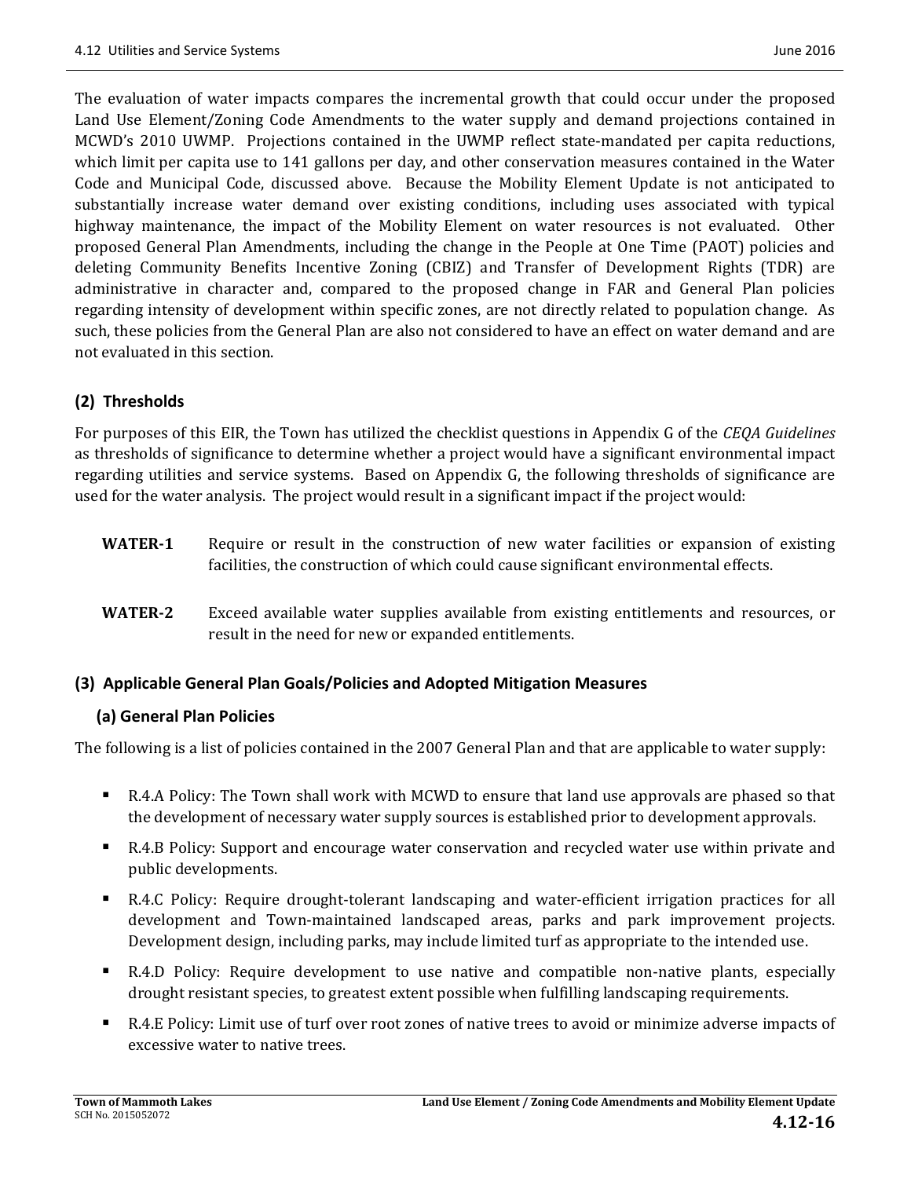The evaluation of water impacts compares the incremental growth that could occur under the proposed Land Use Element/Zoning Code Amendments to the water supply and demand projections contained in MCWD's 2010 UWMP. Projections contained in the UWMP reflect state-mandated per capita reductions, which limit per capita use to 141 gallons per day, and other conservation measures contained in the Water Code and Municipal Code, discussed above. Because the Mobility Element Update is not anticipated to substantially increase water demand over existing conditions, including uses associated with typical highway maintenance, the impact of the Mobility Element on water resources is not evaluated. Other proposed General Plan Amendments, including the change in the People at One Time (PAOT) policies and deleting Community Benefits Incentive Zoning (CBIZ) and Transfer of Development Rights (TDR) are administrative in character and, compared to the proposed change in FAR and General Plan policies regarding intensity of development within specific zones, are not directly related to population change. As such, these policies from the General Plan are also not considered to have an effect on water demand and are not evaluated in this section.

### (2) Thresholds

For purposes of this EIR, the Town has utilized the checklist questions in Appendix G of the *CEQA Guidelines* as thresholds of significance to determine whether a project would have a significant environmental impact regarding utilities and service systems. Based on Appendix G, the following thresholds of significance are used for the water analysis. The project would result in a significant impact if the project would:

**WATER-1** Require or result in the construction of new water facilities or expansion of existing facilities, the construction of which could cause significant environmental effects.

**WATER-2** Exceed available water supplies available from existing entitlements and resources, or result in the need for new or expanded entitlements.

### (3) Applicable General Plan Goals/Policies and Adopted Mitigation Measures

#### (a) General Plan Policies

The following is a list of policies contained in the 2007 General Plan and that are applicable to water supply:

- R.4.A Policy: The Town shall work with MCWD to ensure that land use approvals are phased so that the development of necessary water supply sources is established prior to development approvals.
- R.4.B Policy: Support and encourage water conservation and recycled water use within private and public developments.
- R.4.C Policy: Require drought-tolerant landscaping and water-efficient irrigation practices for all development and Town-maintained landscaped areas, parks and park improvement projects. Development design, including parks, may include limited turf as appropriate to the intended use.
- R.4.D Policy: Require development to use native and compatible non-native plants, especially drought resistant species, to greatest extent possible when fulfilling landscaping requirements.
- R.4.E Policy: Limit use of turf over root zones of native trees to avoid or minimize adverse impacts of excessive water to native trees.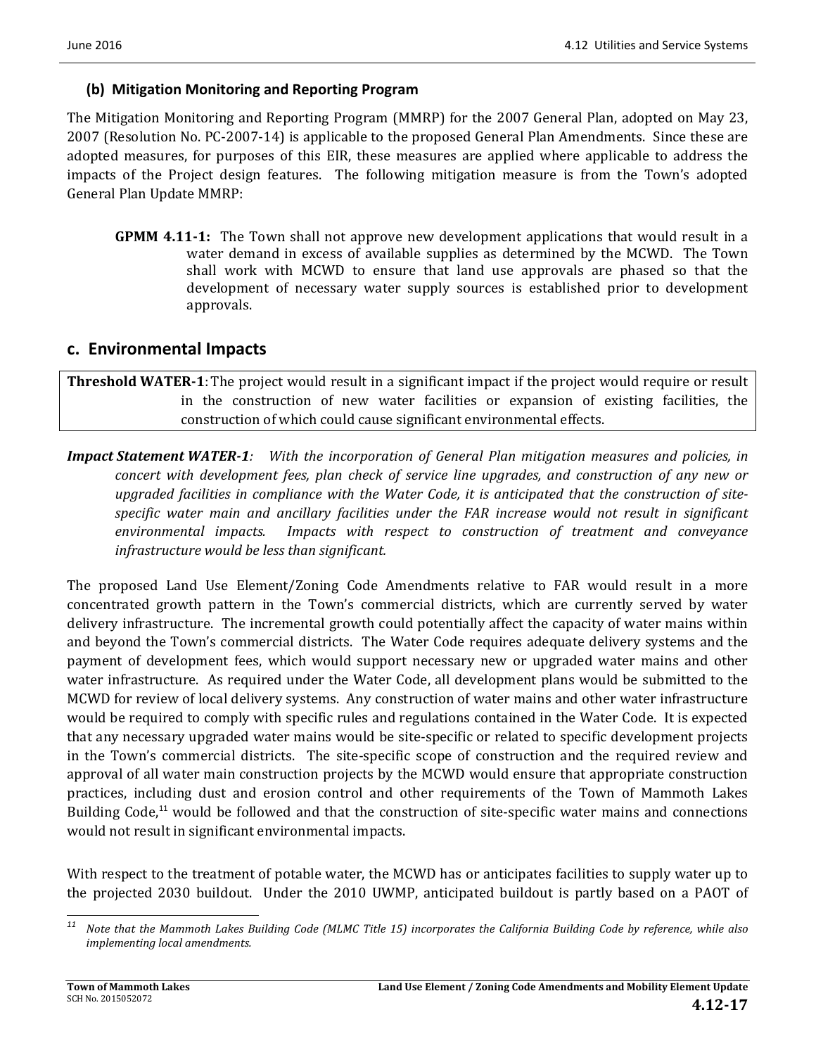### (b) Mitigation Monitoring and Reporting Program

The Mitigation Monitoring and Reporting Program (MMRP) for the 2007 General Plan, adopted on May 23, 2007 (Resolution No. PC-2007-14) is applicable to the proposed General Plan Amendments. Since these are adopted measures, for purposes of this EIR, these measures are applied where applicable to address the impacts of the Project design features. The following mitigation measure is from the Town's adopted General Plan Update MMRP:

> **GPMM 4.11-1:** The Town shall not approve new development applications that would result in a water demand in excess of available supplies as determined by the MCWD. The Town shall work with MCWD to ensure that land use approvals are phased so that the development of necessary water supply sources is established prior to development approvals.

## c. Environmental Impacts

| **Threshold WATER-1**: The project would result in a significant impact if the project would require or result in the construction of new water facilities or expansion of existing facilities, the construction of which could cause significant environmental effects. |
|---|

***Impact Statement WATER-1**: With the incorporation of General Plan mitigation measures and policies, in concert with development fees, plan check of service line upgrades, and construction of any new or upgraded facilities in compliance with the Water Code, it is anticipated that the construction of site-specific water main and ancillary facilities under the FAR increase would not result in significant environmental impacts. Impacts with respect to construction of treatment and conveyance infrastructure would be less than significant.*

The proposed Land Use Element/Zoning Code Amendments relative to FAR would result in a more concentrated growth pattern in the Town's commercial districts, which are currently served by water delivery infrastructure. The incremental growth could potentially affect the capacity of water mains within and beyond the Town's commercial districts. The Water Code requires adequate delivery systems and the payment of development fees, which would support necessary new or upgraded water mains and other water infrastructure. As required under the Water Code, all development plans would be submitted to the MCWD for review of local delivery systems. Any construction of water mains and other water infrastructure would be required to comply with specific rules and regulations contained in the Water Code. It is expected that any necessary upgraded water mains would be site-specific or related to specific development projects in the Town's commercial districts. The site-specific scope of construction and the required review and approval of all water main construction projects by the MCWD would ensure that appropriate construction practices, including dust and erosion control and other requirements of the Town of Mammoth Lakes Building Code,[11] would be followed and that the construction of site-specific water mains and connections would not result in significant environmental impacts.

With respect to the treatment of potable water, the MCWD has or anticipates facilities to supply water up to the projected 2030 buildout. Under the 2010 UWMP, anticipated buildout is partly based on a PAOT of

---

[11] *Note that the Mammoth Lakes Building Code (MLMC Title 15) incorporates the California Building Code by reference, while also implementing local amendments.*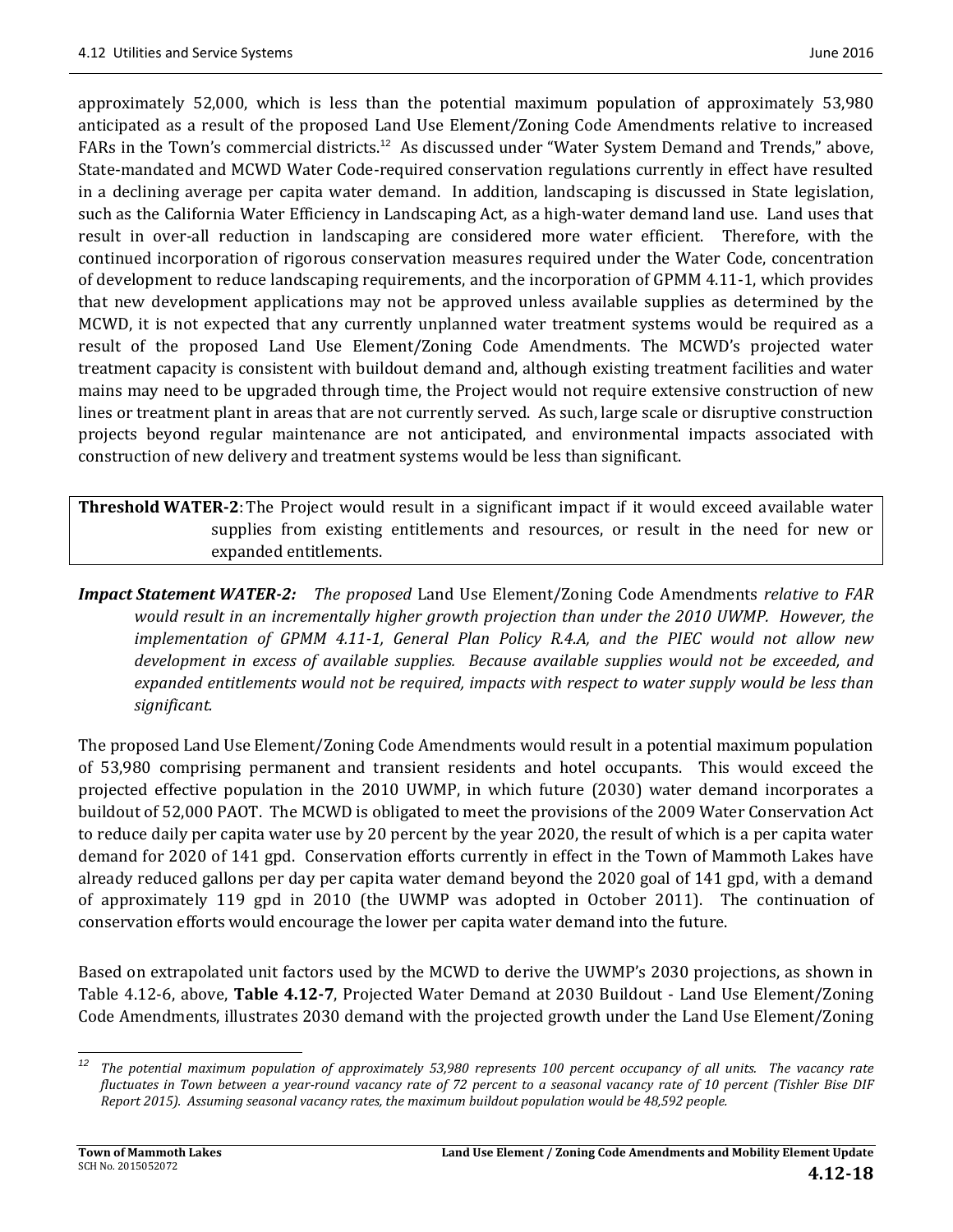approximately 52,000, which is less than the potential maximum population of approximately 53,980 anticipated as a result of the proposed Land Use Element/Zoning Code Amendments relative to increased FARs in the Town's commercial districts.[12] As discussed under "Water System Demand and Trends," above, State-mandated and MCWD Water Code-required conservation regulations currently in effect have resulted in a declining average per capita water demand. In addition, landscaping is discussed in State legislation, such as the California Water Efficiency in Landscaping Act, as a high-water demand land use. Land uses that result in over-all reduction in landscaping are considered more water efficient. Therefore, with the continued incorporation of rigorous conservation measures required under the Water Code, concentration of development to reduce landscaping requirements, and the incorporation of GPMM 4.11-1, which provides that new development applications may not be approved unless available supplies as determined by the MCWD, it is not expected that any currently unplanned water treatment systems would be required as a result of the proposed Land Use Element/Zoning Code Amendments. The MCWD's projected water treatment capacity is consistent with buildout demand and, although existing treatment facilities and water mains may need to be upgraded through time, the Project would not require extensive construction of new lines or treatment plant in areas that are not currently served. As such, large scale or disruptive construction projects beyond regular maintenance are not anticipated, and environmental impacts associated with construction of new delivery and treatment systems would be less than significant.

| **Threshold WATER-2**: The Project would result in a significant impact if it would exceed available water supplies from existing entitlements and resources, or result in the need for new or expanded entitlements. |
|---|

***Impact Statement WATER-2:*** *The proposed* Land Use Element/Zoning Code Amendments *relative to FAR would result in an incrementally higher growth projection than under the 2010 UWMP. However, the implementation of GPMM 4.11-1, General Plan Policy R.4.A, and the PIEC would not allow new development in excess of available supplies. Because available supplies would not be exceeded, and expanded entitlements would not be required, impacts with respect to water supply would be less than significant.*

The proposed Land Use Element/Zoning Code Amendments would result in a potential maximum population of 53,980 comprising permanent and transient residents and hotel occupants. This would exceed the projected effective population in the 2010 UWMP, in which future (2030) water demand incorporates a buildout of 52,000 PAOT. The MCWD is obligated to meet the provisions of the 2009 Water Conservation Act to reduce daily per capita water use by 20 percent by the year 2020, the result of which is a per capita water demand for 2020 of 141 gpd. Conservation efforts currently in effect in the Town of Mammoth Lakes have already reduced gallons per day per capita water demand beyond the 2020 goal of 141 gpd, with a demand of approximately 119 gpd in 2010 (the UWMP was adopted in October 2011). The continuation of conservation efforts would encourage the lower per capita water demand into the future.

Based on extrapolated unit factors used by the MCWD to derive the UWMP's 2030 projections, as shown in Table 4.12-6, above, **Table 4.12-7**, Projected Water Demand at 2030 Buildout - Land Use Element/Zoning Code Amendments, illustrates 2030 demand with the projected growth under the Land Use Element/Zoning

---

[12] *The potential maximum population of approximately 53,980 represents 100 percent occupancy of all units. The vacancy rate fluctuates in Town between a year-round vacancy rate of 72 percent to a seasonal vacancy rate of 10 percent (Tishler Bise DIF Report 2015). Assuming seasonal vacancy rates, the maximum buildout population would be 48,592 people.*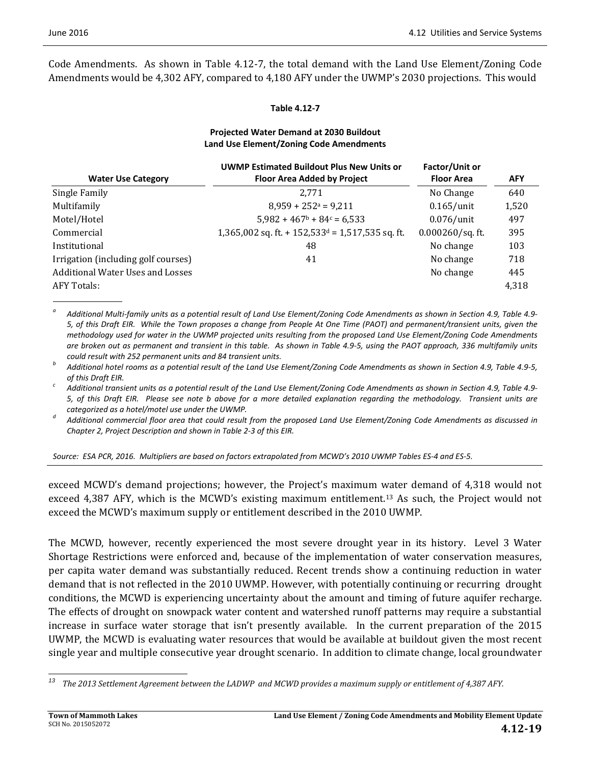Code Amendments. As shown in Table 4.12-7, the total demand with the Land Use Element/Zoning Code Amendments would be 4,302 AFY, compared to 4,180 AFY under the UWMP's 2030 projections. This would

**Table 4.12-7**

**Projected Water Demand at 2030 Buildout**
**Land Use Element/Zoning Code Amendments**

| Water Use Category | UWMP Estimated Buildout Plus New Units or Floor Area Added by Project | Factor/Unit or Floor Area | AFY |
|---|---|---|---|
| Single Family | 2,771 | No Change | 640 |
| Multifamily | 8,959 + 252[a] = 9,211 | 0.165/unit | 1,520 |
| Motel/Hotel | 5,982 + 467[b] + 84[c] = 6,533 | 0.076/unit | 497 |
| Commercial | 1,365,002 sq. ft. + 152,533[d] = 1,517,535 sq. ft. | 0.000260/sq. ft. | 395 |
| Institutional | 48 | No change | 103 |
| Irrigation (including golf courses) | 41 | No change | 718 |
| Additional Water Uses and Losses | | No change | 445 |
| AFY Totals: | | | 4,318 |

[a] *Additional Multi-family units as a potential result of Land Use Element/Zoning Code Amendments as shown in Section 4.9, Table 4.9-5, of this Draft EIR. While the Town proposes a change from People At One Time (PAOT) and permanent/transient units, given the methodology used for water in the UWMP projected units resulting from the proposed Land Use Element/Zoning Code Amendments are broken out as permanent and transient in this table. As shown in Table 4.9-5, using the PAOT approach, 336 multifamily units could result with 252 permanent units and 84 transient units.*

[b] *Additional hotel rooms as a potential result of the Land Use Element/Zoning Code Amendments as shown in Section 4.9, Table 4.9-5, of this Draft EIR.*

[c] *Additional transient units as a potential result of the Land Use Element/Zoning Code Amendments as shown in Section 4.9, Table 4.9-5, of this Draft EIR. Please see note b above for a more detailed explanation regarding the methodology. Transient units are categorized as a hotel/motel use under the UWMP.*

[d] *Additional commercial floor area that could result from the proposed Land Use Element/Zoning Code Amendments as discussed in Chapter 2, Project Description and shown in Table 2-3 of this EIR.*

*Source: ESA PCR, 2016. Multipliers are based on factors extrapolated from MCWD's 2010 UWMP Tables ES-4 and ES-5.*

exceed MCWD's demand projections; however, the Project's maximum water demand of 4,318 would not exceed 4,387 AFY, which is the MCWD's existing maximum entitlement.[13] As such, the Project would not exceed the MCWD's maximum supply or entitlement described in the 2010 UWMP.

The MCWD, however, recently experienced the most severe drought year in its history. Level 3 Water Shortage Restrictions were enforced and, because of the implementation of water conservation measures, per capita water demand was substantially reduced. Recent trends show a continuing reduction in water demand that is not reflected in the 2010 UWMP. However, with potentially continuing or recurring drought conditions, the MCWD is experiencing uncertainty about the amount and timing of future aquifer recharge. The effects of drought on snowpack water content and watershed runoff patterns may require a substantial increase in surface water storage that isn't presently available. In the current preparation of the 2015 UWMP, the MCWD is evaluating water resources that would be available at buildout given the most recent single year and multiple consecutive year drought scenario. In addition to climate change, local groundwater

[13] *The 2013 Settlement Agreement between the LADWP and MCWD provides a maximum supply or entitlement of 4,387 AFY.*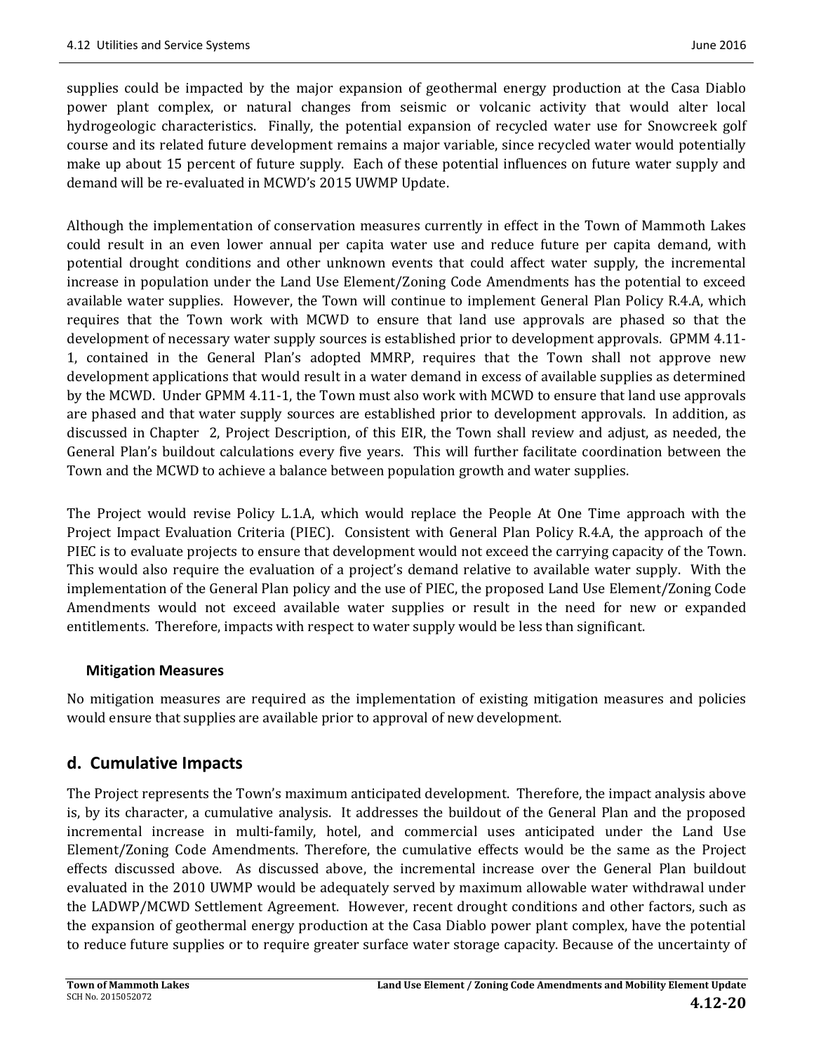supplies could be impacted by the major expansion of geothermal energy production at the Casa Diablo power plant complex, or natural changes from seismic or volcanic activity that would alter local hydrogeologic characteristics. Finally, the potential expansion of recycled water use for Snowcreek golf course and its related future development remains a major variable, since recycled water would potentially make up about 15 percent of future supply. Each of these potential influences on future water supply and demand will be re-evaluated in MCWD's 2015 UWMP Update.

Although the implementation of conservation measures currently in effect in the Town of Mammoth Lakes could result in an even lower annual per capita water use and reduce future per capita demand, with potential drought conditions and other unknown events that could affect water supply, the incremental increase in population under the Land Use Element/Zoning Code Amendments has the potential to exceed available water supplies. However, the Town will continue to implement General Plan Policy R.4.A, which requires that the Town work with MCWD to ensure that land use approvals are phased so that the development of necessary water supply sources is established prior to development approvals. GPMM 4.11-1, contained in the General Plan's adopted MMRP, requires that the Town shall not approve new development applications that would result in a water demand in excess of available supplies as determined by the MCWD. Under GPMM 4.11-1, the Town must also work with MCWD to ensure that land use approvals are phased and that water supply sources are established prior to development approvals. In addition, as discussed in Chapter 2, Project Description, of this EIR, the Town shall review and adjust, as needed, the General Plan's buildout calculations every five years. This will further facilitate coordination between the Town and the MCWD to achieve a balance between population growth and water supplies.

The Project would revise Policy L.1.A, which would replace the People At One Time approach with the Project Impact Evaluation Criteria (PIEC). Consistent with General Plan Policy R.4.A, the approach of the PIEC is to evaluate projects to ensure that development would not exceed the carrying capacity of the Town. This would also require the evaluation of a project's demand relative to available water supply. With the implementation of the General Plan policy and the use of PIEC, the proposed Land Use Element/Zoning Code Amendments would not exceed available water supplies or result in the need for new or expanded entitlements. Therefore, impacts with respect to water supply would be less than significant.

#### Mitigation Measures

No mitigation measures are required as the implementation of existing mitigation measures and policies would ensure that supplies are available prior to approval of new development.

## d. Cumulative Impacts

The Project represents the Town's maximum anticipated development. Therefore, the impact analysis above is, by its character, a cumulative analysis. It addresses the buildout of the General Plan and the proposed incremental increase in multi-family, hotel, and commercial uses anticipated under the Land Use Element/Zoning Code Amendments. Therefore, the cumulative effects would be the same as the Project effects discussed above. As discussed above, the incremental increase over the General Plan buildout evaluated in the 2010 UWMP would be adequately served by maximum allowable water withdrawal under the LADWP/MCWD Settlement Agreement. However, recent drought conditions and other factors, such as the expansion of geothermal energy production at the Casa Diablo power plant complex, have the potential to reduce future supplies or to require greater surface water storage capacity. Because of the uncertainty of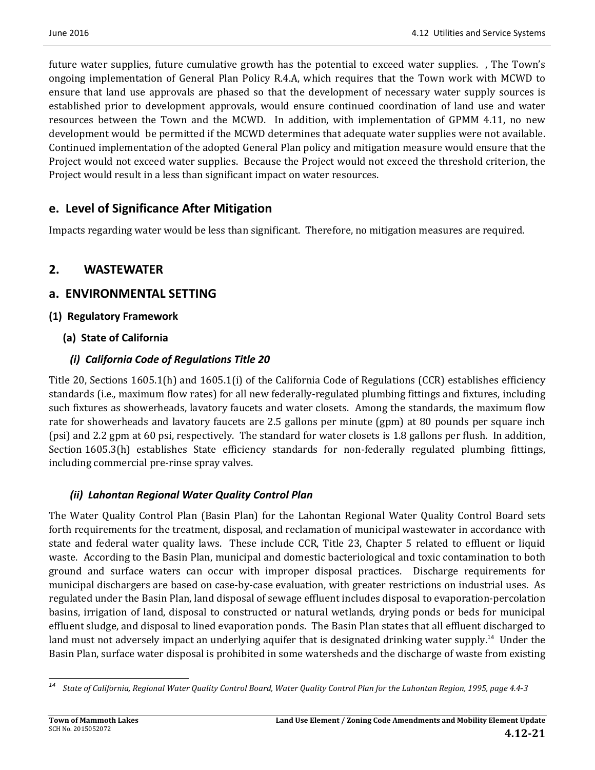future water supplies, future cumulative growth has the potential to exceed water supplies. , The Town's ongoing implementation of General Plan Policy R.4.A, which requires that the Town work with MCWD to ensure that land use approvals are phased so that the development of necessary water supply sources is established prior to development approvals, would ensure continued coordination of land use and water resources between the Town and the MCWD. In addition, with implementation of GPMM 4.11, no new development would be permitted if the MCWD determines that adequate water supplies were not available. Continued implementation of the adopted General Plan policy and mitigation measure would ensure that the Project would not exceed water supplies. Because the Project would not exceed the threshold criterion, the Project would result in a less than significant impact on water resources.

## e. Level of Significance After Mitigation

Impacts regarding water would be less than significant. Therefore, no mitigation measures are required.

## 2. WASTEWATER

## a. ENVIRONMENTAL SETTING

### (1) Regulatory Framework

#### (a) State of California

##### *(i) California Code of Regulations Title 20*

Title 20, Sections 1605.1(h) and 1605.1(i) of the California Code of Regulations (CCR) establishes efficiency standards (i.e., maximum flow rates) for all new federally-regulated plumbing fittings and fixtures, including such fixtures as showerheads, lavatory faucets and water closets. Among the standards, the maximum flow rate for showerheads and lavatory faucets are 2.5 gallons per minute (gpm) at 80 pounds per square inch (psi) and 2.2 gpm at 60 psi, respectively. The standard for water closets is 1.8 gallons per flush. In addition, Section 1605.3(h) establishes State efficiency standards for non-federally regulated plumbing fittings, including commercial pre-rinse spray valves.

##### *(ii) Lahontan Regional Water Quality Control Plan*

The Water Quality Control Plan (Basin Plan) for the Lahontan Regional Water Quality Control Board sets forth requirements for the treatment, disposal, and reclamation of municipal wastewater in accordance with state and federal water quality laws. These include CCR, Title 23, Chapter 5 related to effluent or liquid waste. According to the Basin Plan, municipal and domestic bacteriological and toxic contamination to both ground and surface waters can occur with improper disposal practices. Discharge requirements for municipal dischargers are based on case-by-case evaluation, with greater restrictions on industrial uses. As regulated under the Basin Plan, land disposal of sewage effluent includes disposal to evaporation-percolation basins, irrigation of land, disposal to constructed or natural wetlands, drying ponds or beds for municipal effluent sludge, and disposal to lined evaporation ponds. The Basin Plan states that all effluent discharged to land must not adversely impact an underlying aquifer that is designated drinking water supply.[14] Under the Basin Plan, surface water disposal is prohibited in some watersheds and the discharge of waste from existing

---

[14] *State of California, Regional Water Quality Control Board, Water Quality Control Plan for the Lahontan Region, 1995, page 4.4-3*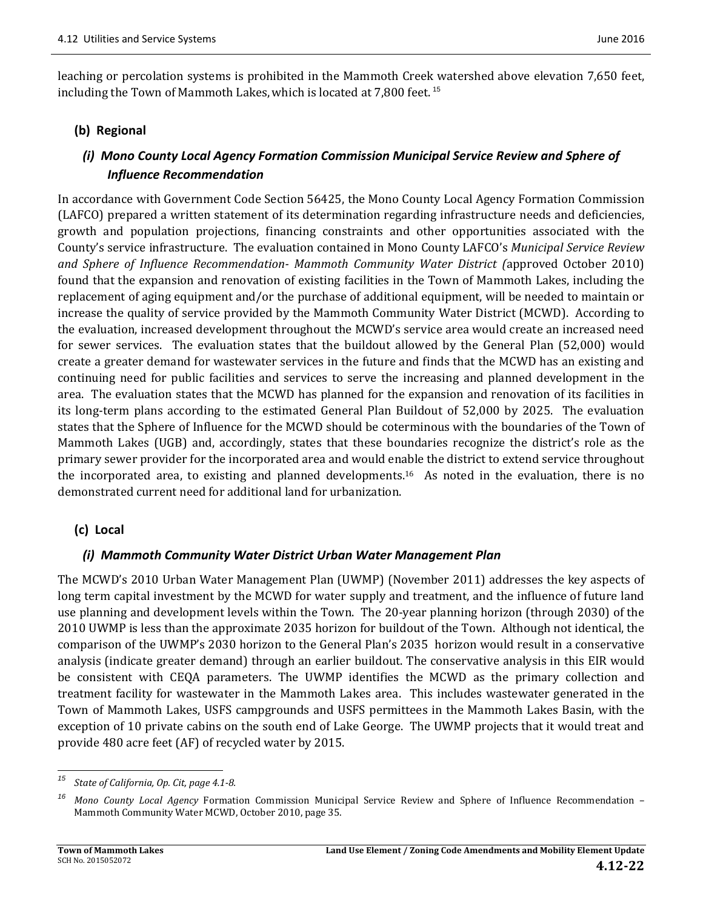leaching or percolation systems is prohibited in the Mammoth Creek watershed above elevation 7,650 feet, including the Town of Mammoth Lakes, which is located at 7,800 feet. [15]

### (b) Regional

#### *(i) Mono County Local Agency Formation Commission Municipal Service Review and Sphere of Influence Recommendation*

In accordance with Government Code Section 56425, the Mono County Local Agency Formation Commission (LAFCO) prepared a written statement of its determination regarding infrastructure needs and deficiencies, growth and population projections, financing constraints and other opportunities associated with the County's service infrastructure. The evaluation contained in Mono County LAFCO's *Municipal Service Review and Sphere of Influence Recommendation- Mammoth Community Water District (*approved October 2010) found that the expansion and renovation of existing facilities in the Town of Mammoth Lakes, including the replacement of aging equipment and/or the purchase of additional equipment, will be needed to maintain or increase the quality of service provided by the Mammoth Community Water District (MCWD). According to the evaluation, increased development throughout the MCWD's service area would create an increased need for sewer services. The evaluation states that the buildout allowed by the General Plan (52,000) would create a greater demand for wastewater services in the future and finds that the MCWD has an existing and continuing need for public facilities and services to serve the increasing and planned development in the area. The evaluation states that the MCWD has planned for the expansion and renovation of its facilities in its long-term plans according to the estimated General Plan Buildout of 52,000 by 2025. The evaluation states that the Sphere of Influence for the MCWD should be coterminous with the boundaries of the Town of Mammoth Lakes (UGB) and, accordingly, states that these boundaries recognize the district's role as the primary sewer provider for the incorporated area and would enable the district to extend service throughout the incorporated area, to existing and planned developments.[16] As noted in the evaluation, there is no demonstrated current need for additional land for urbanization.

### (c) Local

#### *(i) Mammoth Community Water District Urban Water Management Plan*

The MCWD's 2010 Urban Water Management Plan (UWMP) (November 2011) addresses the key aspects of long term capital investment by the MCWD for water supply and treatment, and the influence of future land use planning and development levels within the Town. The 20-year planning horizon (through 2030) of the 2010 UWMP is less than the approximate 2035 horizon for buildout of the Town. Although not identical, the comparison of the UWMP's 2030 horizon to the General Plan's 2035 horizon would result in a conservative analysis (indicate greater demand) through an earlier buildout. The conservative analysis in this EIR would be consistent with CEQA parameters. The UWMP identifies the MCWD as the primary collection and treatment facility for wastewater in the Mammoth Lakes area. This includes wastewater generated in the Town of Mammoth Lakes, USFS campgrounds and USFS permittees in the Mammoth Lakes Basin, with the exception of 10 private cabins on the south end of Lake George. The UWMP projects that it would treat and provide 480 acre feet (AF) of recycled water by 2015.

---

[15] *State of California, Op. Cit, page 4.1-8.*

[16] *Mono County Local Agency* Formation Commission Municipal Service Review and Sphere of Influence Recommendation – Mammoth Community Water MCWD, October 2010, page 35.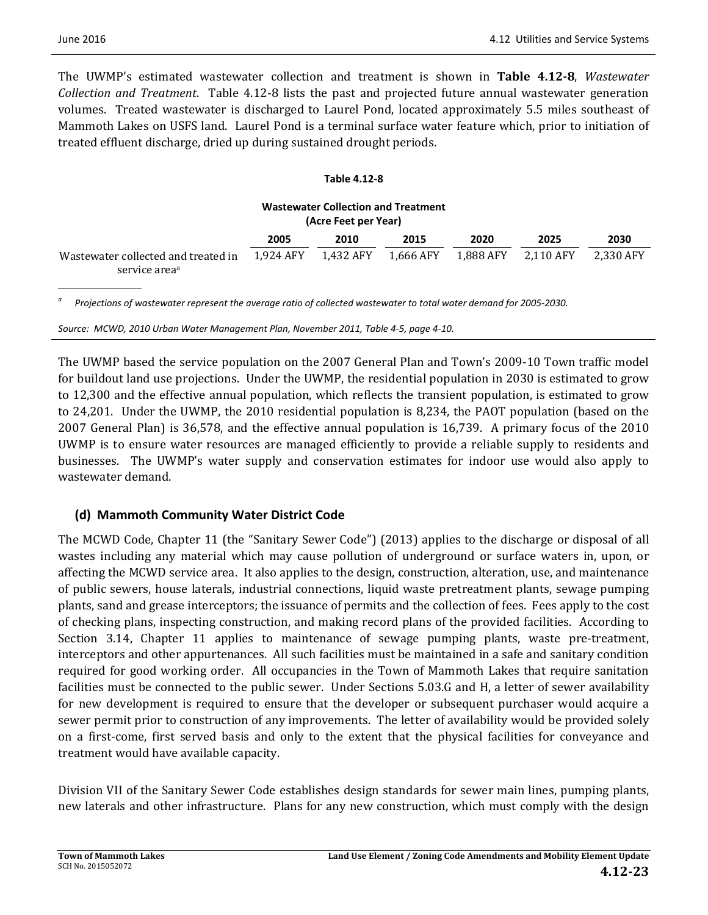The UWMP's estimated wastewater collection and treatment is shown in **Table 4.12-8**, *Wastewater Collection and Treatment*. Table 4.12-8 lists the past and projected future annual wastewater generation volumes. Treated wastewater is discharged to Laurel Pond, located approximately 5.5 miles southeast of Mammoth Lakes on USFS land. Laurel Pond is a terminal surface water feature which, prior to initiation of treated effluent discharge, dried up during sustained drought periods.

**Table 4.12-8**

**Wastewater Collection and Treatment (Acre Feet per Year)**

| | 2005 | 2010 | 2015 | 2020 | 2025 | 2030 |
|---|---|---|---|---|---|---|
| Wastewater collected and treated in service area[a] | 1,924 AFY | 1,432 AFY | 1,666 AFY | 1,888 AFY | 2,110 AFY | 2,330 AFY |

[a] *Projections of wastewater represent the average ratio of collected wastewater to total water demand for 2005-2030.*

*Source: MCWD, 2010 Urban Water Management Plan, November 2011, Table 4-5, page 4-10.*

The UWMP based the service population on the 2007 General Plan and Town's 2009-10 Town traffic model for buildout land use projections. Under the UWMP, the residential population in 2030 is estimated to grow to 12,300 and the effective annual population, which reflects the transient population, is estimated to grow to 24,201. Under the UWMP, the 2010 residential population is 8,234, the PAOT population (based on the 2007 General Plan) is 36,578, and the effective annual population is 16,739. A primary focus of the 2010 UWMP is to ensure water resources are managed efficiently to provide a reliable supply to residents and businesses. The UWMP's water supply and conservation estimates for indoor use would also apply to wastewater demand.

### (d) Mammoth Community Water District Code

The MCWD Code, Chapter 11 (the "Sanitary Sewer Code") (2013) applies to the discharge or disposal of all wastes including any material which may cause pollution of underground or surface waters in, upon, or affecting the MCWD service area. It also applies to the design, construction, alteration, use, and maintenance of public sewers, house laterals, industrial connections, liquid waste pretreatment plants, sewage pumping plants, sand and grease interceptors; the issuance of permits and the collection of fees. Fees apply to the cost of checking plans, inspecting construction, and making record plans of the provided facilities. According to Section 3.14, Chapter 11 applies to maintenance of sewage pumping plants, waste pre-treatment, interceptors and other appurtenances. All such facilities must be maintained in a safe and sanitary condition required for good working order. All occupancies in the Town of Mammoth Lakes that require sanitation facilities must be connected to the public sewer. Under Sections 5.03.G and H, a letter of sewer availability for new development is required to ensure that the developer or subsequent purchaser would acquire a sewer permit prior to construction of any improvements. The letter of availability would be provided solely on a first-come, first served basis and only to the extent that the physical facilities for conveyance and treatment would have available capacity.

Division VII of the Sanitary Sewer Code establishes design standards for sewer main lines, pumping plants, new laterals and other infrastructure. Plans for any new construction, which must comply with the design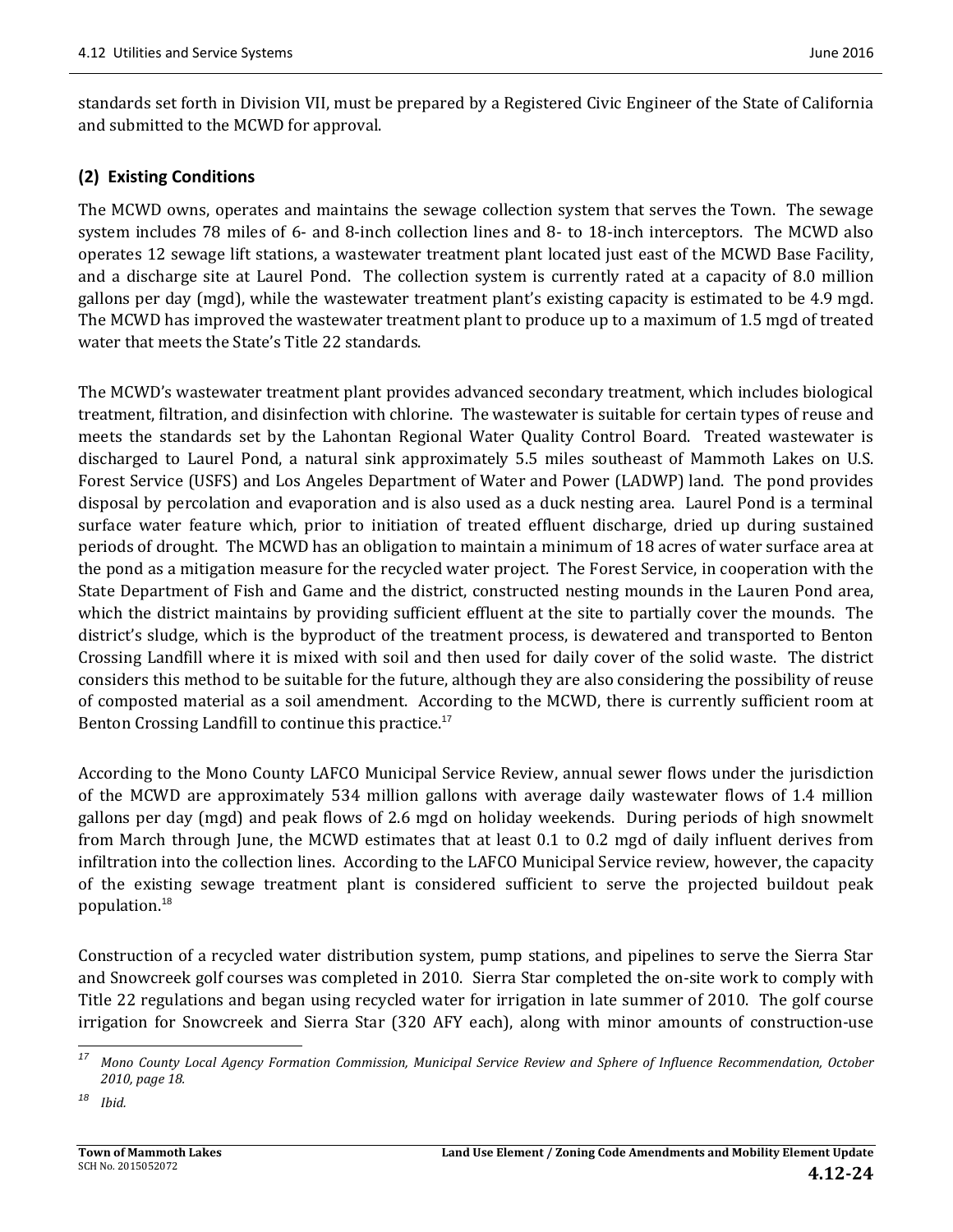standards set forth in Division VII, must be prepared by a Registered Civic Engineer of the State of California and submitted to the MCWD for approval.

### (2) Existing Conditions

The MCWD owns, operates and maintains the sewage collection system that serves the Town. The sewage system includes 78 miles of 6- and 8-inch collection lines and 8- to 18-inch interceptors. The MCWD also operates 12 sewage lift stations, a wastewater treatment plant located just east of the MCWD Base Facility, and a discharge site at Laurel Pond. The collection system is currently rated at a capacity of 8.0 million gallons per day (mgd), while the wastewater treatment plant's existing capacity is estimated to be 4.9 mgd. The MCWD has improved the wastewater treatment plant to produce up to a maximum of 1.5 mgd of treated water that meets the State's Title 22 standards.

The MCWD's wastewater treatment plant provides advanced secondary treatment, which includes biological treatment, filtration, and disinfection with chlorine. The wastewater is suitable for certain types of reuse and meets the standards set by the Lahontan Regional Water Quality Control Board. Treated wastewater is discharged to Laurel Pond, a natural sink approximately 5.5 miles southeast of Mammoth Lakes on U.S. Forest Service (USFS) and Los Angeles Department of Water and Power (LADWP) land. The pond provides disposal by percolation and evaporation and is also used as a duck nesting area. Laurel Pond is a terminal surface water feature which, prior to initiation of treated effluent discharge, dried up during sustained periods of drought. The MCWD has an obligation to maintain a minimum of 18 acres of water surface area at the pond as a mitigation measure for the recycled water project. The Forest Service, in cooperation with the State Department of Fish and Game and the district, constructed nesting mounds in the Lauren Pond area, which the district maintains by providing sufficient effluent at the site to partially cover the mounds. The district's sludge, which is the byproduct of the treatment process, is dewatered and transported to Benton Crossing Landfill where it is mixed with soil and then used for daily cover of the solid waste. The district considers this method to be suitable for the future, although they are also considering the possibility of reuse of composted material as a soil amendment. According to the MCWD, there is currently sufficient room at Benton Crossing Landfill to continue this practice.[17]

According to the Mono County LAFCO Municipal Service Review, annual sewer flows under the jurisdiction of the MCWD are approximately 534 million gallons with average daily wastewater flows of 1.4 million gallons per day (mgd) and peak flows of 2.6 mgd on holiday weekends. During periods of high snowmelt from March through June, the MCWD estimates that at least 0.1 to 0.2 mgd of daily influent derives from infiltration into the collection lines. According to the LAFCO Municipal Service review, however, the capacity of the existing sewage treatment plant is considered sufficient to serve the projected buildout peak population.[18]

Construction of a recycled water distribution system, pump stations, and pipelines to serve the Sierra Star and Snowcreek golf courses was completed in 2010. Sierra Star completed the on-site work to comply with Title 22 regulations and began using recycled water for irrigation in late summer of 2010. The golf course irrigation for Snowcreek and Sierra Star (320 AFY each), along with minor amounts of construction-use

---

[17] *Mono County Local Agency Formation Commission, Municipal Service Review and Sphere of Influence Recommendation, October 2010, page 18.*

[18] *Ibid.*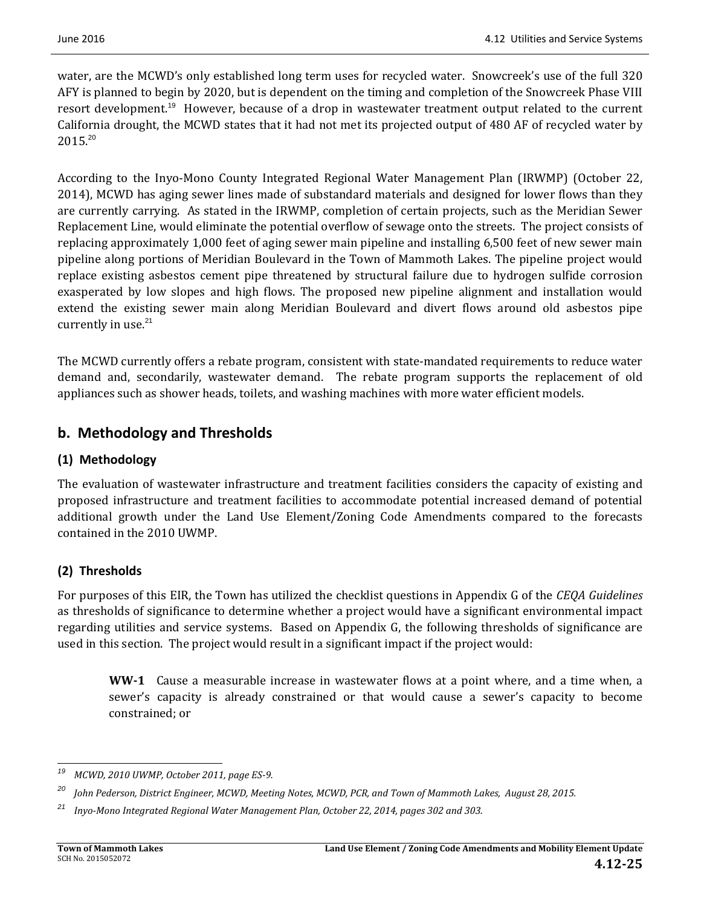water, are the MCWD's only established long term uses for recycled water. Snowcreek's use of the full 320 AFY is planned to begin by 2020, but is dependent on the timing and completion of the Snowcreek Phase VIII resort development.[19] However, because of a drop in wastewater treatment output related to the current California drought, the MCWD states that it had not met its projected output of 480 AF of recycled water by 2015.[20]

According to the Inyo-Mono County Integrated Regional Water Management Plan (IRWMP) (October 22, 2014), MCWD has aging sewer lines made of substandard materials and designed for lower flows than they are currently carrying. As stated in the IRWMP, completion of certain projects, such as the Meridian Sewer Replacement Line, would eliminate the potential overflow of sewage onto the streets. The project consists of replacing approximately 1,000 feet of aging sewer main pipeline and installing 6,500 feet of new sewer main pipeline along portions of Meridian Boulevard in the Town of Mammoth Lakes. The pipeline project would replace existing asbestos cement pipe threatened by structural failure due to hydrogen sulfide corrosion exasperated by low slopes and high flows. The proposed new pipeline alignment and installation would extend the existing sewer main along Meridian Boulevard and divert flows around old asbestos pipe currently in use.[21]

The MCWD currently offers a rebate program, consistent with state-mandated requirements to reduce water demand and, secondarily, wastewater demand. The rebate program supports the replacement of old appliances such as shower heads, toilets, and washing machines with more water efficient models.

## b. Methodology and Thresholds

### (1) Methodology

The evaluation of wastewater infrastructure and treatment facilities considers the capacity of existing and proposed infrastructure and treatment facilities to accommodate potential increased demand of potential additional growth under the Land Use Element/Zoning Code Amendments compared to the forecasts contained in the 2010 UWMP.

### (2) Thresholds

For purposes of this EIR, the Town has utilized the checklist questions in Appendix G of the *CEQA Guidelines* as thresholds of significance to determine whether a project would have a significant environmental impact regarding utilities and service systems. Based on Appendix G, the following thresholds of significance are used in this section. The project would result in a significant impact if the project would:

> **WW-1** Cause a measurable increase in wastewater flows at a point where, and a time when, a sewer's capacity is already constrained or that would cause a sewer's capacity to become constrained; or

---

[19] *MCWD, 2010 UWMP, October 2011, page ES-9.*

[20] *John Pederson, District Engineer, MCWD, Meeting Notes, MCWD, PCR, and Town of Mammoth Lakes, August 28, 2015.*

[21] *Inyo-Mono Integrated Regional Water Management Plan, October 22, 2014, pages 302 and 303.*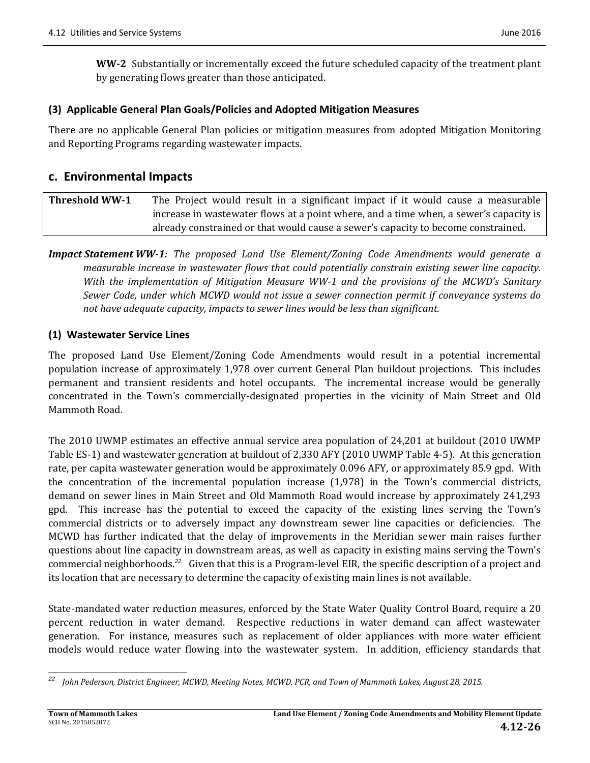**WW-2** Substantially or incrementally exceed the future scheduled capacity of the treatment plant by generating flows greater than those anticipated.

### (3) Applicable General Plan Goals/Policies and Adopted Mitigation Measures

There are no applicable General Plan policies or mitigation measures from adopted Mitigation Monitoring and Reporting Programs regarding wastewater impacts.

## c. Environmental Impacts

| **Threshold WW-1** | The Project would result in a significant impact if it would cause a measurable increase in wastewater flows at a point where, and a time when, a sewer's capacity is already constrained or that would cause a sewer's capacity to become constrained. |
|---|---|

***Impact Statement WW-1:*** *The proposed Land Use Element/Zoning Code Amendments would generate a measurable increase in wastewater flows that could potentially constrain existing sewer line capacity. With the implementation of Mitigation Measure WW-1 and the provisions of the MCWD's Sanitary Sewer Code, under which MCWD would not issue a sewer connection permit if conveyance systems do not have adequate capacity, impacts to sewer lines would be less than significant.*

### (1) Wastewater Service Lines

The proposed Land Use Element/Zoning Code Amendments would result in a potential incremental population increase of approximately 1,978 over current General Plan buildout projections. This includes permanent and transient residents and hotel occupants. The incremental increase would be generally concentrated in the Town's commercially-designated properties in the vicinity of Main Street and Old Mammoth Road.

The 2010 UWMP estimates an effective annual service area population of 24,201 at buildout (2010 UWMP Table ES-1) and wastewater generation at buildout of 2,330 AFY (2010 UWMP Table 4-5). At this generation rate, per capita wastewater generation would be approximately 0.096 AFY, or approximately 85.9 gpd. With the concentration of the incremental population increase (1,978) in the Town's commercial districts, demand on sewer lines in Main Street and Old Mammoth Road would increase by approximately 241,293 gpd. This increase has the potential to exceed the capacity of the existing lines serving the Town's commercial districts or to adversely impact any downstream sewer line capacities or deficiencies. The MCWD has further indicated that the delay of improvements in the Meridian sewer main raises further questions about line capacity in downstream areas, as well as capacity in existing mains serving the Town's commercial neighborhoods.[22] Given that this is a Program-level EIR, the specific description of a project and its location that are necessary to determine the capacity of existing main lines is not available.

State-mandated water reduction measures, enforced by the State Water Quality Control Board, require a 20 percent reduction in water demand. Respective reductions in water demand can affect wastewater generation. For instance, measures such as replacement of older appliances with more water efficient models would reduce water flowing into the wastewater system. In addition, efficiency standards that

---

[22] *John Pederson, District Engineer, MCWD, Meeting Notes, MCWD, PCR, and Town of Mammoth Lakes, August 28, 2015.*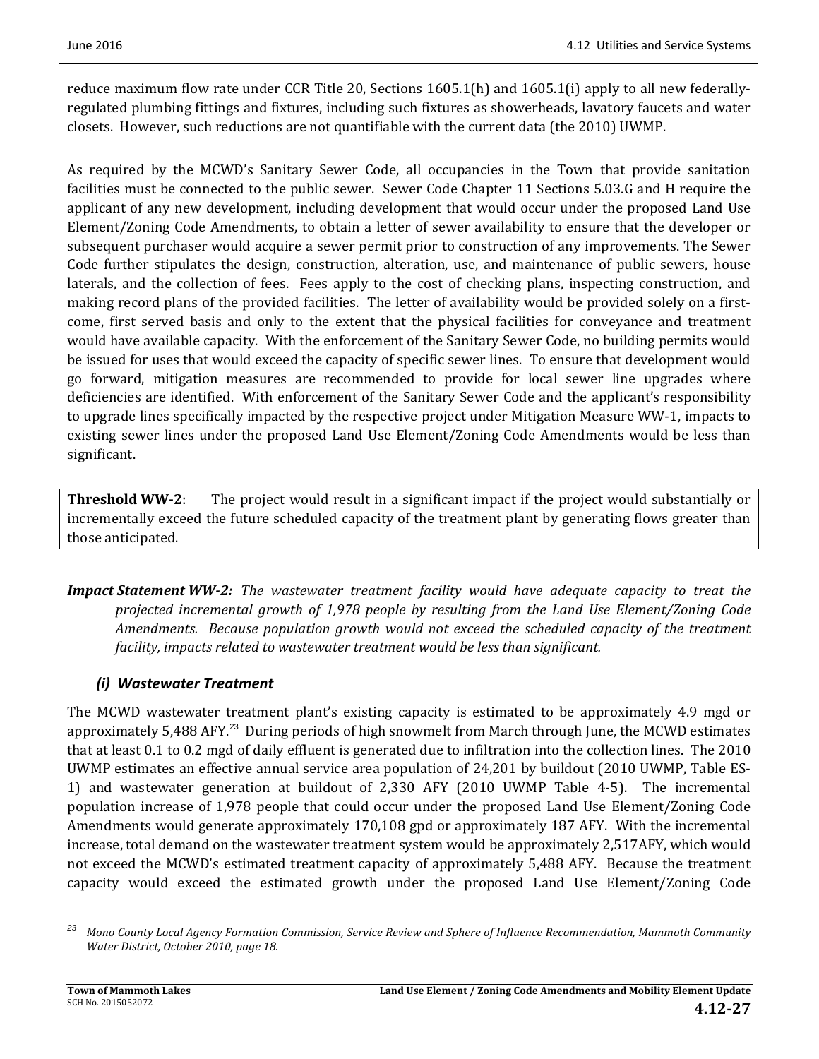reduce maximum flow rate under CCR Title 20, Sections 1605.1(h) and 1605.1(i) apply to all new federally-regulated plumbing fittings and fixtures, including such fixtures as showerheads, lavatory faucets and water closets. However, such reductions are not quantifiable with the current data (the 2010) UWMP.

As required by the MCWD's Sanitary Sewer Code, all occupancies in the Town that provide sanitation facilities must be connected to the public sewer. Sewer Code Chapter 11 Sections 5.03.G and H require the applicant of any new development, including development that would occur under the proposed Land Use Element/Zoning Code Amendments, to obtain a letter of sewer availability to ensure that the developer or subsequent purchaser would acquire a sewer permit prior to construction of any improvements. The Sewer Code further stipulates the design, construction, alteration, use, and maintenance of public sewers, house laterals, and the collection of fees. Fees apply to the cost of checking plans, inspecting construction, and making record plans of the provided facilities. The letter of availability would be provided solely on a first-come, first served basis and only to the extent that the physical facilities for conveyance and treatment would have available capacity. With the enforcement of the Sanitary Sewer Code, no building permits would be issued for uses that would exceed the capacity of specific sewer lines. To ensure that development would go forward, mitigation measures are recommended to provide for local sewer line upgrades where deficiencies are identified. With enforcement of the Sanitary Sewer Code and the applicant's responsibility to upgrade lines specifically impacted by the respective project under Mitigation Measure WW-1, impacts to existing sewer lines under the proposed Land Use Element/Zoning Code Amendments would be less than significant.

**Threshold WW-2**: The project would result in a significant impact if the project would substantially or incrementally exceed the future scheduled capacity of the treatment plant by generating flows greater than those anticipated.

***Impact Statement WW-2:*** *The wastewater treatment facility would have adequate capacity to treat the projected incremental growth of 1,978 people by resulting from the Land Use Element/Zoning Code Amendments. Because population growth would not exceed the scheduled capacity of the treatment facility, impacts related to wastewater treatment would be less than significant.*

### *(i) Wastewater Treatment*

The MCWD wastewater treatment plant's existing capacity is estimated to be approximately 4.9 mgd or approximately 5,488 AFY.[23] During periods of high snowmelt from March through June, the MCWD estimates that at least 0.1 to 0.2 mgd of daily effluent is generated due to infiltration into the collection lines. The 2010 UWMP estimates an effective annual service area population of 24,201 by buildout (2010 UWMP, Table ES-1) and wastewater generation at buildout of 2,330 AFY (2010 UWMP Table 4-5). The incremental population increase of 1,978 people that could occur under the proposed Land Use Element/Zoning Code Amendments would generate approximately 170,108 gpd or approximately 187 AFY. With the incremental increase, total demand on the wastewater treatment system would be approximately 2,517AFY, which would not exceed the MCWD's estimated treatment capacity of approximately 5,488 AFY. Because the treatment capacity would exceed the estimated growth under the proposed Land Use Element/Zoning Code

---

[23] *Mono County Local Agency Formation Commission, Service Review and Sphere of Influence Recommendation, Mammoth Community Water District, October 2010, page 18.*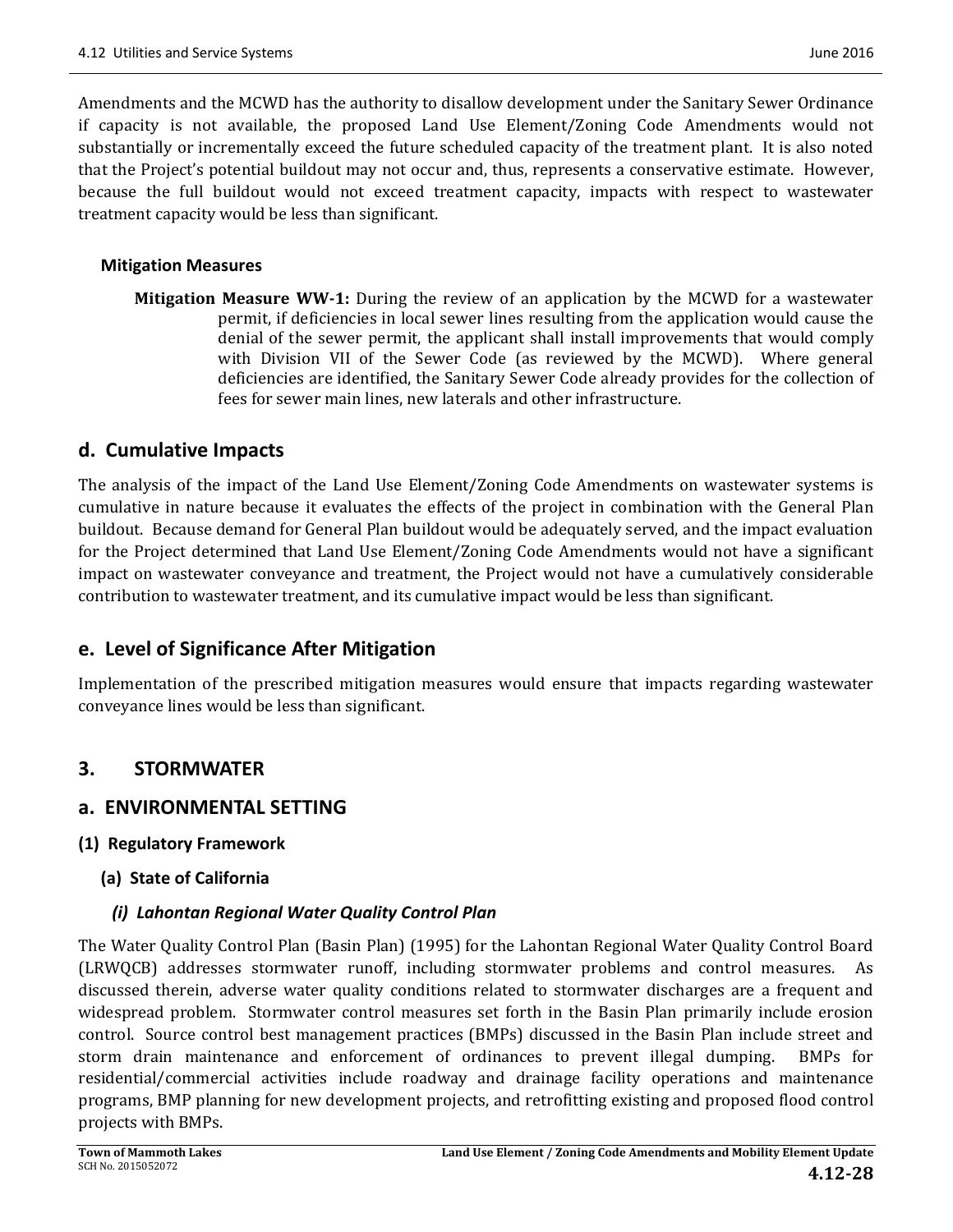Amendments and the MCWD has the authority to disallow development under the Sanitary Sewer Ordinance if capacity is not available, the proposed Land Use Element/Zoning Code Amendments would not substantially or incrementally exceed the future scheduled capacity of the treatment plant. It is also noted that the Project's potential buildout may not occur and, thus, represents a conservative estimate. However, because the full buildout would not exceed treatment capacity, impacts with respect to wastewater treatment capacity would be less than significant.

#### Mitigation Measures

**Mitigation Measure WW-1:** During the review of an application by the MCWD for a wastewater permit, if deficiencies in local sewer lines resulting from the application would cause the denial of the sewer permit, the applicant shall install improvements that would comply with Division VII of the Sewer Code (as reviewed by the MCWD). Where general deficiencies are identified, the Sanitary Sewer Code already provides for the collection of fees for sewer main lines, new laterals and other infrastructure.

## d. Cumulative Impacts

The analysis of the impact of the Land Use Element/Zoning Code Amendments on wastewater systems is cumulative in nature because it evaluates the effects of the project in combination with the General Plan buildout. Because demand for General Plan buildout would be adequately served, and the impact evaluation for the Project determined that Land Use Element/Zoning Code Amendments would not have a significant impact on wastewater conveyance and treatment, the Project would not have a cumulatively considerable contribution to wastewater treatment, and its cumulative impact would be less than significant.

## e. Level of Significance After Mitigation

Implementation of the prescribed mitigation measures would ensure that impacts regarding wastewater conveyance lines would be less than significant.

## 3. STORMWATER

## a. ENVIRONMENTAL SETTING

### (1) Regulatory Framework

#### (a) State of California

##### *(i) Lahontan Regional Water Quality Control Plan*

The Water Quality Control Plan (Basin Plan) (1995) for the Lahontan Regional Water Quality Control Board (LRWQCB) addresses stormwater runoff, including stormwater problems and control measures. As discussed therein, adverse water quality conditions related to stormwater discharges are a frequent and widespread problem. Stormwater control measures set forth in the Basin Plan primarily include erosion control. Source control best management practices (BMPs) discussed in the Basin Plan include street and storm drain maintenance and enforcement of ordinances to prevent illegal dumping. BMPs for residential/commercial activities include roadway and drainage facility operations and maintenance programs, BMP planning for new development projects, and retrofitting existing and proposed flood control projects with BMPs.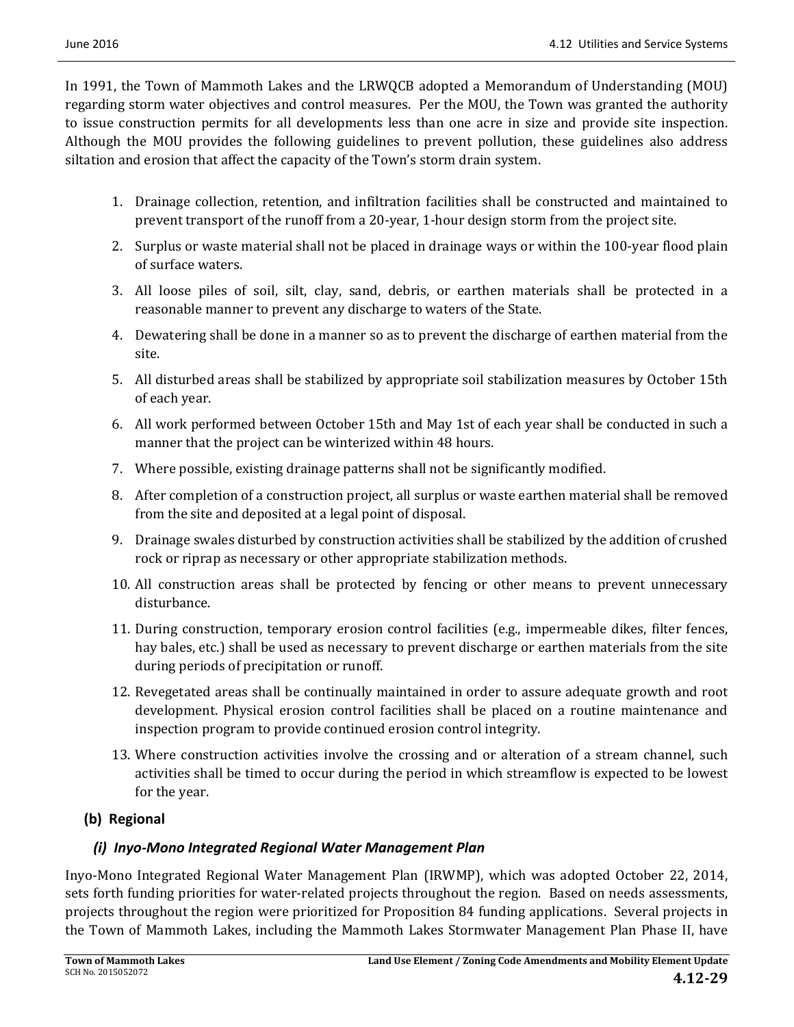In 1991, the Town of Mammoth Lakes and the LRWQCB adopted a Memorandum of Understanding (MOU) regarding storm water objectives and control measures. Per the MOU, the Town was granted the authority to issue construction permits for all developments less than one acre in size and provide site inspection. Although the MOU provides the following guidelines to prevent pollution, these guidelines also address siltation and erosion that affect the capacity of the Town's storm drain system.

1. Drainage collection, retention, and infiltration facilities shall be constructed and maintained to prevent transport of the runoff from a 20-year, 1-hour design storm from the project site.
2. Surplus or waste material shall not be placed in drainage ways or within the 100-year flood plain of surface waters.
3. All loose piles of soil, silt, clay, sand, debris, or earthen materials shall be protected in a reasonable manner to prevent any discharge to waters of the State.
4. Dewatering shall be done in a manner so as to prevent the discharge of earthen material from the site.
5. All disturbed areas shall be stabilized by appropriate soil stabilization measures by October 15th of each year.
6. All work performed between October 15th and May 1st of each year shall be conducted in such a manner that the project can be winterized within 48 hours.
7. Where possible, existing drainage patterns shall not be significantly modified.
8. After completion of a construction project, all surplus or waste earthen material shall be removed from the site and deposited at a legal point of disposal.
9. Drainage swales disturbed by construction activities shall be stabilized by the addition of crushed rock or riprap as necessary or other appropriate stabilization methods.
10. All construction areas shall be protected by fencing or other means to prevent unnecessary disturbance.
11. During construction, temporary erosion control facilities (e.g., impermeable dikes, filter fences, hay bales, etc.) shall be used as necessary to prevent discharge or earthen materials from the site during periods of precipitation or runoff.
12. Revegetated areas shall be continually maintained in order to assure adequate growth and root development. Physical erosion control facilities shall be placed on a routine maintenance and inspection program to provide continued erosion control integrity.
13. Where construction activities involve the crossing and or alteration of a stream channel, such activities shall be timed to occur during the period in which streamflow is expected to be lowest for the year.

### (b) Regional

#### *(i) Inyo-Mono Integrated Regional Water Management Plan*

Inyo-Mono Integrated Regional Water Management Plan (IRWMP), which was adopted October 22, 2014, sets forth funding priorities for water-related projects throughout the region. Based on needs assessments, projects throughout the region were prioritized for Proposition 84 funding applications. Several projects in the Town of Mammoth Lakes, including the Mammoth Lakes Stormwater Management Plan Phase II, have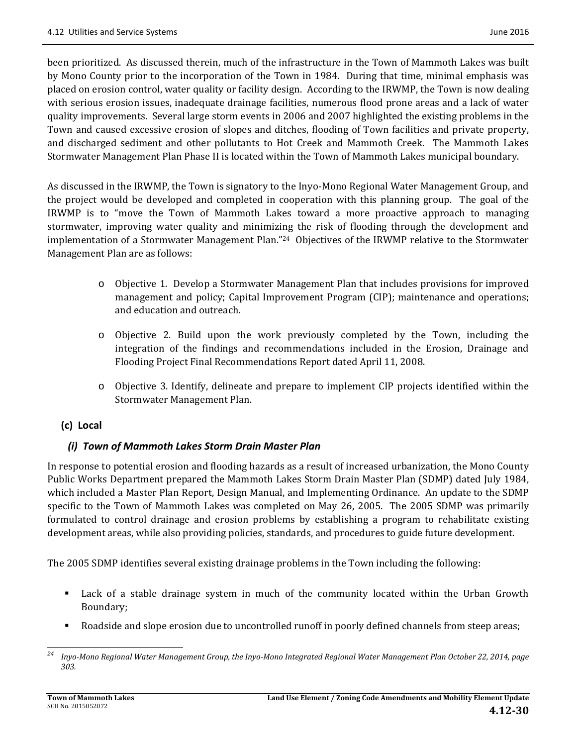been prioritized. As discussed therein, much of the infrastructure in the Town of Mammoth Lakes was built by Mono County prior to the incorporation of the Town in 1984. During that time, minimal emphasis was placed on erosion control, water quality or facility design. According to the IRWMP, the Town is now dealing with serious erosion issues, inadequate drainage facilities, numerous flood prone areas and a lack of water quality improvements. Several large storm events in 2006 and 2007 highlighted the existing problems in the Town and caused excessive erosion of slopes and ditches, flooding of Town facilities and private property, and discharged sediment and other pollutants to Hot Creek and Mammoth Creek. The Mammoth Lakes Stormwater Management Plan Phase II is located within the Town of Mammoth Lakes municipal boundary.

As discussed in the IRWMP, the Town is signatory to the Inyo-Mono Regional Water Management Group, and the project would be developed and completed in cooperation with this planning group. The goal of the IRWMP is to "move the Town of Mammoth Lakes toward a more proactive approach to managing stormwater, improving water quality and minimizing the risk of flooding through the development and implementation of a Stormwater Management Plan."[24] Objectives of the IRWMP relative to the Stormwater Management Plan are as follows:

- Objective 1. Develop a Stormwater Management Plan that includes provisions for improved management and policy; Capital Improvement Program (CIP); maintenance and operations; and education and outreach.
- Objective 2. Build upon the work previously completed by the Town, including the integration of the findings and recommendations included in the Erosion, Drainage and Flooding Project Final Recommendations Report dated April 11, 2008.
- Objective 3. Identify, delineate and prepare to implement CIP projects identified within the Stormwater Management Plan.

### (c) Local

#### *(i) Town of Mammoth Lakes Storm Drain Master Plan*

In response to potential erosion and flooding hazards as a result of increased urbanization, the Mono County Public Works Department prepared the Mammoth Lakes Storm Drain Master Plan (SDMP) dated July 1984, which included a Master Plan Report, Design Manual, and Implementing Ordinance. An update to the SDMP specific to the Town of Mammoth Lakes was completed on May 26, 2005. The 2005 SDMP was primarily formulated to control drainage and erosion problems by establishing a program to rehabilitate existing development areas, while also providing policies, standards, and procedures to guide future development.

The 2005 SDMP identifies several existing drainage problems in the Town including the following:

- Lack of a stable drainage system in much of the community located within the Urban Growth Boundary;
- Roadside and slope erosion due to uncontrolled runoff in poorly defined channels from steep areas;

---

[24] *Inyo-Mono Regional Water Management Group, the Inyo-Mono Integrated Regional Water Management Plan October 22, 2014, page 303.*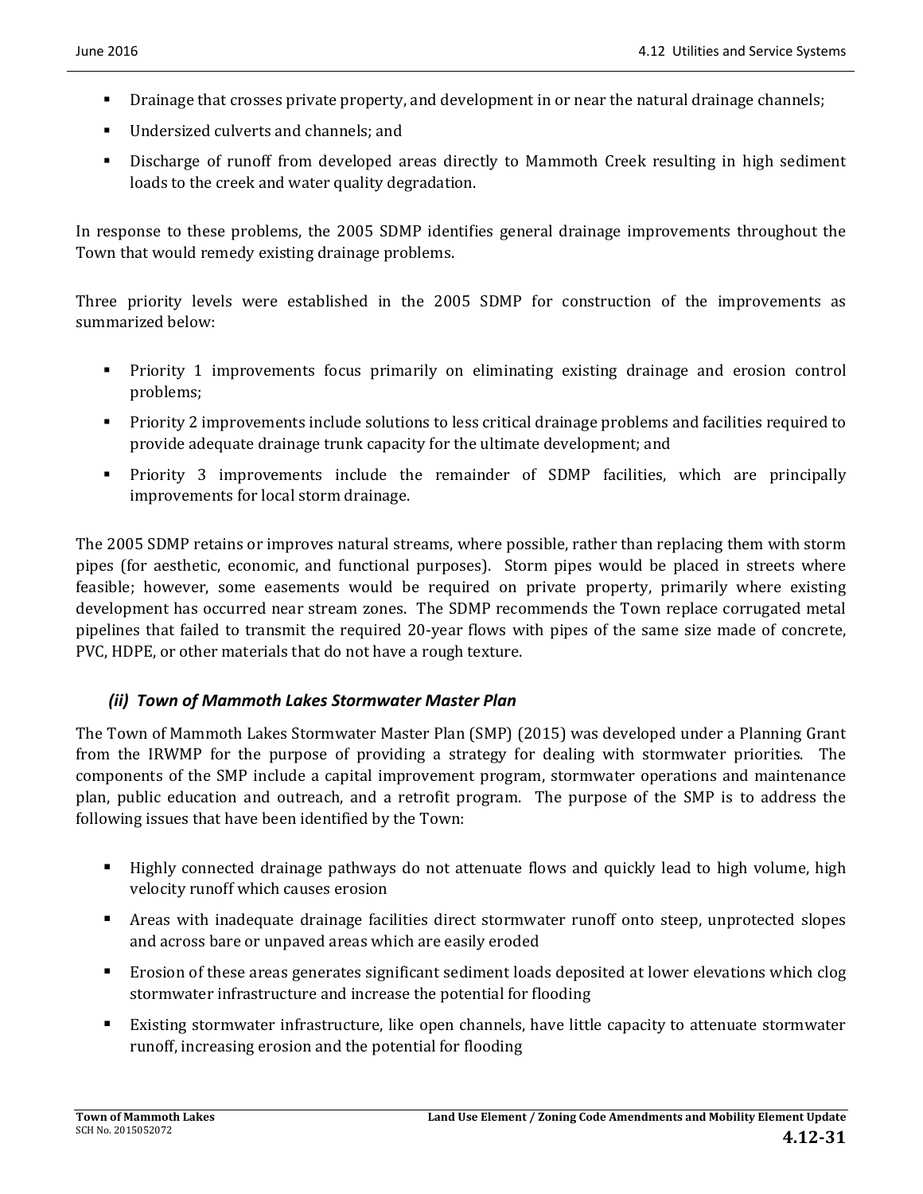- Drainage that crosses private property, and development in or near the natural drainage channels;
- Undersized culverts and channels; and
- Discharge of runoff from developed areas directly to Mammoth Creek resulting in high sediment loads to the creek and water quality degradation.

In response to these problems, the 2005 SDMP identifies general drainage improvements throughout the Town that would remedy existing drainage problems.

Three priority levels were established in the 2005 SDMP for construction of the improvements as summarized below:

- Priority 1 improvements focus primarily on eliminating existing drainage and erosion control problems;
- Priority 2 improvements include solutions to less critical drainage problems and facilities required to provide adequate drainage trunk capacity for the ultimate development; and
- Priority 3 improvements include the remainder of SDMP facilities, which are principally improvements for local storm drainage.

The 2005 SDMP retains or improves natural streams, where possible, rather than replacing them with storm pipes (for aesthetic, economic, and functional purposes). Storm pipes would be placed in streets where feasible; however, some easements would be required on private property, primarily where existing development has occurred near stream zones. The SDMP recommends the Town replace corrugated metal pipelines that failed to transmit the required 20-year flows with pipes of the same size made of concrete, PVC, HDPE, or other materials that do not have a rough texture.

### *(ii) Town of Mammoth Lakes Stormwater Master Plan*

The Town of Mammoth Lakes Stormwater Master Plan (SMP) (2015) was developed under a Planning Grant from the IRWMP for the purpose of providing a strategy for dealing with stormwater priorities. The components of the SMP include a capital improvement program, stormwater operations and maintenance plan, public education and outreach, and a retrofit program. The purpose of the SMP is to address the following issues that have been identified by the Town:

- Highly connected drainage pathways do not attenuate flows and quickly lead to high volume, high velocity runoff which causes erosion
- Areas with inadequate drainage facilities direct stormwater runoff onto steep, unprotected slopes and across bare or unpaved areas which are easily eroded
- Erosion of these areas generates significant sediment loads deposited at lower elevations which clog stormwater infrastructure and increase the potential for flooding
- Existing stormwater infrastructure, like open channels, have little capacity to attenuate stormwater runoff, increasing erosion and the potential for flooding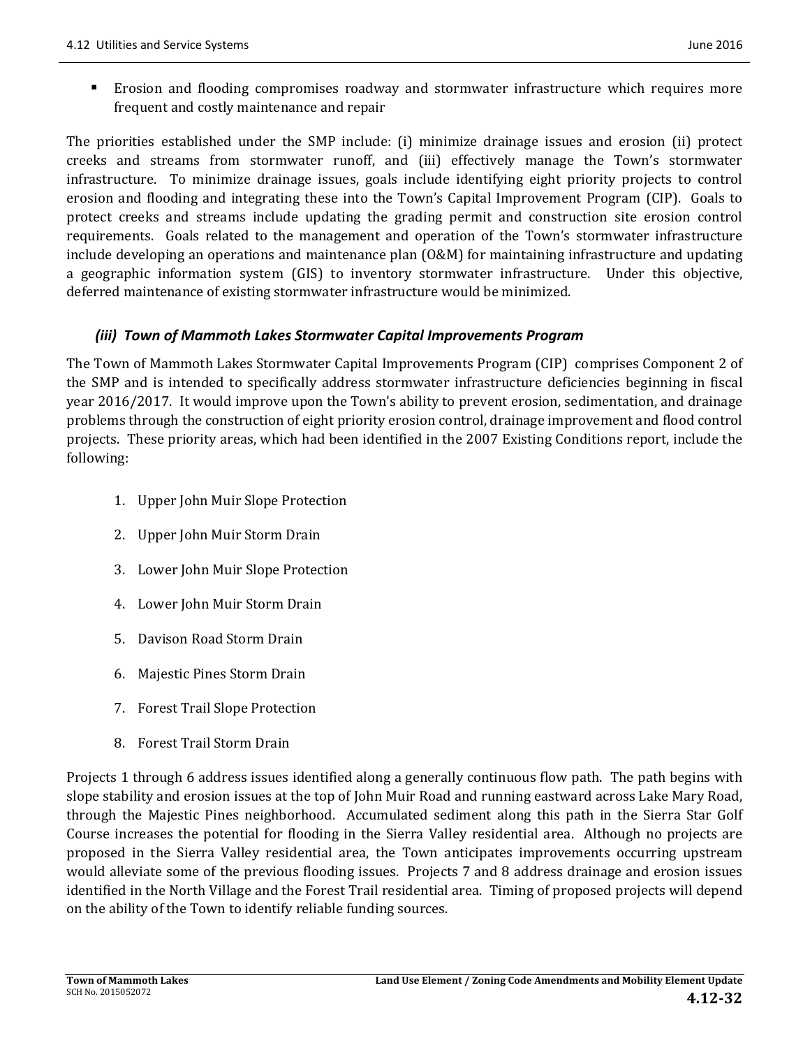- Erosion and flooding compromises roadway and stormwater infrastructure which requires more frequent and costly maintenance and repair

The priorities established under the SMP include: (i) minimize drainage issues and erosion (ii) protect creeks and streams from stormwater runoff, and (iii) effectively manage the Town's stormwater infrastructure. To minimize drainage issues, goals include identifying eight priority projects to control erosion and flooding and integrating these into the Town's Capital Improvement Program (CIP). Goals to protect creeks and streams include updating the grading permit and construction site erosion control requirements. Goals related to the management and operation of the Town's stormwater infrastructure include developing an operations and maintenance plan (O&M) for maintaining infrastructure and updating a geographic information system (GIS) to inventory stormwater infrastructure. Under this objective, deferred maintenance of existing stormwater infrastructure would be minimized.

### *(iii) Town of Mammoth Lakes Stormwater Capital Improvements Program*

The Town of Mammoth Lakes Stormwater Capital Improvements Program (CIP) comprises Component 2 of the SMP and is intended to specifically address stormwater infrastructure deficiencies beginning in fiscal year 2016/2017. It would improve upon the Town's ability to prevent erosion, sedimentation, and drainage problems through the construction of eight priority erosion control, drainage improvement and flood control projects. These priority areas, which had been identified in the 2007 Existing Conditions report, include the following:

1. Upper John Muir Slope Protection
2. Upper John Muir Storm Drain
3. Lower John Muir Slope Protection
4. Lower John Muir Storm Drain
5. Davison Road Storm Drain
6. Majestic Pines Storm Drain
7. Forest Trail Slope Protection
8. Forest Trail Storm Drain

Projects 1 through 6 address issues identified along a generally continuous flow path. The path begins with slope stability and erosion issues at the top of John Muir Road and running eastward across Lake Mary Road, through the Majestic Pines neighborhood. Accumulated sediment along this path in the Sierra Star Golf Course increases the potential for flooding in the Sierra Valley residential area. Although no projects are proposed in the Sierra Valley residential area, the Town anticipates improvements occurring upstream would alleviate some of the previous flooding issues. Projects 7 and 8 address drainage and erosion issues identified in the North Village and the Forest Trail residential area. Timing of proposed projects will depend on the ability of the Town to identify reliable funding sources.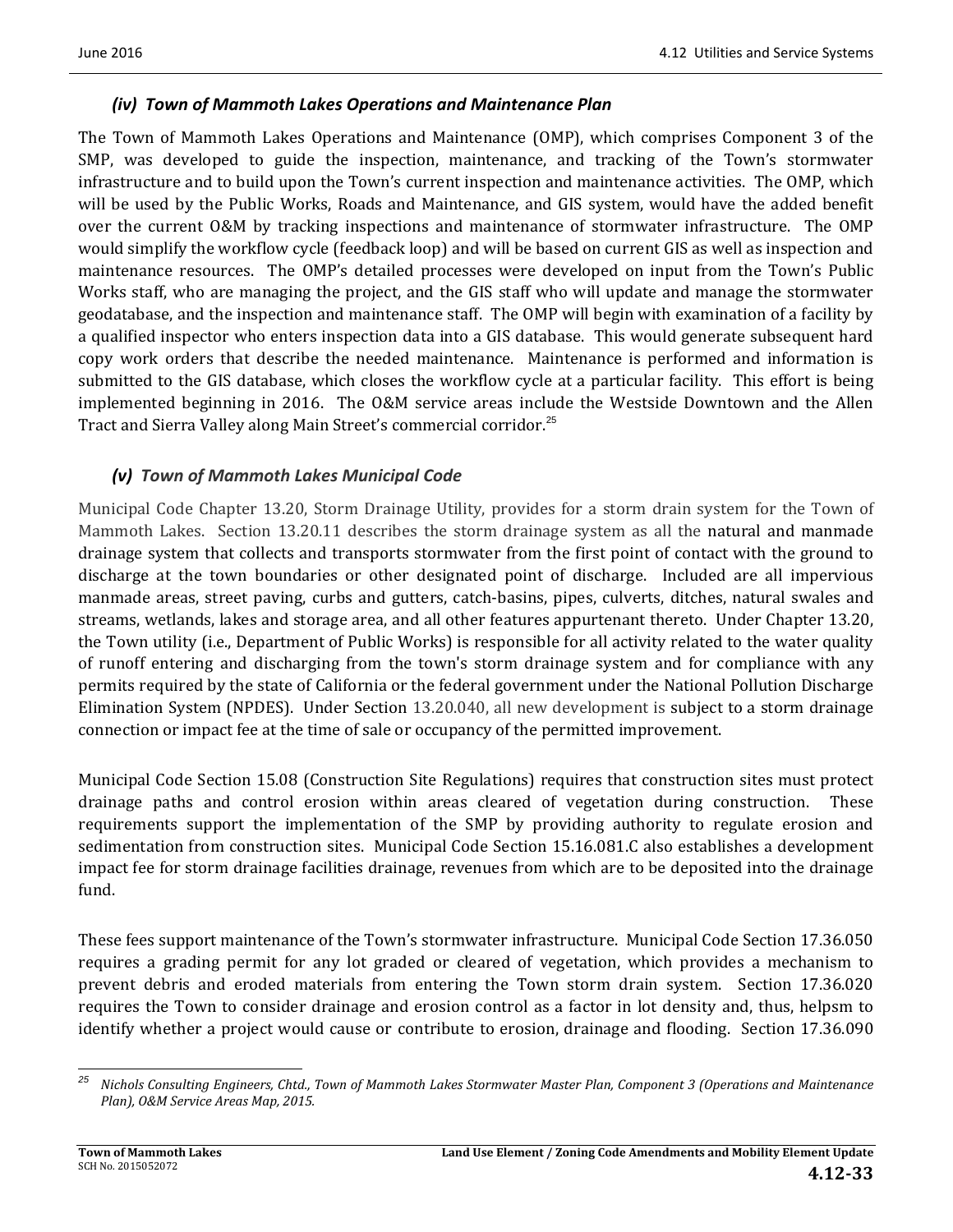### *(iv) Town of Mammoth Lakes Operations and Maintenance Plan*

The Town of Mammoth Lakes Operations and Maintenance (OMP), which comprises Component 3 of the SMP, was developed to guide the inspection, maintenance, and tracking of the Town's stormwater infrastructure and to build upon the Town's current inspection and maintenance activities. The OMP, which will be used by the Public Works, Roads and Maintenance, and GIS system, would have the added benefit over the current O&M by tracking inspections and maintenance of stormwater infrastructure. The OMP would simplify the workflow cycle (feedback loop) and will be based on current GIS as well as inspection and maintenance resources. The OMP's detailed processes were developed on input from the Town's Public Works staff, who are managing the project, and the GIS staff who will update and manage the stormwater geodatabase, and the inspection and maintenance staff. The OMP will begin with examination of a facility by a qualified inspector who enters inspection data into a GIS database. This would generate subsequent hard copy work orders that describe the needed maintenance. Maintenance is performed and information is submitted to the GIS database, which closes the workflow cycle at a particular facility. This effort is being implemented beginning in 2016. The O&M service areas include the Westside Downtown and the Allen Tract and Sierra Valley along Main Street's commercial corridor.[25]

### *(v) Town of Mammoth Lakes Municipal Code*

Municipal Code Chapter 13.20, Storm Drainage Utility, provides for a storm drain system for the Town of Mammoth Lakes. Section 13.20.11 describes the storm drainage system as all the natural and manmade drainage system that collects and transports stormwater from the first point of contact with the ground to discharge at the town boundaries or other designated point of discharge. Included are all impervious manmade areas, street paving, curbs and gutters, catch-basins, pipes, culverts, ditches, natural swales and streams, wetlands, lakes and storage area, and all other features appurtenant thereto. Under Chapter 13.20, the Town utility (i.e., Department of Public Works) is responsible for all activity related to the water quality of runoff entering and discharging from the town's storm drainage system and for compliance with any permits required by the state of California or the federal government under the National Pollution Discharge Elimination System (NPDES). Under Section 13.20.040, all new development is subject to a storm drainage connection or impact fee at the time of sale or occupancy of the permitted improvement.

Municipal Code Section 15.08 (Construction Site Regulations) requires that construction sites must protect drainage paths and control erosion within areas cleared of vegetation during construction. These requirements support the implementation of the SMP by providing authority to regulate erosion and sedimentation from construction sites. Municipal Code Section 15.16.081.C also establishes a development impact fee for storm drainage facilities drainage, revenues from which are to be deposited into the drainage fund.

These fees support maintenance of the Town's stormwater infrastructure. Municipal Code Section 17.36.050 requires a grading permit for any lot graded or cleared of vegetation, which provides a mechanism to prevent debris and eroded materials from entering the Town storm drain system. Section 17.36.020 requires the Town to consider drainage and erosion control as a factor in lot density and, thus, helpsm to identify whether a project would cause or contribute to erosion, drainage and flooding. Section 17.36.090

---

[25] *Nichols Consulting Engineers, Chtd., Town of Mammoth Lakes Stormwater Master Plan, Component 3 (Operations and Maintenance Plan), O&M Service Areas Map, 2015.*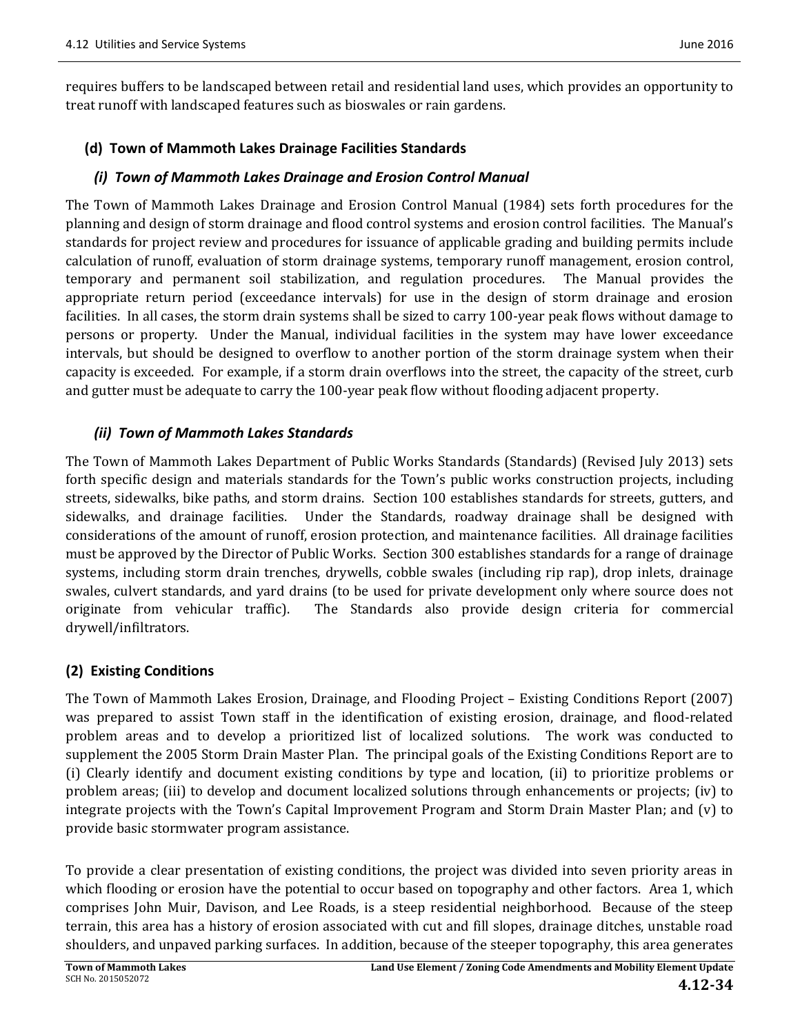requires buffers to be landscaped between retail and residential land uses, which provides an opportunity to treat runoff with landscaped features such as bioswales or rain gardens.

### (d) Town of Mammoth Lakes Drainage Facilities Standards

#### *(i) Town of Mammoth Lakes Drainage and Erosion Control Manual*

The Town of Mammoth Lakes Drainage and Erosion Control Manual (1984) sets forth procedures for the planning and design of storm drainage and flood control systems and erosion control facilities. The Manual's standards for project review and procedures for issuance of applicable grading and building permits include calculation of runoff, evaluation of storm drainage systems, temporary runoff management, erosion control, temporary and permanent soil stabilization, and regulation procedures. The Manual provides the appropriate return period (exceedance intervals) for use in the design of storm drainage and erosion facilities. In all cases, the storm drain systems shall be sized to carry 100-year peak flows without damage to persons or property. Under the Manual, individual facilities in the system may have lower exceedance intervals, but should be designed to overflow to another portion of the storm drainage system when their capacity is exceeded. For example, if a storm drain overflows into the street, the capacity of the street, curb and gutter must be adequate to carry the 100-year peak flow without flooding adjacent property.

#### *(ii) Town of Mammoth Lakes Standards*

The Town of Mammoth Lakes Department of Public Works Standards (Standards) (Revised July 2013) sets forth specific design and materials standards for the Town's public works construction projects, including streets, sidewalks, bike paths, and storm drains. Section 100 establishes standards for streets, gutters, and sidewalks, and drainage facilities. Under the Standards, roadway drainage shall be designed with considerations of the amount of runoff, erosion protection, and maintenance facilities. All drainage facilities must be approved by the Director of Public Works. Section 300 establishes standards for a range of drainage systems, including storm drain trenches, drywells, cobble swales (including rip rap), drop inlets, drainage swales, culvert standards, and yard drains (to be used for private development only where source does not originate from vehicular traffic). The Standards also provide design criteria for commercial drywell/infiltrators.

## (2) Existing Conditions

The Town of Mammoth Lakes Erosion, Drainage, and Flooding Project – Existing Conditions Report (2007) was prepared to assist Town staff in the identification of existing erosion, drainage, and flood-related problem areas and to develop a prioritized list of localized solutions. The work was conducted to supplement the 2005 Storm Drain Master Plan. The principal goals of the Existing Conditions Report are to (i) Clearly identify and document existing conditions by type and location, (ii) to prioritize problems or problem areas; (iii) to develop and document localized solutions through enhancements or projects; (iv) to integrate projects with the Town's Capital Improvement Program and Storm Drain Master Plan; and (v) to provide basic stormwater program assistance.

To provide a clear presentation of existing conditions, the project was divided into seven priority areas in which flooding or erosion have the potential to occur based on topography and other factors. Area 1, which comprises John Muir, Davison, and Lee Roads, is a steep residential neighborhood. Because of the steep terrain, this area has a history of erosion associated with cut and fill slopes, drainage ditches, unstable road shoulders, and unpaved parking surfaces. In addition, because of the steeper topography, this area generates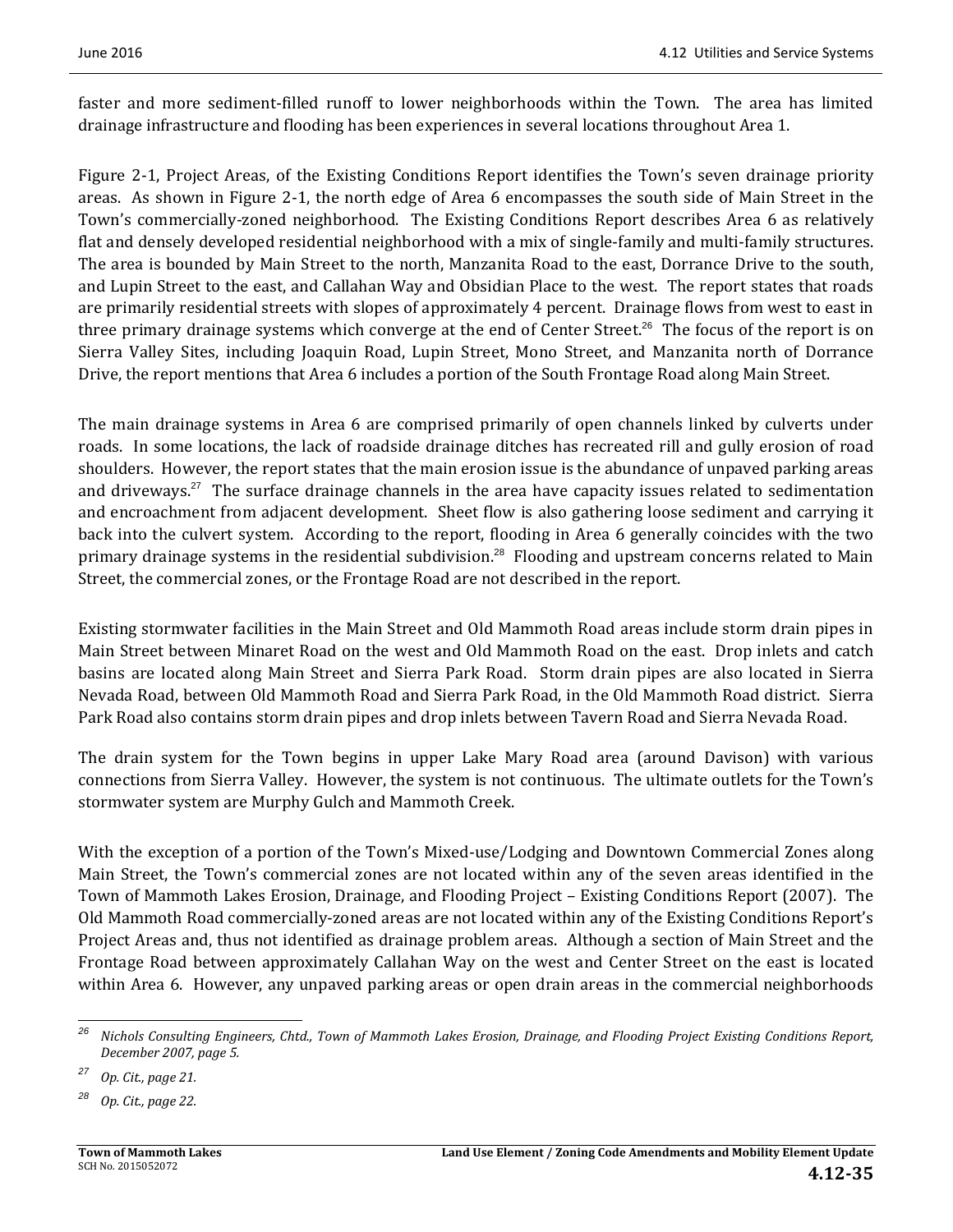faster and more sediment-filled runoff to lower neighborhoods within the Town. The area has limited drainage infrastructure and flooding has been experiences in several locations throughout Area 1.

Figure 2-1, Project Areas, of the Existing Conditions Report identifies the Town's seven drainage priority areas. As shown in Figure 2-1, the north edge of Area 6 encompasses the south side of Main Street in the Town's commercially-zoned neighborhood. The Existing Conditions Report describes Area 6 as relatively flat and densely developed residential neighborhood with a mix of single-family and multi-family structures. The area is bounded by Main Street to the north, Manzanita Road to the east, Dorrance Drive to the south, and Lupin Street to the east, and Callahan Way and Obsidian Place to the west. The report states that roads are primarily residential streets with slopes of approximately 4 percent. Drainage flows from west to east in three primary drainage systems which converge at the end of Center Street.[26] The focus of the report is on Sierra Valley Sites, including Joaquin Road, Lupin Street, Mono Street, and Manzanita north of Dorrance Drive, the report mentions that Area 6 includes a portion of the South Frontage Road along Main Street.

The main drainage systems in Area 6 are comprised primarily of open channels linked by culverts under roads. In some locations, the lack of roadside drainage ditches has recreated rill and gully erosion of road shoulders. However, the report states that the main erosion issue is the abundance of unpaved parking areas and driveways.[27] The surface drainage channels in the area have capacity issues related to sedimentation and encroachment from adjacent development. Sheet flow is also gathering loose sediment and carrying it back into the culvert system. According to the report, flooding in Area 6 generally coincides with the two primary drainage systems in the residential subdivision.[28] Flooding and upstream concerns related to Main Street, the commercial zones, or the Frontage Road are not described in the report.

Existing stormwater facilities in the Main Street and Old Mammoth Road areas include storm drain pipes in Main Street between Minaret Road on the west and Old Mammoth Road on the east. Drop inlets and catch basins are located along Main Street and Sierra Park Road. Storm drain pipes are also located in Sierra Nevada Road, between Old Mammoth Road and Sierra Park Road, in the Old Mammoth Road district. Sierra Park Road also contains storm drain pipes and drop inlets between Tavern Road and Sierra Nevada Road.

The drain system for the Town begins in upper Lake Mary Road area (around Davison) with various connections from Sierra Valley. However, the system is not continuous. The ultimate outlets for the Town's stormwater system are Murphy Gulch and Mammoth Creek.

With the exception of a portion of the Town's Mixed-use/Lodging and Downtown Commercial Zones along Main Street, the Town's commercial zones are not located within any of the seven areas identified in the Town of Mammoth Lakes Erosion, Drainage, and Flooding Project – Existing Conditions Report (2007). The Old Mammoth Road commercially-zoned areas are not located within any of the Existing Conditions Report's Project Areas and, thus not identified as drainage problem areas. Although a section of Main Street and the Frontage Road between approximately Callahan Way on the west and Center Street on the east is located within Area 6. However, any unpaved parking areas or open drain areas in the commercial neighborhoods

---

[26] *Nichols Consulting Engineers, Chtd., Town of Mammoth Lakes Erosion, Drainage, and Flooding Project Existing Conditions Report, December 2007, page 5.*

[27] *Op. Cit., page 21.*

[28] *Op. Cit., page 22.*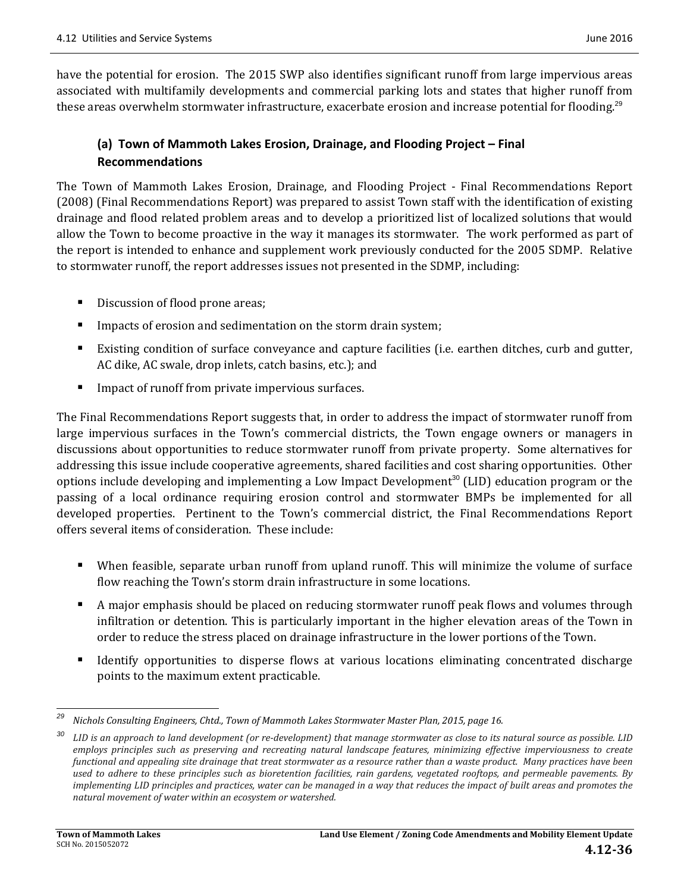have the potential for erosion. The 2015 SWP also identifies significant runoff from large impervious areas associated with multifamily developments and commercial parking lots and states that higher runoff from these areas overwhelm stormwater infrastructure, exacerbate erosion and increase potential for flooding.[29]

### (a) Town of Mammoth Lakes Erosion, Drainage, and Flooding Project – Final Recommendations

The Town of Mammoth Lakes Erosion, Drainage, and Flooding Project - Final Recommendations Report (2008) (Final Recommendations Report) was prepared to assist Town staff with the identification of existing drainage and flood related problem areas and to develop a prioritized list of localized solutions that would allow the Town to become proactive in the way it manages its stormwater. The work performed as part of the report is intended to enhance and supplement work previously conducted for the 2005 SDMP. Relative to stormwater runoff, the report addresses issues not presented in the SDMP, including:

- Discussion of flood prone areas;
- Impacts of erosion and sedimentation on the storm drain system;
- Existing condition of surface conveyance and capture facilities (i.e. earthen ditches, curb and gutter, AC dike, AC swale, drop inlets, catch basins, etc.); and
- Impact of runoff from private impervious surfaces.

The Final Recommendations Report suggests that, in order to address the impact of stormwater runoff from large impervious surfaces in the Town's commercial districts, the Town engage owners or managers in discussions about opportunities to reduce stormwater runoff from private property. Some alternatives for addressing this issue include cooperative agreements, shared facilities and cost sharing opportunities. Other options include developing and implementing a Low Impact Development[30] (LID) education program or the passing of a local ordinance requiring erosion control and stormwater BMPs be implemented for all developed properties. Pertinent to the Town's commercial district, the Final Recommendations Report offers several items of consideration. These include:

- When feasible, separate urban runoff from upland runoff. This will minimize the volume of surface flow reaching the Town's storm drain infrastructure in some locations.
- A major emphasis should be placed on reducing stormwater runoff peak flows and volumes through infiltration or detention. This is particularly important in the higher elevation areas of the Town in order to reduce the stress placed on drainage infrastructure in the lower portions of the Town.
- Identify opportunities to disperse flows at various locations eliminating concentrated discharge points to the maximum extent practicable.

---

[29] *Nichols Consulting Engineers, Chtd., Town of Mammoth Lakes Stormwater Master Plan, 2015, page 16.*

[30] *LID is an approach to land development (or re-development) that manage stormwater as close to its natural source as possible. LID employs principles such as preserving and recreating natural landscape features, minimizing effective imperviousness to create functional and appealing site drainage that treat stormwater as a resource rather than a waste product. Many practices have been used to adhere to these principles such as bioretention facilities, rain gardens, vegetated rooftops, and permeable pavements. By implementing LID principles and practices, water can be managed in a way that reduces the impact of built areas and promotes the natural movement of water within an ecosystem or watershed.*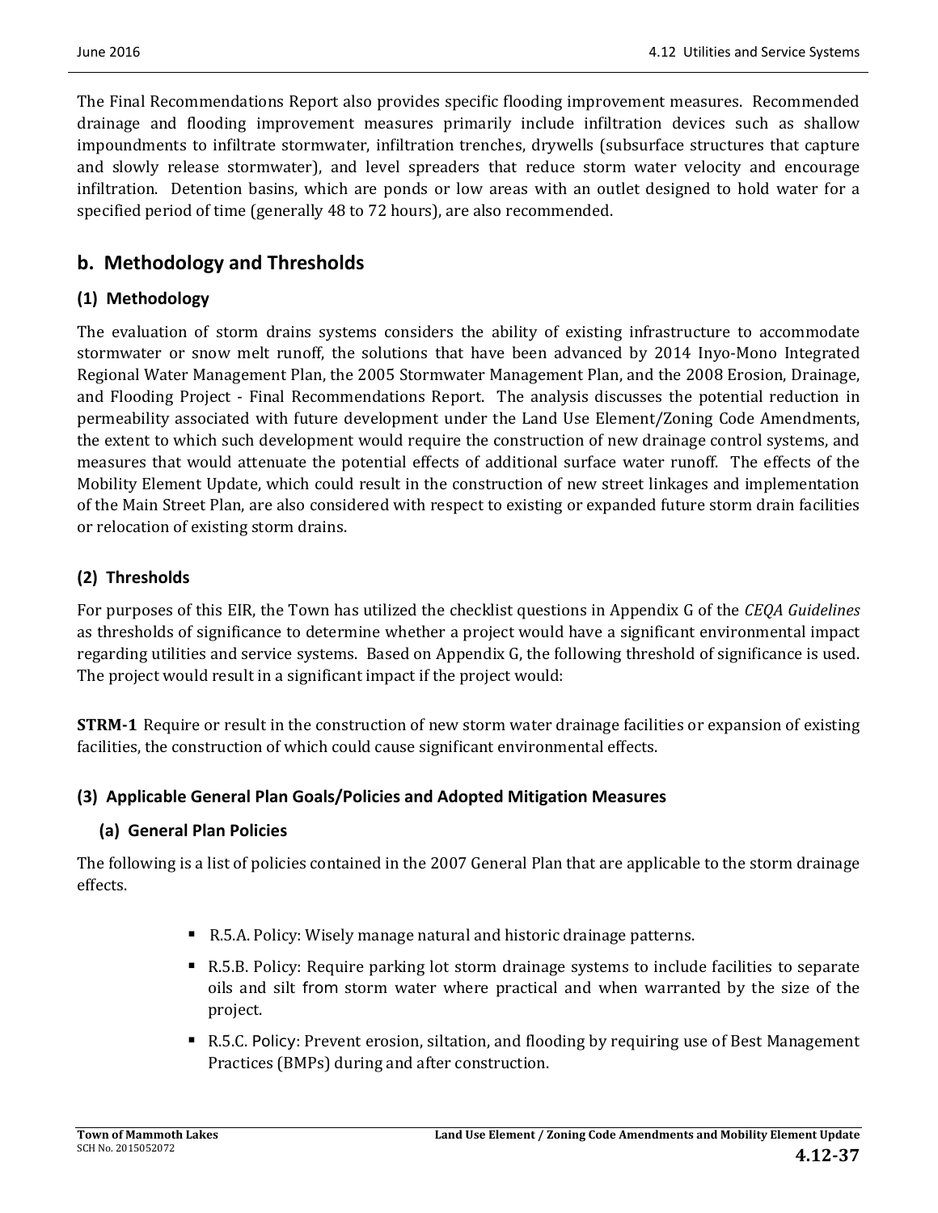The Final Recommendations Report also provides specific flooding improvement measures. Recommended drainage and flooding improvement measures primarily include infiltration devices such as shallow impoundments to infiltrate stormwater, infiltration trenches, drywells (subsurface structures that capture and slowly release stormwater), and level spreaders that reduce storm water velocity and encourage infiltration. Detention basins, which are ponds or low areas with an outlet designed to hold water for a specified period of time (generally 48 to 72 hours), are also recommended.

## b. Methodology and Thresholds

### (1) Methodology

The evaluation of storm drains systems considers the ability of existing infrastructure to accommodate stormwater or snow melt runoff, the solutions that have been advanced by 2014 Inyo-Mono Integrated Regional Water Management Plan, the 2005 Stormwater Management Plan, and the 2008 Erosion, Drainage, and Flooding Project - Final Recommendations Report. The analysis discusses the potential reduction in permeability associated with future development under the Land Use Element/Zoning Code Amendments, the extent to which such development would require the construction of new drainage control systems, and measures that would attenuate the potential effects of additional surface water runoff. The effects of the Mobility Element Update, which could result in the construction of new street linkages and implementation of the Main Street Plan, are also considered with respect to existing or expanded future storm drain facilities or relocation of existing storm drains.

### (2) Thresholds

For purposes of this EIR, the Town has utilized the checklist questions in Appendix G of the *CEQA Guidelines* as thresholds of significance to determine whether a project would have a significant environmental impact regarding utilities and service systems. Based on Appendix G, the following threshold of significance is used. The project would result in a significant impact if the project would:

**STRM-1** Require or result in the construction of new storm water drainage facilities or expansion of existing facilities, the construction of which could cause significant environmental effects.

### (3) Applicable General Plan Goals/Policies and Adopted Mitigation Measures

#### (a) General Plan Policies

The following is a list of policies contained in the 2007 General Plan that are applicable to the storm drainage effects.

- R.5.A. Policy: Wisely manage natural and historic drainage patterns.
- R.5.B. Policy: Require parking lot storm drainage systems to include facilities to separate oils and silt from storm water where practical and when warranted by the size of the project.
- R.5.C. Policy: Prevent erosion, siltation, and flooding by requiring use of Best Management Practices (BMPs) during and after construction.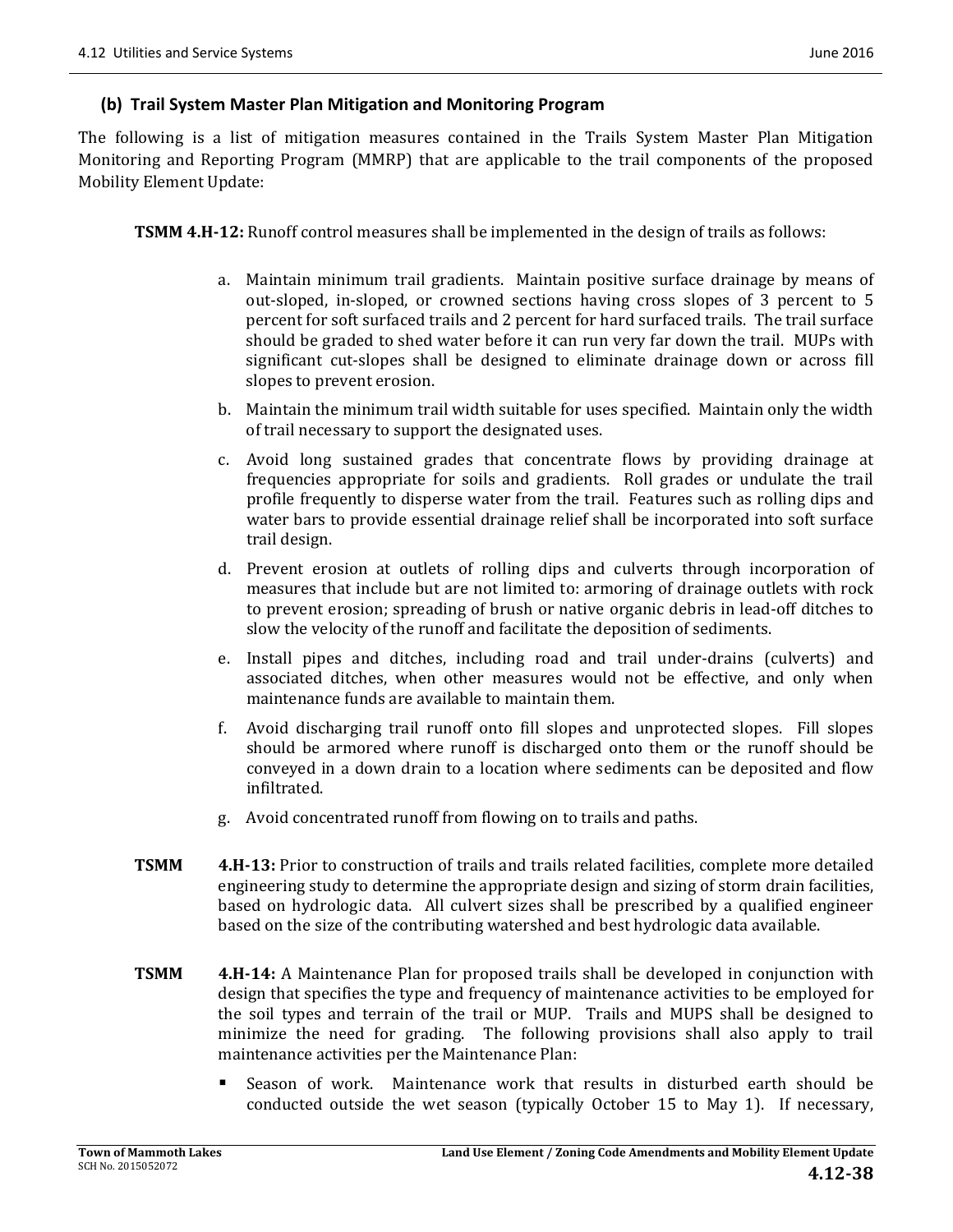### (b) Trail System Master Plan Mitigation and Monitoring Program

The following is a list of mitigation measures contained in the Trails System Master Plan Mitigation Monitoring and Reporting Program (MMRP) that are applicable to the trail components of the proposed Mobility Element Update:

**TSMM 4.H-12:** Runoff control measures shall be implemented in the design of trails as follows:

a. Maintain minimum trail gradients. Maintain positive surface drainage by means of out-sloped, in-sloped, or crowned sections having cross slopes of 3 percent to 5 percent for soft surfaced trails and 2 percent for hard surfaced trails. The trail surface should be graded to shed water before it can run very far down the trail. MUPs with significant cut-slopes shall be designed to eliminate drainage down or across fill slopes to prevent erosion.

b. Maintain the minimum trail width suitable for uses specified. Maintain only the width of trail necessary to support the designated uses.

c. Avoid long sustained grades that concentrate flows by providing drainage at frequencies appropriate for soils and gradients. Roll grades or undulate the trail profile frequently to disperse water from the trail. Features such as rolling dips and water bars to provide essential drainage relief shall be incorporated into soft surface trail design.

d. Prevent erosion at outlets of rolling dips and culverts through incorporation of measures that include but are not limited to: armoring of drainage outlets with rock to prevent erosion; spreading of brush or native organic debris in lead-off ditches to slow the velocity of the runoff and facilitate the deposition of sediments.

e. Install pipes and ditches, including road and trail under-drains (culverts) and associated ditches, when other measures would not be effective, and only when maintenance funds are available to maintain them.

f. Avoid discharging trail runoff onto fill slopes and unprotected slopes. Fill slopes should be armored where runoff is discharged onto them or the runoff should be conveyed in a down drain to a location where sediments can be deposited and flow infiltrated.

g. Avoid concentrated runoff from flowing on to trails and paths.

**TSMM 4.H-13:** Prior to construction of trails and trails related facilities, complete more detailed engineering study to determine the appropriate design and sizing of storm drain facilities, based on hydrologic data. All culvert sizes shall be prescribed by a qualified engineer based on the size of the contributing watershed and best hydrologic data available.

**TSMM 4.H-14:** A Maintenance Plan for proposed trails shall be developed in conjunction with design that specifies the type and frequency of maintenance activities to be employed for the soil types and terrain of the trail or MUP. Trails and MUPS shall be designed to minimize the need for grading. The following provisions shall also apply to trail maintenance activities per the Maintenance Plan:

- Season of work. Maintenance work that results in disturbed earth should be conducted outside the wet season (typically October 15 to May 1). If necessary,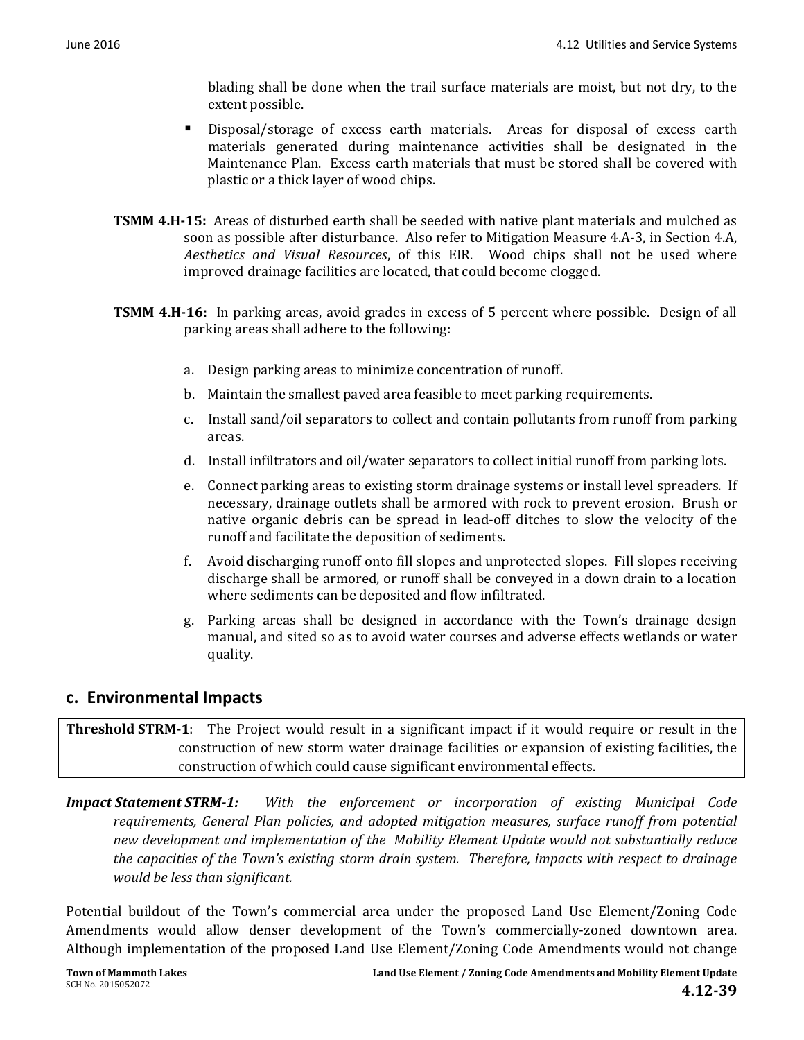blading shall be done when the trail surface materials are moist, but not dry, to the extent possible.

- Disposal/storage of excess earth materials. Areas for disposal of excess earth materials generated during maintenance activities shall be designated in the Maintenance Plan. Excess earth materials that must be stored shall be covered with plastic or a thick layer of wood chips.

**TSMM 4.H-15:** Areas of disturbed earth shall be seeded with native plant materials and mulched as soon as possible after disturbance. Also refer to Mitigation Measure 4.A-3, in Section 4.A, *Aesthetics and Visual Resources*, of this EIR. Wood chips shall not be used where improved drainage facilities are located, that could become clogged.

**TSMM 4.H-16:** In parking areas, avoid grades in excess of 5 percent where possible. Design of all parking areas shall adhere to the following:

a. Design parking areas to minimize concentration of runoff.

b. Maintain the smallest paved area feasible to meet parking requirements.

c. Install sand/oil separators to collect and contain pollutants from runoff from parking areas.

d. Install infiltrators and oil/water separators to collect initial runoff from parking lots.

e. Connect parking areas to existing storm drainage systems or install level spreaders. If necessary, drainage outlets shall be armored with rock to prevent erosion. Brush or native organic debris can be spread in lead-off ditches to slow the velocity of the runoff and facilitate the deposition of sediments.

f. Avoid discharging runoff onto fill slopes and unprotected slopes. Fill slopes receiving discharge shall be armored, or runoff shall be conveyed in a down drain to a location where sediments can be deposited and flow infiltrated.

g. Parking areas shall be designed in accordance with the Town's drainage design manual, and sited so as to avoid water courses and adverse effects wetlands or water quality.

## c. Environmental Impacts

**Threshold STRM-1**: The Project would result in a significant impact if it would require or result in the construction of new storm water drainage facilities or expansion of existing facilities, the construction of which could cause significant environmental effects.

***Impact Statement STRM-1:*** *With the enforcement or incorporation of existing Municipal Code requirements, General Plan policies, and adopted mitigation measures, surface runoff from potential new development and implementation of the Mobility Element Update would not substantially reduce the capacities of the Town's existing storm drain system. Therefore, impacts with respect to drainage would be less than significant.*

Potential buildout of the Town's commercial area under the proposed Land Use Element/Zoning Code Amendments would allow denser development of the Town's commercially-zoned downtown area. Although implementation of the proposed Land Use Element/Zoning Code Amendments would not change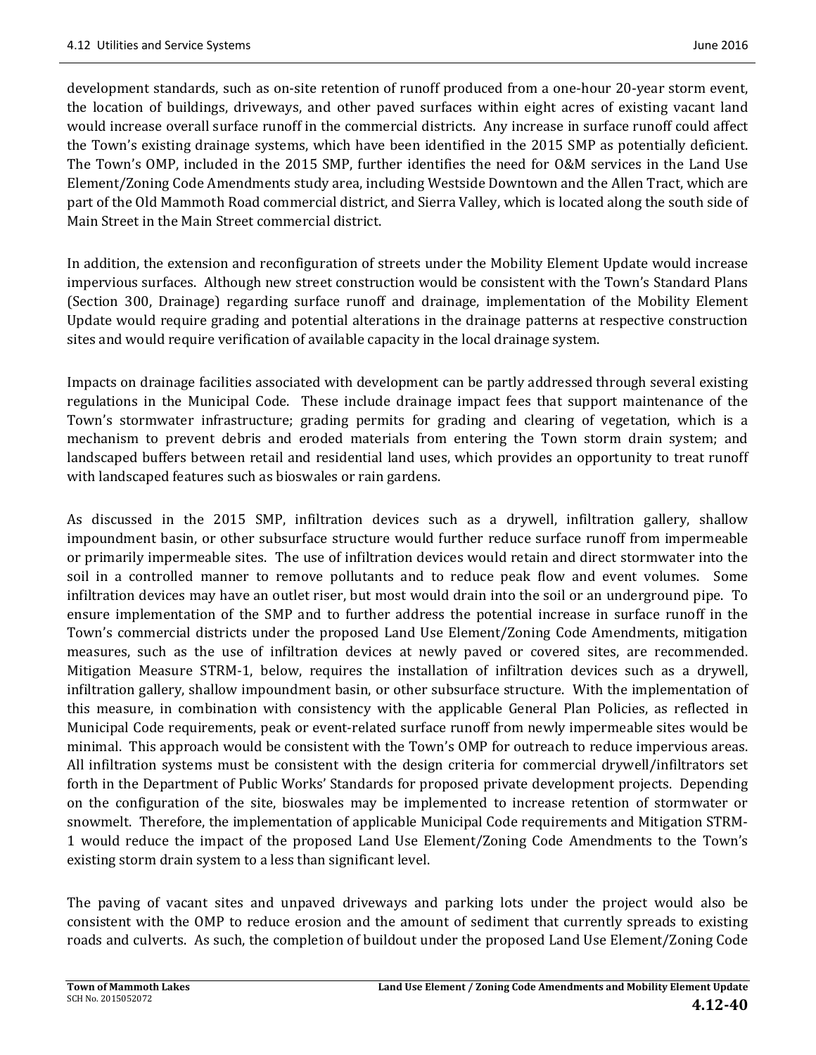development standards, such as on-site retention of runoff produced from a one-hour 20-year storm event, the location of buildings, driveways, and other paved surfaces within eight acres of existing vacant land would increase overall surface runoff in the commercial districts. Any increase in surface runoff could affect the Town's existing drainage systems, which have been identified in the 2015 SMP as potentially deficient. The Town's OMP, included in the 2015 SMP, further identifies the need for O&M services in the Land Use Element/Zoning Code Amendments study area, including Westside Downtown and the Allen Tract, which are part of the Old Mammoth Road commercial district, and Sierra Valley, which is located along the south side of Main Street in the Main Street commercial district.

In addition, the extension and reconfiguration of streets under the Mobility Element Update would increase impervious surfaces. Although new street construction would be consistent with the Town's Standard Plans (Section 300, Drainage) regarding surface runoff and drainage, implementation of the Mobility Element Update would require grading and potential alterations in the drainage patterns at respective construction sites and would require verification of available capacity in the local drainage system.

Impacts on drainage facilities associated with development can be partly addressed through several existing regulations in the Municipal Code. These include drainage impact fees that support maintenance of the Town's stormwater infrastructure; grading permits for grading and clearing of vegetation, which is a mechanism to prevent debris and eroded materials from entering the Town storm drain system; and landscaped buffers between retail and residential land uses, which provides an opportunity to treat runoff with landscaped features such as bioswales or rain gardens.

As discussed in the 2015 SMP, infiltration devices such as a drywell, infiltration gallery, shallow impoundment basin, or other subsurface structure would further reduce surface runoff from impermeable or primarily impermeable sites. The use of infiltration devices would retain and direct stormwater into the soil in a controlled manner to remove pollutants and to reduce peak flow and event volumes. Some infiltration devices may have an outlet riser, but most would drain into the soil or an underground pipe. To ensure implementation of the SMP and to further address the potential increase in surface runoff in the Town's commercial districts under the proposed Land Use Element/Zoning Code Amendments, mitigation measures, such as the use of infiltration devices at newly paved or covered sites, are recommended. Mitigation Measure STRM-1, below, requires the installation of infiltration devices such as a drywell, infiltration gallery, shallow impoundment basin, or other subsurface structure. With the implementation of this measure, in combination with consistency with the applicable General Plan Policies, as reflected in Municipal Code requirements, peak or event-related surface runoff from newly impermeable sites would be minimal. This approach would be consistent with the Town's OMP for outreach to reduce impervious areas. All infiltration systems must be consistent with the design criteria for commercial drywell/infiltrators set forth in the Department of Public Works' Standards for proposed private development projects. Depending on the configuration of the site, bioswales may be implemented to increase retention of stormwater or snowmelt. Therefore, the implementation of applicable Municipal Code requirements and Mitigation STRM-1 would reduce the impact of the proposed Land Use Element/Zoning Code Amendments to the Town's existing storm drain system to a less than significant level.

The paving of vacant sites and unpaved driveways and parking lots under the project would also be consistent with the OMP to reduce erosion and the amount of sediment that currently spreads to existing roads and culverts. As such, the completion of buildout under the proposed Land Use Element/Zoning Code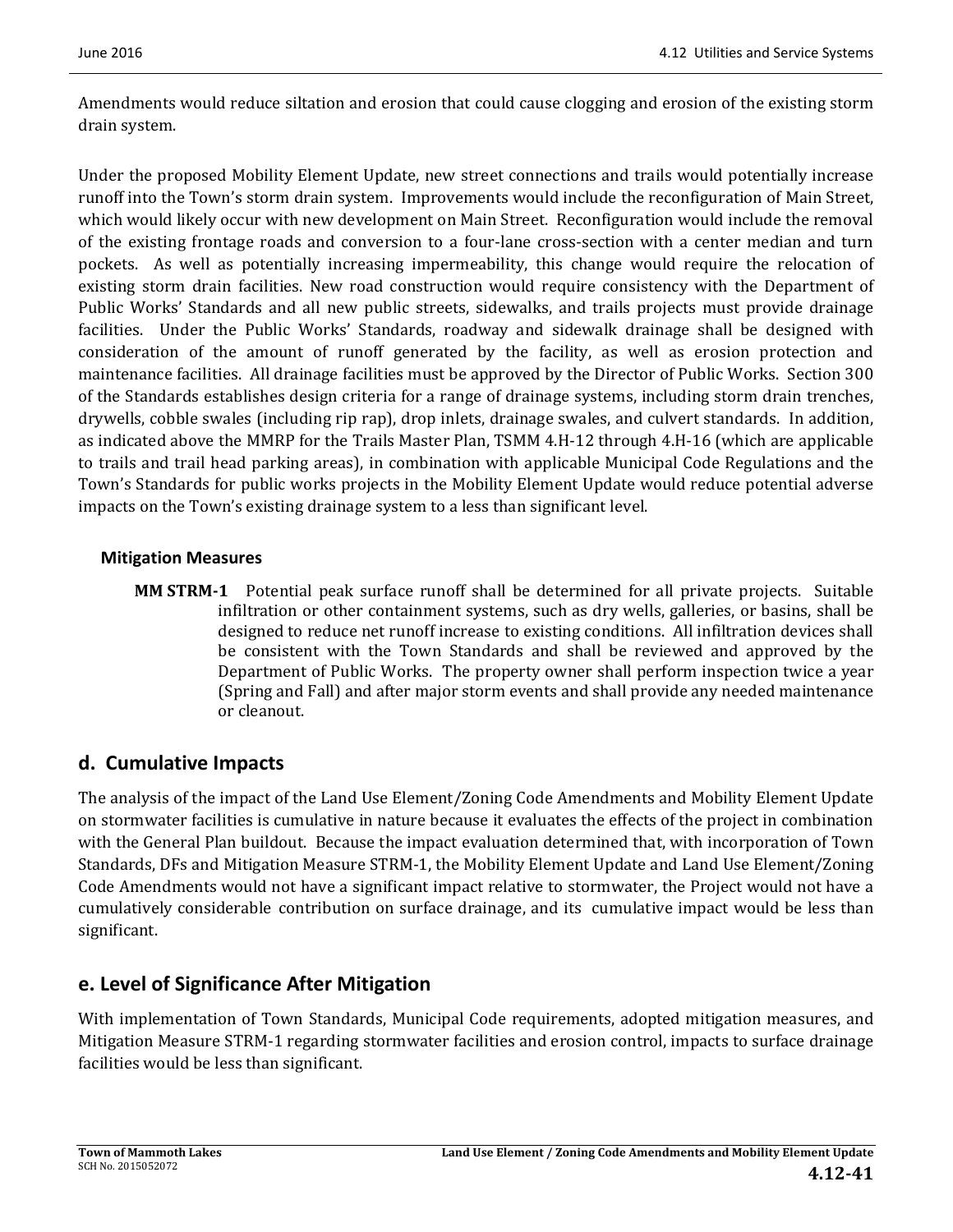Amendments would reduce siltation and erosion that could cause clogging and erosion of the existing storm drain system.

Under the proposed Mobility Element Update, new street connections and trails would potentially increase runoff into the Town's storm drain system. Improvements would include the reconfiguration of Main Street, which would likely occur with new development on Main Street. Reconfiguration would include the removal of the existing frontage roads and conversion to a four-lane cross-section with a center median and turn pockets. As well as potentially increasing impermeability, this change would require the relocation of existing storm drain facilities. New road construction would require consistency with the Department of Public Works' Standards and all new public streets, sidewalks, and trails projects must provide drainage facilities. Under the Public Works' Standards, roadway and sidewalk drainage shall be designed with consideration of the amount of runoff generated by the facility, as well as erosion protection and maintenance facilities. All drainage facilities must be approved by the Director of Public Works. Section 300 of the Standards establishes design criteria for a range of drainage systems, including storm drain trenches, drywells, cobble swales (including rip rap), drop inlets, drainage swales, and culvert standards. In addition, as indicated above the MMRP for the Trails Master Plan, TSMM 4.H-12 through 4.H-16 (which are applicable to trails and trail head parking areas), in combination with applicable Municipal Code Regulations and the Town's Standards for public works projects in the Mobility Element Update would reduce potential adverse impacts on the Town's existing drainage system to a less than significant level.

### Mitigation Measures

**MM STRM-1** Potential peak surface runoff shall be determined for all private projects. Suitable infiltration or other containment systems, such as dry wells, galleries, or basins, shall be designed to reduce net runoff increase to existing conditions. All infiltration devices shall be consistent with the Town Standards and shall be reviewed and approved by the Department of Public Works. The property owner shall perform inspection twice a year (Spring and Fall) and after major storm events and shall provide any needed maintenance or cleanout.

## d. Cumulative Impacts

The analysis of the impact of the Land Use Element/Zoning Code Amendments and Mobility Element Update on stormwater facilities is cumulative in nature because it evaluates the effects of the project in combination with the General Plan buildout. Because the impact evaluation determined that, with incorporation of Town Standards, DFs and Mitigation Measure STRM-1, the Mobility Element Update and Land Use Element/Zoning Code Amendments would not have a significant impact relative to stormwater, the Project would not have a cumulatively considerable contribution on surface drainage, and its cumulative impact would be less than significant.

## e. Level of Significance After Mitigation

With implementation of Town Standards, Municipal Code requirements, adopted mitigation measures, and Mitigation Measure STRM-1 regarding stormwater facilities and erosion control, impacts to surface drainage facilities would be less than significant.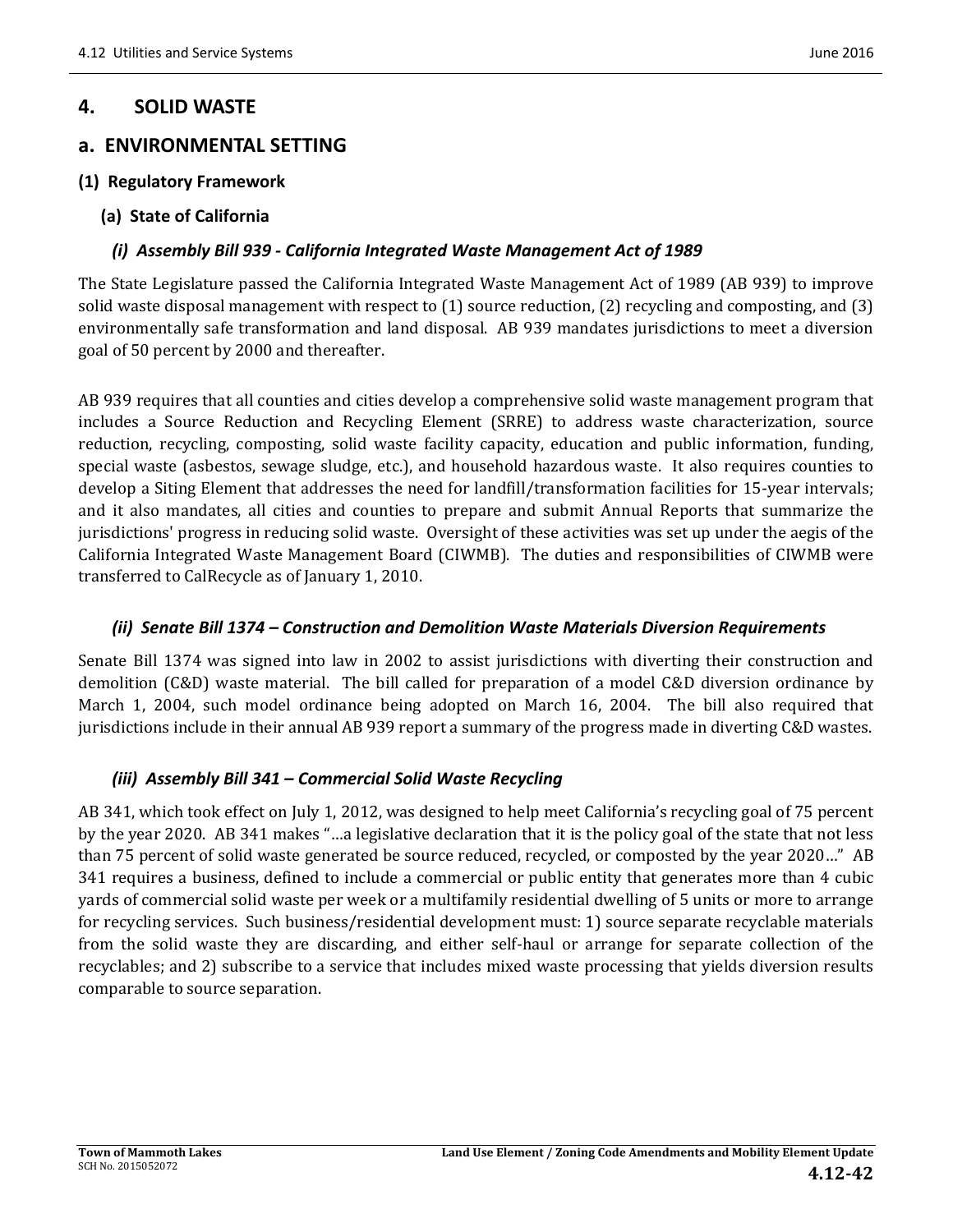## 4. SOLID WASTE

## a. ENVIRONMENTAL SETTING

### (1) Regulatory Framework

#### (a) State of California

##### *(i) Assembly Bill 939 - California Integrated Waste Management Act of 1989*

The State Legislature passed the California Integrated Waste Management Act of 1989 (AB 939) to improve solid waste disposal management with respect to (1) source reduction, (2) recycling and composting, and (3) environmentally safe transformation and land disposal. AB 939 mandates jurisdictions to meet a diversion goal of 50 percent by 2000 and thereafter.

AB 939 requires that all counties and cities develop a comprehensive solid waste management program that includes a Source Reduction and Recycling Element (SRRE) to address waste characterization, source reduction, recycling, composting, solid waste facility capacity, education and public information, funding, special waste (asbestos, sewage sludge, etc.), and household hazardous waste. It also requires counties to develop a Siting Element that addresses the need for landfill/transformation facilities for 15-year intervals; and it also mandates, all cities and counties to prepare and submit Annual Reports that summarize the jurisdictions' progress in reducing solid waste. Oversight of these activities was set up under the aegis of the California Integrated Waste Management Board (CIWMB). The duties and responsibilities of CIWMB were transferred to CalRecycle as of January 1, 2010.

##### *(ii) Senate Bill 1374 – Construction and Demolition Waste Materials Diversion Requirements*

Senate Bill 1374 was signed into law in 2002 to assist jurisdictions with diverting their construction and demolition (C&D) waste material. The bill called for preparation of a model C&D diversion ordinance by March 1, 2004, such model ordinance being adopted on March 16, 2004. The bill also required that jurisdictions include in their annual AB 939 report a summary of the progress made in diverting C&D wastes.

##### *(iii) Assembly Bill 341 – Commercial Solid Waste Recycling*

AB 341, which took effect on July 1, 2012, was designed to help meet California's recycling goal of 75 percent by the year 2020. AB 341 makes "…a legislative declaration that it is the policy goal of the state that not less than 75 percent of solid waste generated be source reduced, recycled, or composted by the year 2020…" AB 341 requires a business, defined to include a commercial or public entity that generates more than 4 cubic yards of commercial solid waste per week or a multifamily residential dwelling of 5 units or more to arrange for recycling services. Such business/residential development must: 1) source separate recyclable materials from the solid waste they are discarding, and either self-haul or arrange for separate collection of the recyclables; and 2) subscribe to a service that includes mixed waste processing that yields diversion results comparable to source separation.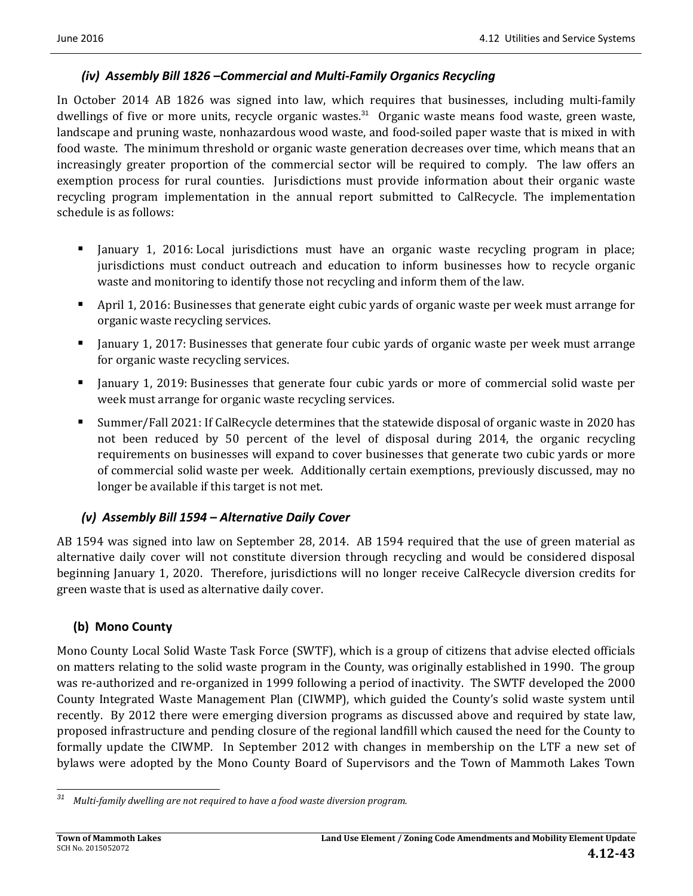#### *(iv) Assembly Bill 1826 –Commercial and Multi-Family Organics Recycling*

In October 2014 AB 1826 was signed into law, which requires that businesses, including multi-family dwellings of five or more units, recycle organic wastes.[31] Organic waste means food waste, green waste, landscape and pruning waste, nonhazardous wood waste, and food-soiled paper waste that is mixed in with food waste. The minimum threshold or organic waste generation decreases over time, which means that an increasingly greater proportion of the commercial sector will be required to comply. The law offers an exemption process for rural counties. Jurisdictions must provide information about their organic waste recycling program implementation in the annual report submitted to CalRecycle. The implementation schedule is as follows:

- January 1, 2016: Local jurisdictions must have an organic waste recycling program in place; jurisdictions must conduct outreach and education to inform businesses how to recycle organic waste and monitoring to identify those not recycling and inform them of the law.
- April 1, 2016: Businesses that generate eight cubic yards of organic waste per week must arrange for organic waste recycling services.
- January 1, 2017: Businesses that generate four cubic yards of organic waste per week must arrange for organic waste recycling services.
- January 1, 2019: Businesses that generate four cubic yards or more of commercial solid waste per week must arrange for organic waste recycling services.
- Summer/Fall 2021: If CalRecycle determines that the statewide disposal of organic waste in 2020 has not been reduced by 50 percent of the level of disposal during 2014, the organic recycling requirements on businesses will expand to cover businesses that generate two cubic yards or more of commercial solid waste per week. Additionally certain exemptions, previously discussed, may no longer be available if this target is not met.

#### *(v) Assembly Bill 1594 – Alternative Daily Cover*

AB 1594 was signed into law on September 28, 2014. AB 1594 required that the use of green material as alternative daily cover will not constitute diversion through recycling and would be considered disposal beginning January 1, 2020. Therefore, jurisdictions will no longer receive CalRecycle diversion credits for green waste that is used as alternative daily cover.

### (b) Mono County

Mono County Local Solid Waste Task Force (SWTF), which is a group of citizens that advise elected officials on matters relating to the solid waste program in the County, was originally established in 1990. The group was re-authorized and re-organized in 1999 following a period of inactivity. The SWTF developed the 2000 County Integrated Waste Management Plan (CIWMP), which guided the County's solid waste system until recently. By 2012 there were emerging diversion programs as discussed above and required by state law, proposed infrastructure and pending closure of the regional landfill which caused the need for the County to formally update the CIWMP. In September 2012 with changes in membership on the LTF a new set of bylaws were adopted by the Mono County Board of Supervisors and the Town of Mammoth Lakes Town

---

[31] *Multi-family dwelling are not required to have a food waste diversion program.*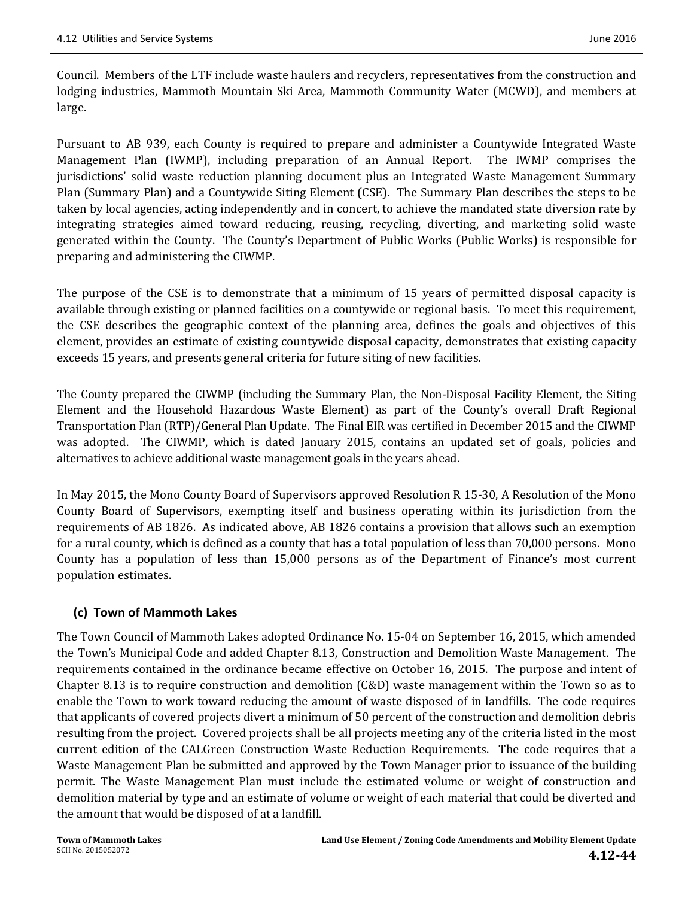Council. Members of the LTF include waste haulers and recyclers, representatives from the construction and lodging industries, Mammoth Mountain Ski Area, Mammoth Community Water (MCWD), and members at large.

Pursuant to AB 939, each County is required to prepare and administer a Countywide Integrated Waste Management Plan (IWMP), including preparation of an Annual Report. The IWMP comprises the jurisdictions' solid waste reduction planning document plus an Integrated Waste Management Summary Plan (Summary Plan) and a Countywide Siting Element (CSE). The Summary Plan describes the steps to be taken by local agencies, acting independently and in concert, to achieve the mandated state diversion rate by integrating strategies aimed toward reducing, reusing, recycling, diverting, and marketing solid waste generated within the County. The County's Department of Public Works (Public Works) is responsible for preparing and administering the CIWMP.

The purpose of the CSE is to demonstrate that a minimum of 15 years of permitted disposal capacity is available through existing or planned facilities on a countywide or regional basis. To meet this requirement, the CSE describes the geographic context of the planning area, defines the goals and objectives of this element, provides an estimate of existing countywide disposal capacity, demonstrates that existing capacity exceeds 15 years, and presents general criteria for future siting of new facilities.

The County prepared the CIWMP (including the Summary Plan, the Non-Disposal Facility Element, the Siting Element and the Household Hazardous Waste Element) as part of the County's overall Draft Regional Transportation Plan (RTP)/General Plan Update. The Final EIR was certified in December 2015 and the CIWMP was adopted. The CIWMP, which is dated January 2015, contains an updated set of goals, policies and alternatives to achieve additional waste management goals in the years ahead.

In May 2015, the Mono County Board of Supervisors approved Resolution R 15-30, A Resolution of the Mono County Board of Supervisors, exempting itself and business operating within its jurisdiction from the requirements of AB 1826. As indicated above, AB 1826 contains a provision that allows such an exemption for a rural county, which is defined as a county that has a total population of less than 70,000 persons. Mono County has a population of less than 15,000 persons as of the Department of Finance's most current population estimates.

### (c) Town of Mammoth Lakes

The Town Council of Mammoth Lakes adopted Ordinance No. 15-04 on September 16, 2015, which amended the Town's Municipal Code and added Chapter 8.13, Construction and Demolition Waste Management. The requirements contained in the ordinance became effective on October 16, 2015. The purpose and intent of Chapter 8.13 is to require construction and demolition (C&D) waste management within the Town so as to enable the Town to work toward reducing the amount of waste disposed of in landfills. The code requires that applicants of covered projects divert a minimum of 50 percent of the construction and demolition debris resulting from the project. Covered projects shall be all projects meeting any of the criteria listed in the most current edition of the CALGreen Construction Waste Reduction Requirements. The code requires that a Waste Management Plan be submitted and approved by the Town Manager prior to issuance of the building permit. The Waste Management Plan must include the estimated volume or weight of construction and demolition material by type and an estimate of volume or weight of each material that could be diverted and the amount that would be disposed of at a landfill.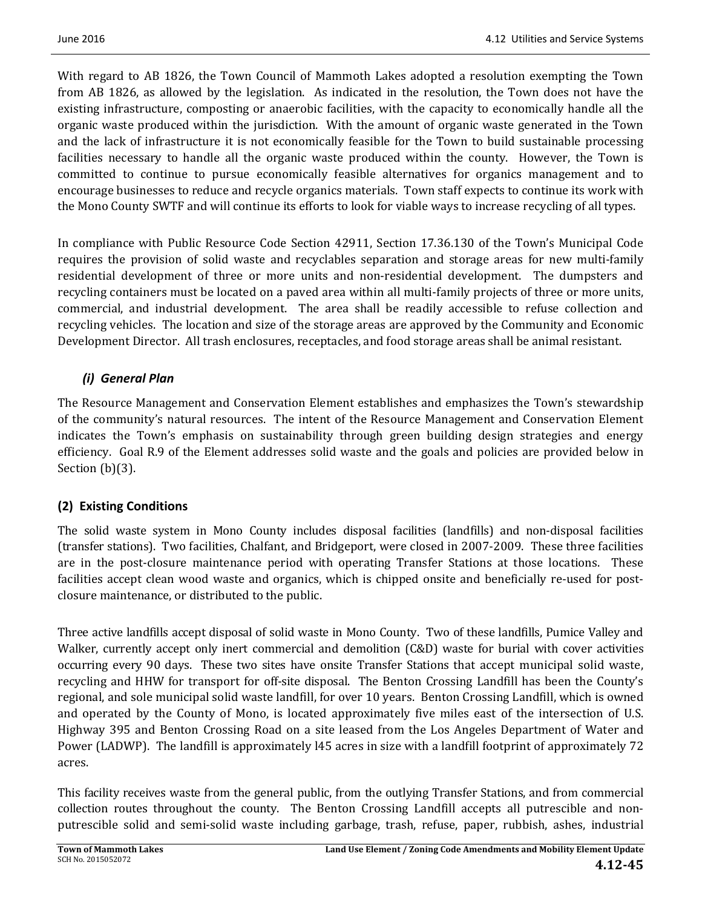With regard to AB 1826, the Town Council of Mammoth Lakes adopted a resolution exempting the Town from AB 1826, as allowed by the legislation. As indicated in the resolution, the Town does not have the existing infrastructure, composting or anaerobic facilities, with the capacity to economically handle all the organic waste produced within the jurisdiction. With the amount of organic waste generated in the Town and the lack of infrastructure it is not economically feasible for the Town to build sustainable processing facilities necessary to handle all the organic waste produced within the county. However, the Town is committed to continue to pursue economically feasible alternatives for organics management and to encourage businesses to reduce and recycle organics materials. Town staff expects to continue its work with the Mono County SWTF and will continue its efforts to look for viable ways to increase recycling of all types.

In compliance with Public Resource Code Section 42911, Section 17.36.130 of the Town's Municipal Code requires the provision of solid waste and recyclables separation and storage areas for new multi-family residential development of three or more units and non-residential development. The dumpsters and recycling containers must be located on a paved area within all multi-family projects of three or more units, commercial, and industrial development. The area shall be readily accessible to refuse collection and recycling vehicles. The location and size of the storage areas are approved by the Community and Economic Development Director. All trash enclosures, receptacles, and food storage areas shall be animal resistant.

#### *(i) General Plan*

The Resource Management and Conservation Element establishes and emphasizes the Town's stewardship of the community's natural resources. The intent of the Resource Management and Conservation Element indicates the Town's emphasis on sustainability through green building design strategies and energy efficiency. Goal R.9 of the Element addresses solid waste and the goals and policies are provided below in Section (b)(3).

### (2) Existing Conditions

The solid waste system in Mono County includes disposal facilities (landfills) and non-disposal facilities (transfer stations). Two facilities, Chalfant, and Bridgeport, were closed in 2007-2009. These three facilities are in the post-closure maintenance period with operating Transfer Stations at those locations. These facilities accept clean wood waste and organics, which is chipped onsite and beneficially re-used for post-closure maintenance, or distributed to the public.

Three active landfills accept disposal of solid waste in Mono County. Two of these landfills, Pumice Valley and Walker, currently accept only inert commercial and demolition (C&D) waste for burial with cover activities occurring every 90 days. These two sites have onsite Transfer Stations that accept municipal solid waste, recycling and HHW for transport for off-site disposal. The Benton Crossing Landfill has been the County's regional, and sole municipal solid waste landfill, for over 10 years. Benton Crossing Landfill, which is owned and operated by the County of Mono, is located approximately five miles east of the intersection of U.S. Highway 395 and Benton Crossing Road on a site leased from the Los Angeles Department of Water and Power (LADWP). The landfill is approximately l45 acres in size with a landfill footprint of approximately 72 acres.

This facility receives waste from the general public, from the outlying Transfer Stations, and from commercial collection routes throughout the county. The Benton Crossing Landfill accepts all putrescible and non-putrescible solid and semi-solid waste including garbage, trash, refuse, paper, rubbish, ashes, industrial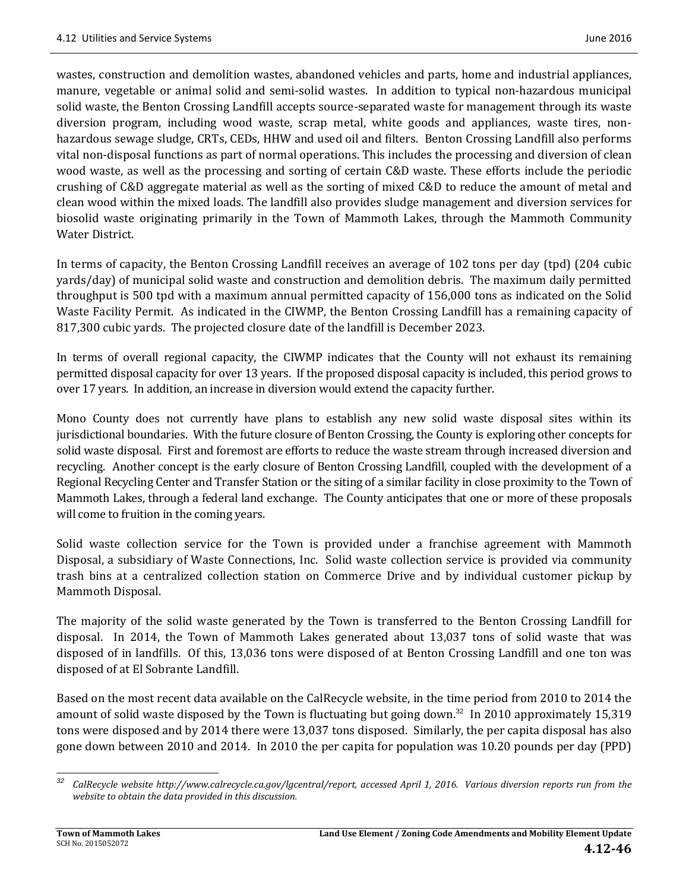wastes, construction and demolition wastes, abandoned vehicles and parts, home and industrial appliances, manure, vegetable or animal solid and semi-solid wastes. In addition to typical non-hazardous municipal solid waste, the Benton Crossing Landfill accepts source-separated waste for management through its waste diversion program, including wood waste, scrap metal, white goods and appliances, waste tires, non-hazardous sewage sludge, CRTs, CEDs, HHW and used oil and filters. Benton Crossing Landfill also performs vital non-disposal functions as part of normal operations. This includes the processing and diversion of clean wood waste, as well as the processing and sorting of certain C&D waste. These efforts include the periodic crushing of C&D aggregate material as well as the sorting of mixed C&D to reduce the amount of metal and clean wood within the mixed loads. The landfill also provides sludge management and diversion services for biosolid waste originating primarily in the Town of Mammoth Lakes, through the Mammoth Community Water District.

In terms of capacity, the Benton Crossing Landfill receives an average of 102 tons per day (tpd) (204 cubic yards/day) of municipal solid waste and construction and demolition debris. The maximum daily permitted throughput is 500 tpd with a maximum annual permitted capacity of 156,000 tons as indicated on the Solid Waste Facility Permit. As indicated in the CIWMP, the Benton Crossing Landfill has a remaining capacity of 817,300 cubic yards. The projected closure date of the landfill is December 2023.

In terms of overall regional capacity, the CIWMP indicates that the County will not exhaust its remaining permitted disposal capacity for over 13 years. If the proposed disposal capacity is included, this period grows to over 17 years. In addition, an increase in diversion would extend the capacity further.

Mono County does not currently have plans to establish any new solid waste disposal sites within its jurisdictional boundaries. With the future closure of Benton Crossing, the County is exploring other concepts for solid waste disposal. First and foremost are efforts to reduce the waste stream through increased diversion and recycling. Another concept is the early closure of Benton Crossing Landfill, coupled with the development of a Regional Recycling Center and Transfer Station or the siting of a similar facility in close proximity to the Town of Mammoth Lakes, through a federal land exchange. The County anticipates that one or more of these proposals will come to fruition in the coming years.

Solid waste collection service for the Town is provided under a franchise agreement with Mammoth Disposal, a subsidiary of Waste Connections, Inc. Solid waste collection service is provided via community trash bins at a centralized collection station on Commerce Drive and by individual customer pickup by Mammoth Disposal.

The majority of the solid waste generated by the Town is transferred to the Benton Crossing Landfill for disposal. In 2014, the Town of Mammoth Lakes generated about 13,037 tons of solid waste that was disposed of in landfills. Of this, 13,036 tons were disposed of at Benton Crossing Landfill and one ton was disposed of at El Sobrante Landfill.

Based on the most recent data available on the CalRecycle website, in the time period from 2010 to 2014 the amount of solid waste disposed by the Town is fluctuating but going down.[32] In 2010 approximately 15,319 tons were disposed and by 2014 there were 13,037 tons disposed. Similarly, the per capita disposal has also gone down between 2010 and 2014. In 2010 the per capita for population was 10.20 pounds per day (PPD)

---

[32] *CalRecycle website http://www.calrecycle.ca.gov/lgcentral/report, accessed April 1, 2016. Various diversion reports run from the website to obtain the data provided in this discussion.*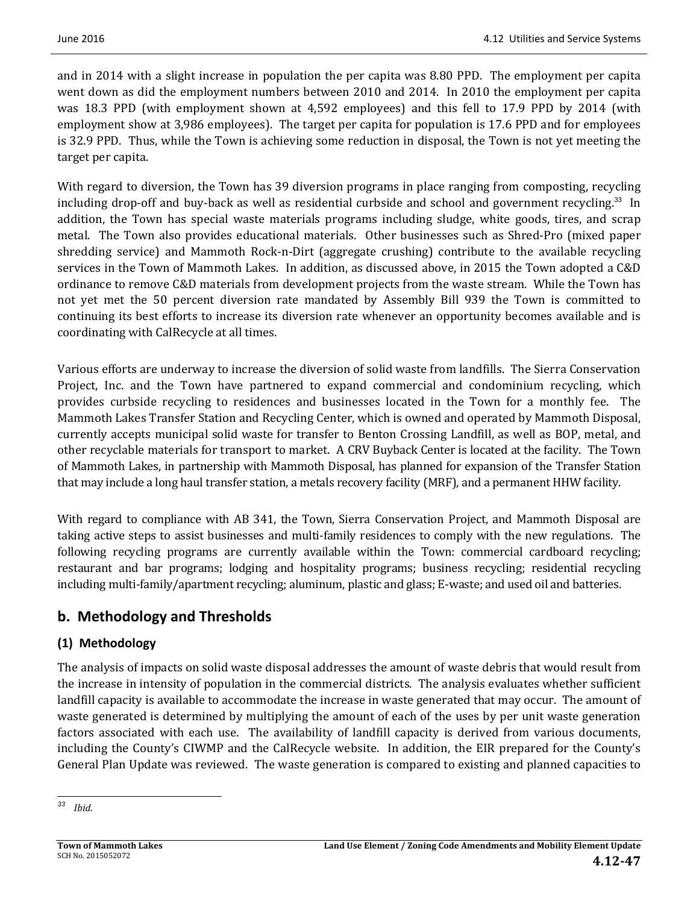and in 2014 with a slight increase in population the per capita was 8.80 PPD. The employment per capita went down as did the employment numbers between 2010 and 2014. In 2010 the employment per capita was 18.3 PPD (with employment shown at 4,592 employees) and this fell to 17.9 PPD by 2014 (with employment show at 3,986 employees). The target per capita for population is 17.6 PPD and for employees is 32.9 PPD. Thus, while the Town is achieving some reduction in disposal, the Town is not yet meeting the target per capita.

With regard to diversion, the Town has 39 diversion programs in place ranging from composting, recycling including drop-off and buy-back as well as residential curbside and school and government recycling.[33] In addition, the Town has special waste materials programs including sludge, white goods, tires, and scrap metal. The Town also provides educational materials. Other businesses such as Shred-Pro (mixed paper shredding service) and Mammoth Rock-n-Dirt (aggregate crushing) contribute to the available recycling services in the Town of Mammoth Lakes. In addition, as discussed above, in 2015 the Town adopted a C&D ordinance to remove C&D materials from development projects from the waste stream. While the Town has not yet met the 50 percent diversion rate mandated by Assembly Bill 939 the Town is committed to continuing its best efforts to increase its diversion rate whenever an opportunity becomes available and is coordinating with CalRecycle at all times.

Various efforts are underway to increase the diversion of solid waste from landfills. The Sierra Conservation Project, Inc. and the Town have partnered to expand commercial and condominium recycling, which provides curbside recycling to residences and businesses located in the Town for a monthly fee. The Mammoth Lakes Transfer Station and Recycling Center, which is owned and operated by Mammoth Disposal, currently accepts municipal solid waste for transfer to Benton Crossing Landfill, as well as BOP, metal, and other recyclable materials for transport to market. A CRV Buyback Center is located at the facility. The Town of Mammoth Lakes, in partnership with Mammoth Disposal, has planned for expansion of the Transfer Station that may include a long haul transfer station, a metals recovery facility (MRF), and a permanent HHW facility.

With regard to compliance with AB 341, the Town, Sierra Conservation Project, and Mammoth Disposal are taking active steps to assist businesses and multi-family residences to comply with the new regulations. The following recycling programs are currently available within the Town: commercial cardboard recycling; restaurant and bar programs; lodging and hospitality programs; business recycling; residential recycling including multi-family/apartment recycling; aluminum, plastic and glass; E-waste; and used oil and batteries.

## b. Methodology and Thresholds

### (1) Methodology

The analysis of impacts on solid waste disposal addresses the amount of waste debris that would result from the increase in intensity of population in the commercial districts. The analysis evaluates whether sufficient landfill capacity is available to accommodate the increase in waste generated that may occur. The amount of waste generated is determined by multiplying the amount of each of the uses by per unit waste generation factors associated with each use. The availability of landfill capacity is derived from various documents, including the County's CIWMP and the CalRecycle website. In addition, the EIR prepared for the County's General Plan Update was reviewed. The waste generation is compared to existing and planned capacities to

---

[33] *Ibid.*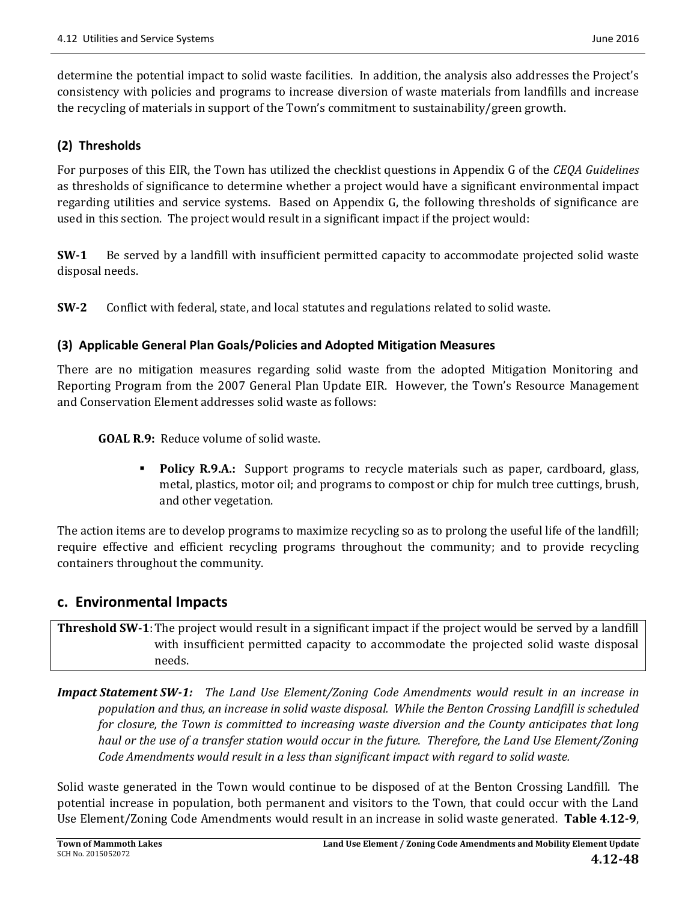determine the potential impact to solid waste facilities. In addition, the analysis also addresses the Project's consistency with policies and programs to increase diversion of waste materials from landfills and increase the recycling of materials in support of the Town's commitment to sustainability/green growth.

### (2) Thresholds

For purposes of this EIR, the Town has utilized the checklist questions in Appendix G of the *CEQA Guidelines* as thresholds of significance to determine whether a project would have a significant environmental impact regarding utilities and service systems. Based on Appendix G, the following thresholds of significance are used in this section. The project would result in a significant impact if the project would:

**SW-1** Be served by a landfill with insufficient permitted capacity to accommodate projected solid waste disposal needs.

**SW-2** Conflict with federal, state, and local statutes and regulations related to solid waste.

### (3) Applicable General Plan Goals/Policies and Adopted Mitigation Measures

There are no mitigation measures regarding solid waste from the adopted Mitigation Monitoring and Reporting Program from the 2007 General Plan Update EIR. However, the Town's Resource Management and Conservation Element addresses solid waste as follows:

**GOAL R.9:** Reduce volume of solid waste.

- **Policy R.9.A.:** Support programs to recycle materials such as paper, cardboard, glass, metal, plastics, motor oil; and programs to compost or chip for mulch tree cuttings, brush, and other vegetation.

The action items are to develop programs to maximize recycling so as to prolong the useful life of the landfill; require effective and efficient recycling programs throughout the community; and to provide recycling containers throughout the community.

## c. Environmental Impacts

| **Threshold SW-1**: | The project would result in a significant impact if the project would be served by a landfill with insufficient permitted capacity to accommodate the projected solid waste disposal needs. |
|---|---|

***Impact Statement SW-1:*** *The Land Use Element/Zoning Code Amendments would result in an increase in population and thus, an increase in solid waste disposal. While the Benton Crossing Landfill is scheduled for closure, the Town is committed to increasing waste diversion and the County anticipates that long haul or the use of a transfer station would occur in the future. Therefore, the Land Use Element/Zoning Code Amendments would result in a less than significant impact with regard to solid waste.*

Solid waste generated in the Town would continue to be disposed of at the Benton Crossing Landfill. The potential increase in population, both permanent and visitors to the Town, that could occur with the Land Use Element/Zoning Code Amendments would result in an increase in solid waste generated. **Table 4.12-9**,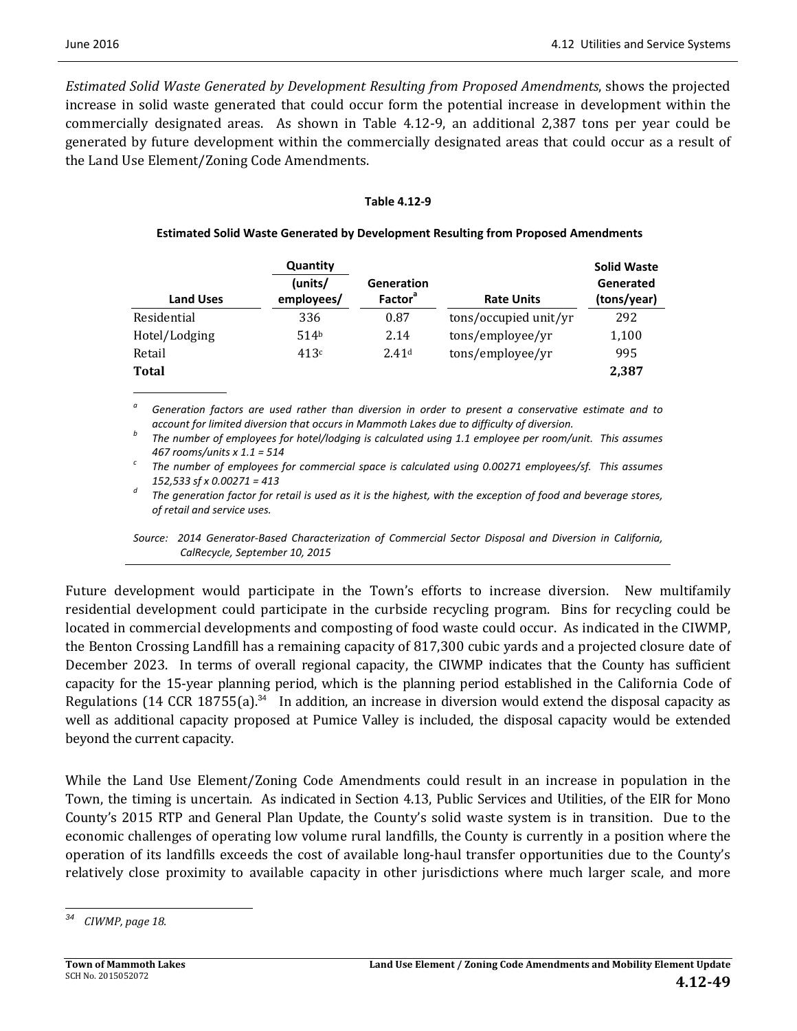*Estimated Solid Waste Generated by Development Resulting from Proposed Amendments*, shows the projected increase in solid waste generated that could occur form the potential increase in development within the commercially designated areas. As shown in Table 4.12-9, an additional 2,387 tons per year could be generated by future development within the commercially designated areas that could occur as a result of the Land Use Element/Zoning Code Amendments.

**Table 4.12-9**

**Estimated Solid Waste Generated by Development Resulting from Proposed Amendments**

| Land Uses | Quantity (units/ employees/ | Generation Factor[a] | Rate Units | Solid Waste Generated (tons/year) |
|---|---|---|---|---|
| Residential | 336 | 0.87 | tons/occupied unit/yr | 292 |
| Hotel/Lodging | 514[b] | 2.14 | tons/employee/yr | 1,100 |
| Retail | 413[c] | 2.41[d] | tons/employee/yr | 995 |
| **Total** | | | | **2,387** |

[a] *Generation factors are used rather than diversion in order to present a conservative estimate and to account for limited diversion that occurs in Mammoth Lakes due to difficulty of diversion.*

[b] *The number of employees for hotel/lodging is calculated using 1.1 employee per room/unit. This assumes 467 rooms/units x 1.1 = 514*

[c] *The number of employees for commercial space is calculated using 0.00271 employees/sf. This assumes 152,533 sf x 0.00271 = 413*

[d] *The generation factor for retail is used as it is the highest, with the exception of food and beverage stores, of retail and service uses.*

*Source: 2014 Generator-Based Characterization of Commercial Sector Disposal and Diversion in California, CalRecycle, September 10, 2015*

Future development would participate in the Town's efforts to increase diversion. New multifamily residential development could participate in the curbside recycling program. Bins for recycling could be located in commercial developments and composting of food waste could occur. As indicated in the CIWMP, the Benton Crossing Landfill has a remaining capacity of 817,300 cubic yards and a projected closure date of December 2023. In terms of overall regional capacity, the CIWMP indicates that the County has sufficient capacity for the 15-year planning period, which is the planning period established in the California Code of Regulations (14 CCR 18755(a).[34] In addition, an increase in diversion would extend the disposal capacity as well as additional capacity proposed at Pumice Valley is included, the disposal capacity would be extended beyond the current capacity.

While the Land Use Element/Zoning Code Amendments could result in an increase in population in the Town, the timing is uncertain. As indicated in Section 4.13, Public Services and Utilities, of the EIR for Mono County's 2015 RTP and General Plan Update, the County's solid waste system is in transition. Due to the economic challenges of operating low volume rural landfills, the County is currently in a position where the operation of its landfills exceeds the cost of available long-haul transfer opportunities due to the County's relatively close proximity to available capacity in other jurisdictions where much larger scale, and more

[34] *CIWMP, page 18.*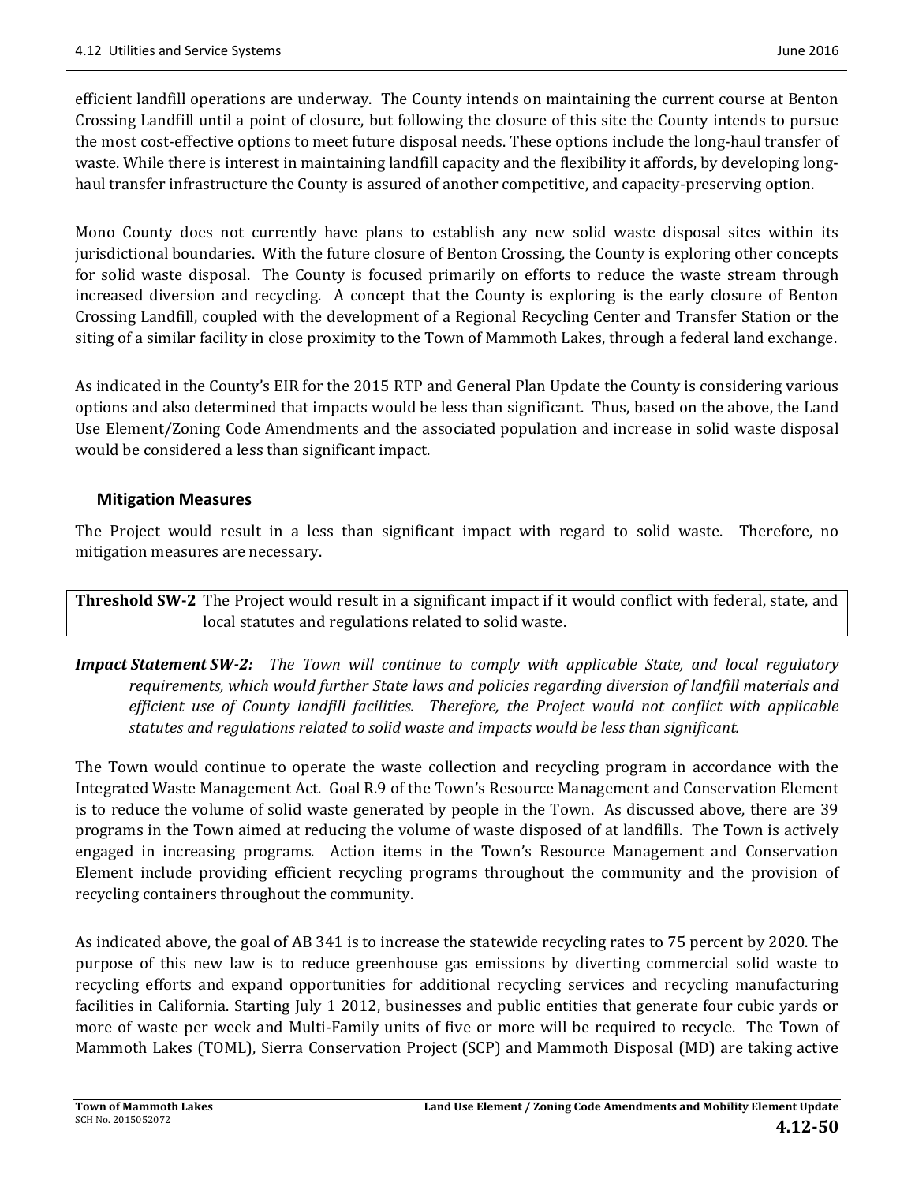efficient landfill operations are underway. The County intends on maintaining the current course at Benton Crossing Landfill until a point of closure, but following the closure of this site the County intends to pursue the most cost-effective options to meet future disposal needs. These options include the long-haul transfer of waste. While there is interest in maintaining landfill capacity and the flexibility it affords, by developing long-haul transfer infrastructure the County is assured of another competitive, and capacity-preserving option.

Mono County does not currently have plans to establish any new solid waste disposal sites within its jurisdictional boundaries. With the future closure of Benton Crossing, the County is exploring other concepts for solid waste disposal. The County is focused primarily on efforts to reduce the waste stream through increased diversion and recycling. A concept that the County is exploring is the early closure of Benton Crossing Landfill, coupled with the development of a Regional Recycling Center and Transfer Station or the siting of a similar facility in close proximity to the Town of Mammoth Lakes, through a federal land exchange.

As indicated in the County's EIR for the 2015 RTP and General Plan Update the County is considering various options and also determined that impacts would be less than significant. Thus, based on the above, the Land Use Element/Zoning Code Amendments and the associated population and increase in solid waste disposal would be considered a less than significant impact.

### Mitigation Measures

The Project would result in a less than significant impact with regard to solid waste. Therefore, no mitigation measures are necessary.

| **Threshold SW-2** | The Project would result in a significant impact if it would conflict with federal, state, and local statutes and regulations related to solid waste. |
|---|---|

***Impact Statement SW-2:*** *The Town will continue to comply with applicable State, and local regulatory requirements, which would further State laws and policies regarding diversion of landfill materials and efficient use of County landfill facilities. Therefore, the Project would not conflict with applicable statutes and regulations related to solid waste and impacts would be less than significant.*

The Town would continue to operate the waste collection and recycling program in accordance with the Integrated Waste Management Act. Goal R.9 of the Town's Resource Management and Conservation Element is to reduce the volume of solid waste generated by people in the Town. As discussed above, there are 39 programs in the Town aimed at reducing the volume of waste disposed of at landfills. The Town is actively engaged in increasing programs. Action items in the Town's Resource Management and Conservation Element include providing efficient recycling programs throughout the community and the provision of recycling containers throughout the community.

As indicated above, the goal of AB 341 is to increase the statewide recycling rates to 75 percent by 2020. The purpose of this new law is to reduce greenhouse gas emissions by diverting commercial solid waste to recycling efforts and expand opportunities for additional recycling services and recycling manufacturing facilities in California. Starting July 1 2012, businesses and public entities that generate four cubic yards or more of waste per week and Multi-Family units of five or more will be required to recycle. The Town of Mammoth Lakes (TOML), Sierra Conservation Project (SCP) and Mammoth Disposal (MD) are taking active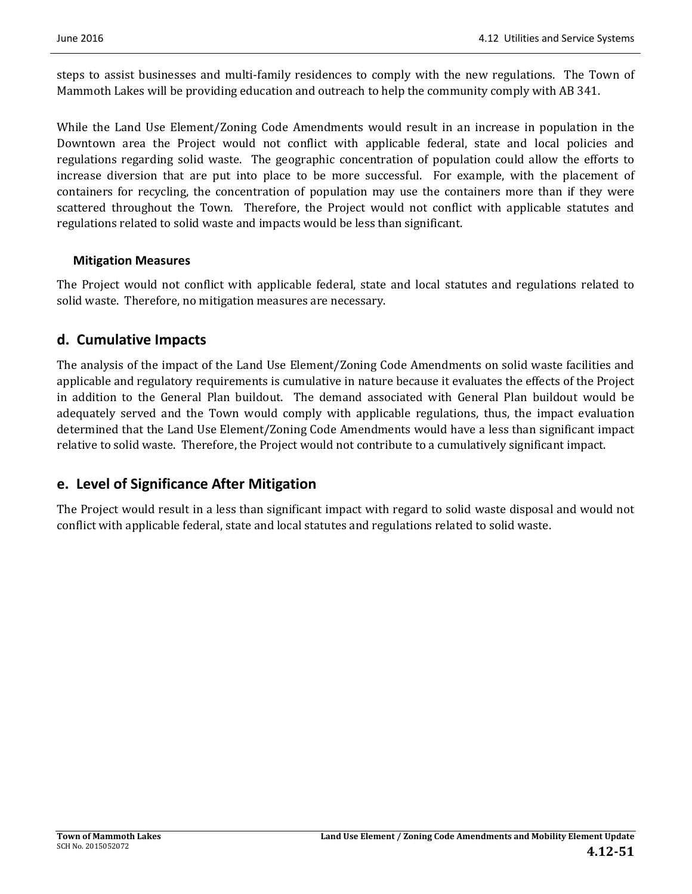steps to assist businesses and multi-family residences to comply with the new regulations. The Town of Mammoth Lakes will be providing education and outreach to help the community comply with AB 341.

While the Land Use Element/Zoning Code Amendments would result in an increase in population in the Downtown area the Project would not conflict with applicable federal, state and local policies and regulations regarding solid waste. The geographic concentration of population could allow the efforts to increase diversion that are put into place to be more successful. For example, with the placement of containers for recycling, the concentration of population may use the containers more than if they were scattered throughout the Town. Therefore, the Project would not conflict with applicable statutes and regulations related to solid waste and impacts would be less than significant.

#### Mitigation Measures

The Project would not conflict with applicable federal, state and local statutes and regulations related to solid waste. Therefore, no mitigation measures are necessary.

## d. Cumulative Impacts

The analysis of the impact of the Land Use Element/Zoning Code Amendments on solid waste facilities and applicable and regulatory requirements is cumulative in nature because it evaluates the effects of the Project in addition to the General Plan buildout. The demand associated with General Plan buildout would be adequately served and the Town would comply with applicable regulations, thus, the impact evaluation determined that the Land Use Element/Zoning Code Amendments would have a less than significant impact relative to solid waste. Therefore, the Project would not contribute to a cumulatively significant impact.

## e. Level of Significance After Mitigation

The Project would result in a less than significant impact with regard to solid waste disposal and would not conflict with applicable federal, state and local statutes and regulations related to solid waste.